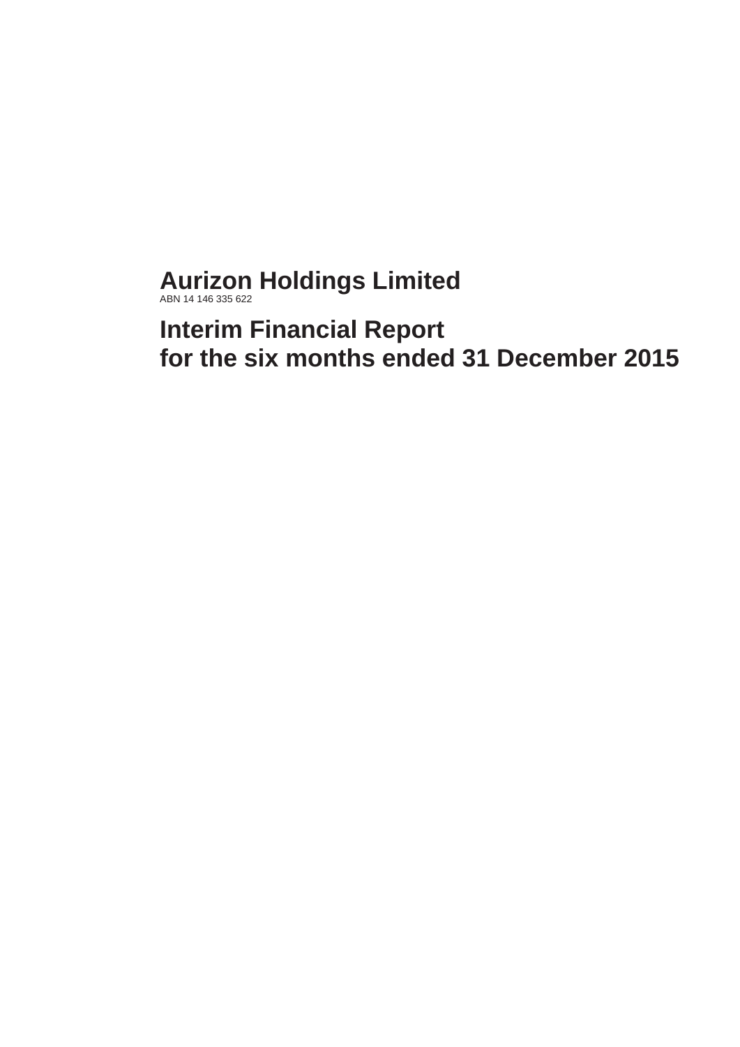# Aurizon Holdings Limited

ABN 14 146 335 622

# Interim Financial Report
# for the six months ended 31 December 2015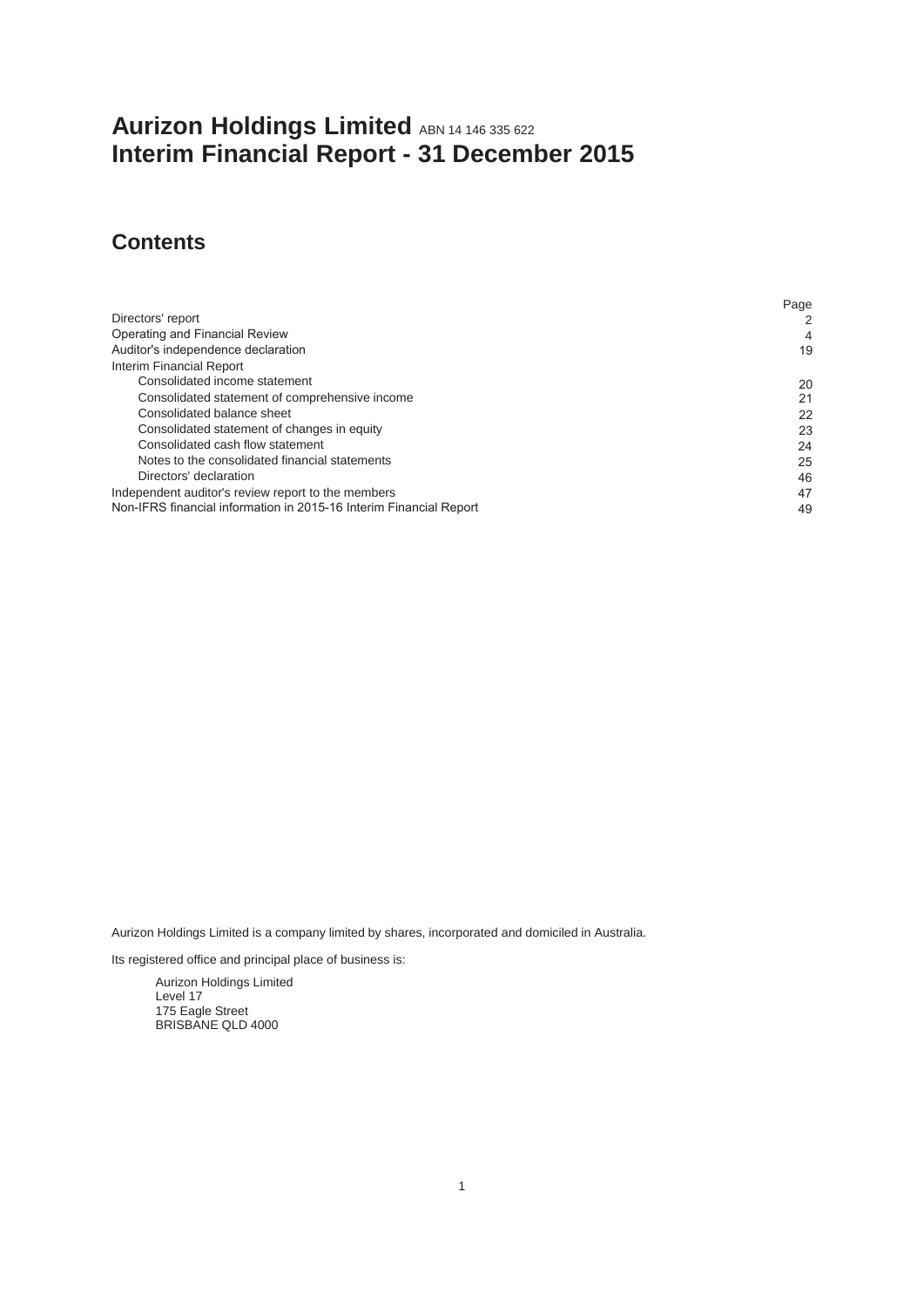# Aurizon Holdings Limited ABN 14 146 335 622
# Interim Financial Report - 31 December 2015

## Contents

| | Page |
|---|---|
| Directors' report | 2 |
| Operating and Financial Review | 4 |
| Auditor's independence declaration | 19 |
| Interim Financial Report | |
| Consolidated income statement | 20 |
| Consolidated statement of comprehensive income | 21 |
| Consolidated balance sheet | 22 |
| Consolidated statement of changes in equity | 23 |
| Consolidated cash flow statement | 24 |
| Notes to the consolidated financial statements | 25 |
| Directors' declaration | 46 |
| Independent auditor's review report to the members | 47 |
| Non-IFRS financial information in 2015-16 Interim Financial Report | 49 |

Aurizon Holdings Limited is a company limited by shares, incorporated and domiciled in Australia.

Its registered office and principal place of business is:

Aurizon Holdings Limited
Level 17
175 Eagle Street
BRISBANE QLD 4000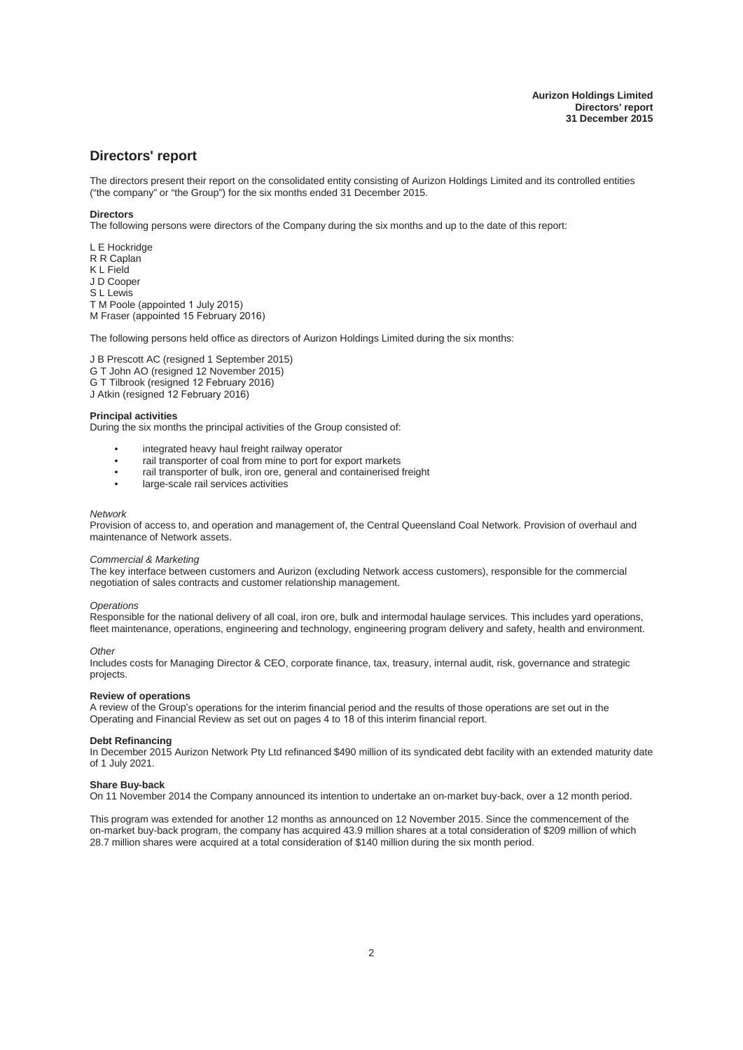## Directors' report

The directors present their report on the consolidated entity consisting of Aurizon Holdings Limited and its controlled entities ("the company" or "the Group") for the six months ended 31 December 2015.

**Directors**

The following persons were directors of the Company during the six months and up to the date of this report:

L E Hockridge
R R Caplan
K L Field
J D Cooper
S L Lewis
T M Poole (appointed 1 July 2015)
M Fraser (appointed 15 February 2016)

The following persons held office as directors of Aurizon Holdings Limited during the six months:

J B Prescott AC (resigned 1 September 2015)
G T John AO (resigned 12 November 2015)
G T Tilbrook (resigned 12 February 2016)
J Atkin (resigned 12 February 2016)

**Principal activities**

During the six months the principal activities of the Group consisted of:

- integrated heavy haul freight railway operator
- rail transporter of coal from mine to port for export markets
- rail transporter of bulk, iron ore, general and containerised freight
- large-scale rail services activities

*Network*

Provision of access to, and operation and management of, the Central Queensland Coal Network. Provision of overhaul and maintenance of Network assets.

*Commercial & Marketing*

The key interface between customers and Aurizon (excluding Network access customers), responsible for the commercial negotiation of sales contracts and customer relationship management.

*Operations*

Responsible for the national delivery of all coal, iron ore, bulk and intermodal haulage services. This includes yard operations, fleet maintenance, operations, engineering and technology, engineering program delivery and safety, health and environment.

*Other*

Includes costs for Managing Director & CEO, corporate finance, tax, treasury, internal audit, risk, governance and strategic projects.

**Review of operations**

A review of the Group's operations for the interim financial period and the results of those operations are set out in the Operating and Financial Review as set out on pages 4 to 18 of this interim financial report.

**Debt Refinancing**

In December 2015 Aurizon Network Pty Ltd refinanced $490 million of its syndicated debt facility with an extended maturity date of 1 July 2021.

**Share Buy-back**

On 11 November 2014 the Company announced its intention to undertake an on-market buy-back, over a 12 month period.

This program was extended for another 12 months as announced on 12 November 2015. Since the commencement of the on-market buy-back program, the company has acquired 43.9 million shares at a total consideration of $209 million of which 28.7 million shares were acquired at a total consideration of $140 million during the six month period.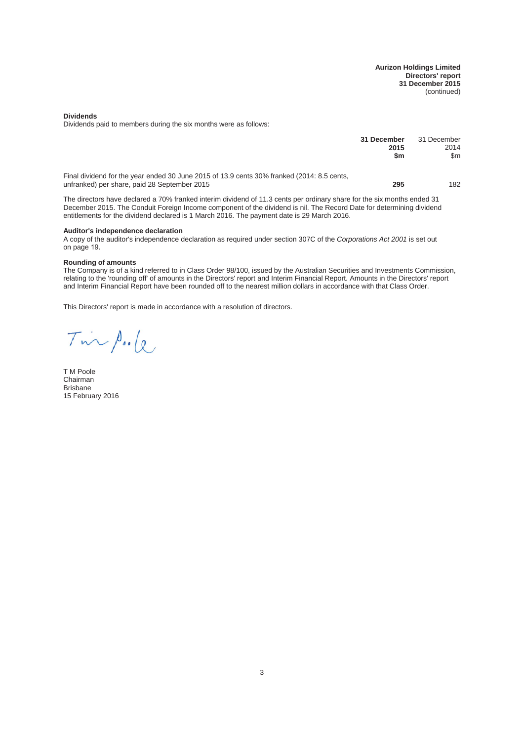### Dividends

Dividends paid to members during the six months were as follows:

| | **31 December 2015 $m** | 31 December 2014 $m |
|---|---|---|
| Final dividend for the year ended 30 June 2015 of 13.9 cents 30% franked (2014: 8.5 cents, unfranked) per share, paid 28 September 2015 | **295** | 182 |

The directors have declared a 70% franked interim dividend of 11.3 cents per ordinary share for the six months ended 31 December 2015. The Conduit Foreign Income component of the dividend is nil. The Record Date for determining dividend entitlements for the dividend declared is 1 March 2016. The payment date is 29 March 2016.

### Auditor's independence declaration

A copy of the auditor's independence declaration as required under section 307C of the *Corporations Act 2001* is set out on page 19.

### Rounding of amounts

The Company is of a kind referred to in Class Order 98/100, issued by the Australian Securities and Investments Commission, relating to the 'rounding off' of amounts in the Directors' report and Interim Financial Report. Amounts in the Directors' report and Interim Financial Report have been rounded off to the nearest million dollars in accordance with that Class Order.

This Directors' report is made in accordance with a resolution of directors.

T M Poole
Chairman
Brisbane
15 February 2016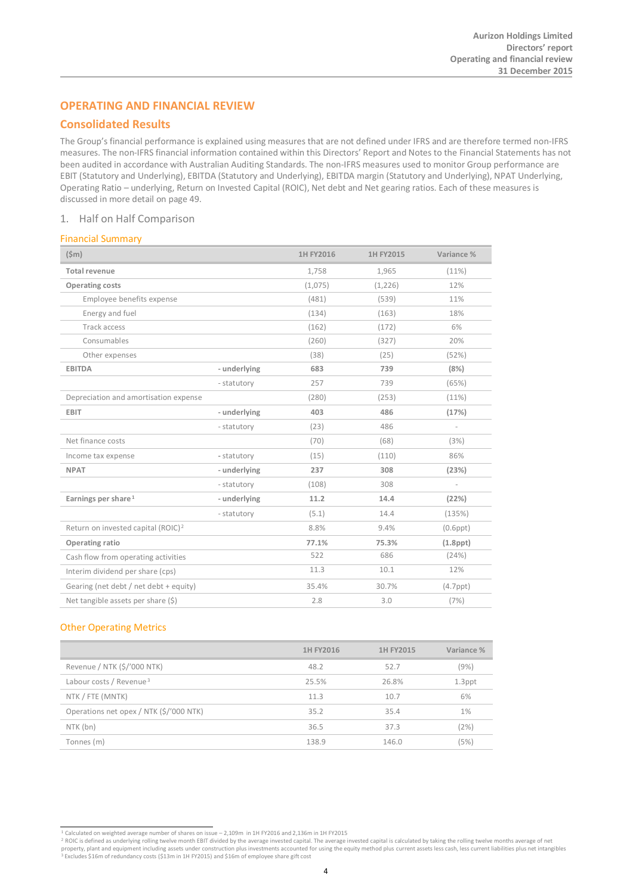# OPERATING AND FINANCIAL REVIEW

## Consolidated Results

The Group's financial performance is explained using measures that are not defined under IFRS and are therefore termed non-IFRS measures. The non-IFRS financial information contained within this Directors' Report and Notes to the Financial Statements has not been audited in accordance with Australian Auditing Standards. The non-IFRS measures used to monitor Group performance are EBIT (Statutory and Underlying), EBITDA (Statutory and Underlying), EBITDA margin (Statutory and Underlying), NPAT Underlying, Operating Ratio – underlying, Return on Invested Capital (ROIC), Net debt and Net gearing ratios. Each of these measures is discussed in more detail on page 49.

### 1. Half on Half Comparison

#### Financial Summary

| ($m) | | 1H FY2016 | 1H FY2015 | Variance % |
|---|---|---|---|---|
| **Total revenue** | | 1,758 | 1,965 | (11%) |
| **Operating costs** | | (1,075) | (1,226) | 12% |
| Employee benefits expense | | (481) | (539) | 11% |
| Energy and fuel | | (134) | (163) | 18% |
| Track access | | (162) | (172) | 6% |
| Consumables | | (260) | (327) | 20% |
| Other expenses | | (38) | (25) | (52%) |
| **EBITDA** | **- underlying** | **683** | **739** | **(8%)** |
| | - statutory | 257 | 739 | (65%) |
| Depreciation and amortisation expense | | (280) | (253) | (11%) |
| **EBIT** | **- underlying** | **403** | **486** | **(17%)** |
| | - statutory | (23) | 486 | - |
| Net finance costs | | (70) | (68) | (3%) |
| Income tax expense | - statutory | (15) | (110) | 86% |
| **NPAT** | **- underlying** | **237** | **308** | **(23%)** |
| | - statutory | (108) | 308 | - |
| **Earnings per share**[1] | **- underlying** | **11.2** | **14.4** | **(22%)** |
| | - statutory | (5.1) | 14.4 | (135%) |
| Return on invested capital (ROIC)[2] | | 8.8% | 9.4% | (0.6ppt) |
| **Operating ratio** | | **77.1%** | **75.3%** | **(1.8ppt)** |
| Cash flow from operating activities | | 522 | 686 | (24%) |
| Interim dividend per share (cps) | | 11.3 | 10.1 | 12% |
| Gearing (net debt / net debt + equity) | | 35.4% | 30.7% | (4.7ppt) |
| Net tangible assets per share ($) | | 2.8 | 3.0 | (7%) |

#### Other Operating Metrics

| | 1H FY2016 | 1H FY2015 | Variance % |
|---|---|---|---|
| Revenue / NTK ($/'000 NTK) | 48.2 | 52.7 | (9%) |
| Labour costs / Revenue[3] | 25.5% | 26.8% | 1.3ppt |
| NTK / FTE (MNTK) | 11.3 | 10.7 | 6% |
| Operations net opex / NTK ($/'000 NTK) | 35.2 | 35.4 | 1% |
| NTK (bn) | 36.5 | 37.3 | (2%) |
| Tonnes (m) | 138.9 | 146.0 | (5%) |

[1] Calculated on weighted average number of shares on issue – 2,109m in 1H FY2016 and 2,136m in 1H FY2015
[2] ROIC is defined as underlying rolling twelve month EBIT divided by the average invested capital. The average invested capital is calculated by taking the rolling twelve months average of net property, plant and equipment including assets under construction plus investments accounted for using the equity method plus current assets less cash, less current liabilities plus net intangibles
[3] Excludes $16m of redundancy costs ($13m in 1H FY2015) and $16m of employee share gift cost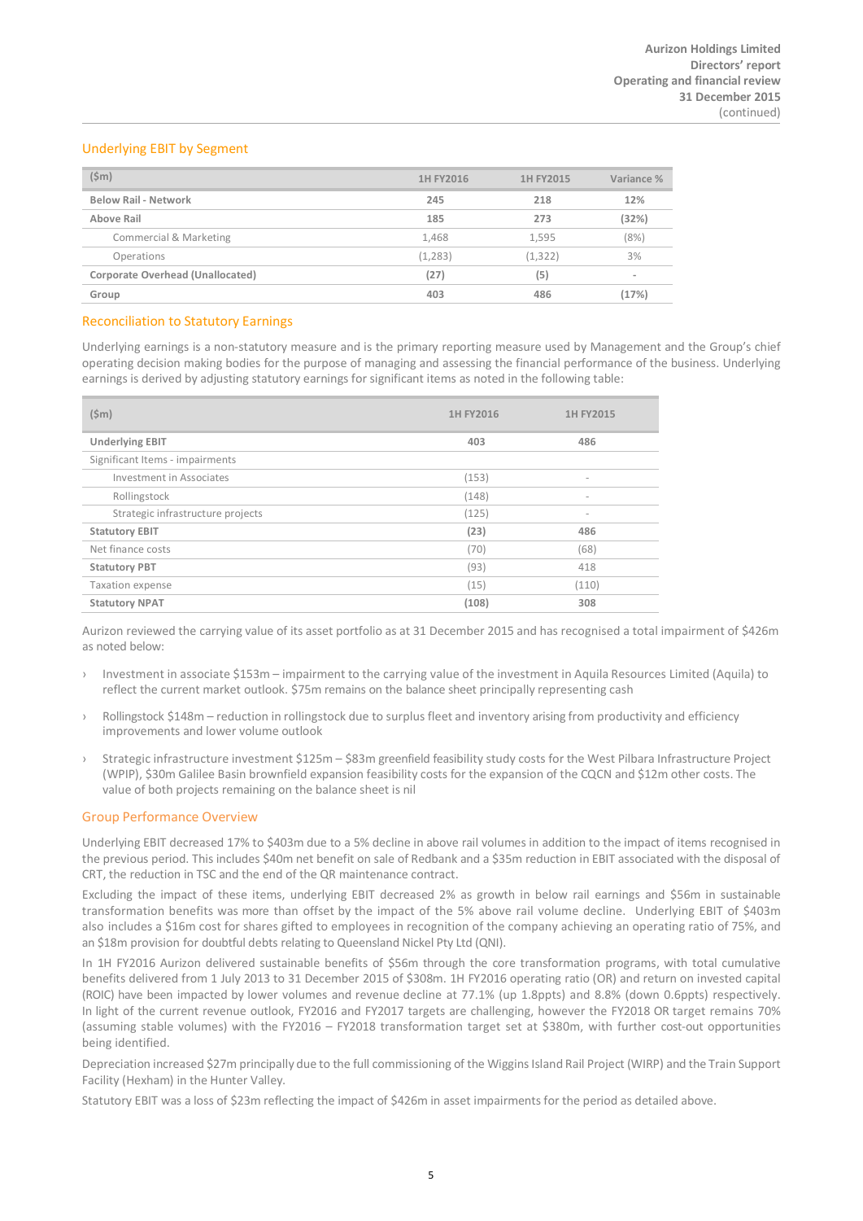## Underlying EBIT by Segment

| ($m) | 1H FY2016 | 1H FY2015 | Variance % |
|---|---|---|---|
| **Below Rail - Network** | **245** | **218** | **12%** |
| **Above Rail** | **185** | **273** | **(32%)** |
| Commercial & Marketing | 1,468 | 1,595 | (8%) |
| Operations | (1,283) | (1,322) | 3% |
| **Corporate Overhead (Unallocated)** | **(27)** | **(5)** | - |
| **Group** | **403** | **486** | **(17%)** |

## Reconciliation to Statutory Earnings

Underlying earnings is a non-statutory measure and is the primary reporting measure used by Management and the Group's chief operating decision making bodies for the purpose of managing and assessing the financial performance of the business. Underlying earnings is derived by adjusting statutory earnings for significant items as noted in the following table:

| ($m) | 1H FY2016 | 1H FY2015 |
|---|---|---|
| **Underlying EBIT** | **403** | **486** |
| Significant Items - impairments | | |
| Investment in Associates | (153) | - |
| Rollingstock | (148) | - |
| Strategic infrastructure projects | (125) | - |
| **Statutory EBIT** | **(23)** | **486** |
| Net finance costs | (70) | (68) |
| **Statutory PBT** | (93) | 418 |
| Taxation expense | (15) | (110) |
| **Statutory NPAT** | **(108)** | **308** |

Aurizon reviewed the carrying value of its asset portfolio as at 31 December 2015 and has recognised a total impairment of $426m as noted below:

- Investment in associate $153m – impairment to the carrying value of the investment in Aquila Resources Limited (Aquila) to reflect the current market outlook. $75m remains on the balance sheet principally representing cash
- Rollingstock $148m – reduction in rollingstock due to surplus fleet and inventory arising from productivity and efficiency improvements and lower volume outlook
- Strategic infrastructure investment $125m – $83m greenfield feasibility study costs for the West Pilbara Infrastructure Project (WPIP), $30m Galilee Basin brownfield expansion feasibility costs for the expansion of the CQCN and $12m other costs. The value of both projects remaining on the balance sheet is nil

## Group Performance Overview

Underlying EBIT decreased 17% to $403m due to a 5% decline in above rail volumes in addition to the impact of items recognised in the previous period. This includes $40m net benefit on sale of Redbank and a $35m reduction in EBIT associated with the disposal of CRT, the reduction in TSC and the end of the QR maintenance contract.

Excluding the impact of these items, underlying EBIT decreased 2% as growth in below rail earnings and $56m in sustainable transformation benefits was more than offset by the impact of the 5% above rail volume decline. Underlying EBIT of $403m also includes a $16m cost for shares gifted to employees in recognition of the company achieving an operating ratio of 75%, and an $18m provision for doubtful debts relating to Queensland Nickel Pty Ltd (QNI).

In 1H FY2016 Aurizon delivered sustainable benefits of $56m through the core transformation programs, with total cumulative benefits delivered from 1 July 2013 to 31 December 2015 of $308m. 1H FY2016 operating ratio (OR) and return on invested capital (ROIC) have been impacted by lower volumes and revenue decline at 77.1% (up 1.8ppts) and 8.8% (down 0.6ppts) respectively. In light of the current revenue outlook, FY2016 and FY2017 targets are challenging, however the FY2018 OR target remains 70% (assuming stable volumes) with the FY2016 – FY2018 transformation target set at $380m, with further cost-out opportunities being identified.

Depreciation increased $27m principally due to the full commissioning of the Wiggins Island Rail Project (WIRP) and the Train Support Facility (Hexham) in the Hunter Valley.

Statutory EBIT was a loss of $23m reflecting the impact of $426m in asset impairments for the period as detailed above.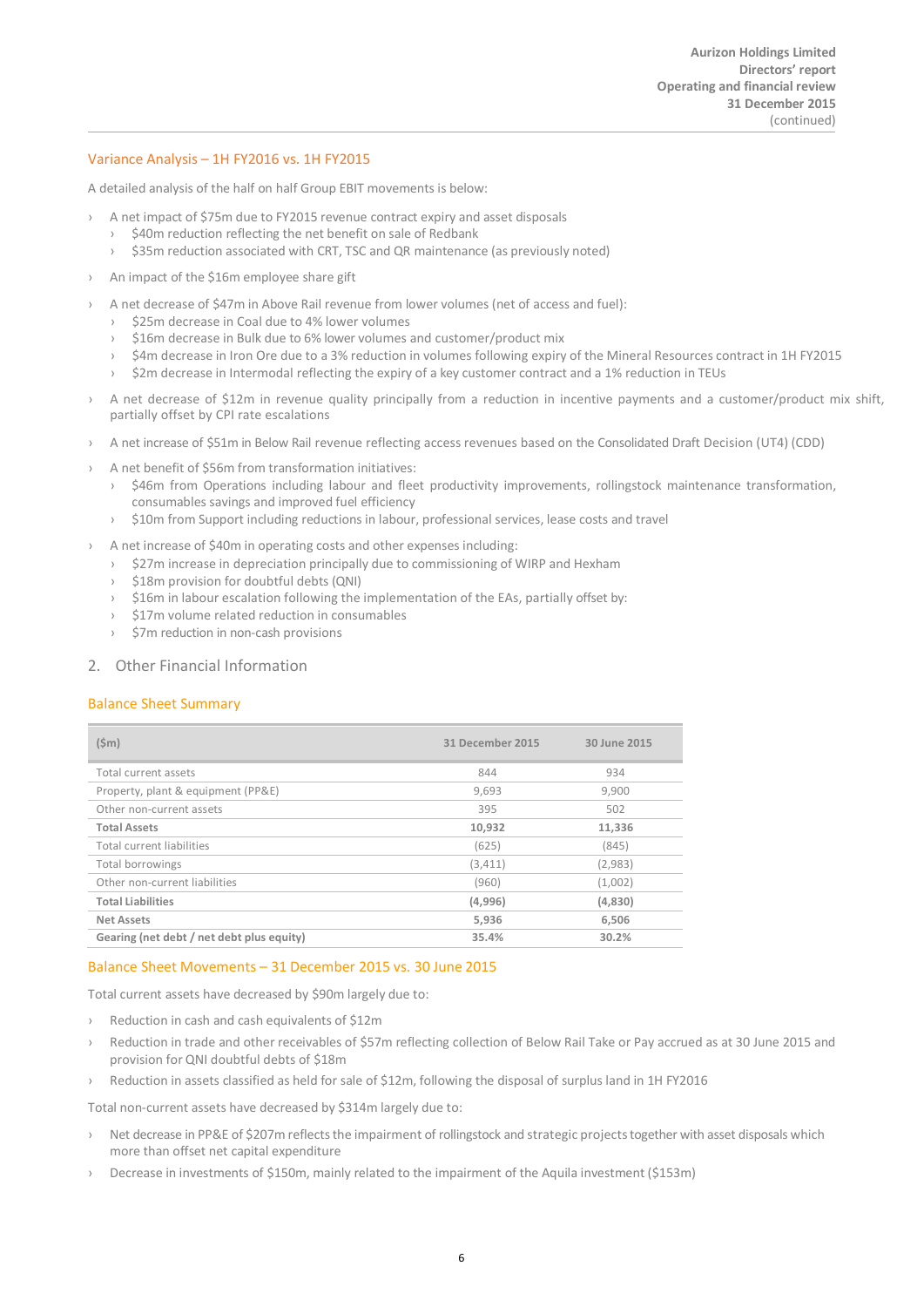### Variance Analysis – 1H FY2016 vs. 1H FY2015

A detailed analysis of the half on half Group EBIT movements is below:

- A net impact of $75m due to FY2015 revenue contract expiry and asset disposals
  - $40m reduction reflecting the net benefit on sale of Redbank
  - $35m reduction associated with CRT, TSC and QR maintenance (as previously noted)
- An impact of the $16m employee share gift
- A net decrease of $47m in Above Rail revenue from lower volumes (net of access and fuel):
  - $25m decrease in Coal due to 4% lower volumes
  - $16m decrease in Bulk due to 6% lower volumes and customer/product mix
  - $4m decrease in Iron Ore due to a 3% reduction in volumes following expiry of the Mineral Resources contract in 1H FY2015
  - $2m decrease in Intermodal reflecting the expiry of a key customer contract and a 1% reduction in TEUs
- A net decrease of $12m in revenue quality principally from a reduction in incentive payments and a customer/product mix shift, partially offset by CPI rate escalations
- A net increase of $51m in Below Rail revenue reflecting access revenues based on the Consolidated Draft Decision (UT4) (CDD)
- A net benefit of $56m from transformation initiatives:
  - $46m from Operations including labour and fleet productivity improvements, rollingstock maintenance transformation, consumables savings and improved fuel efficiency
  - $10m from Support including reductions in labour, professional services, lease costs and travel
- A net increase of $40m in operating costs and other expenses including:
  - $27m increase in depreciation principally due to commissioning of WIRP and Hexham
  - $18m provision for doubtful debts (QNI)
  - $16m in labour escalation following the implementation of the EAs, partially offset by:
  - $17m volume related reduction in consumables
  - $7m reduction in non-cash provisions

## 2. Other Financial Information

### Balance Sheet Summary

| ($m) | 31 December 2015 | 30 June 2015 |
|---|---|---|
| Total current assets | 844 | 934 |
| Property, plant & equipment (PP&E) | 9,693 | 9,900 |
| Other non-current assets | 395 | 502 |
| **Total Assets** | **10,932** | **11,336** |
| Total current liabilities | (625) | (845) |
| Total borrowings | (3,411) | (2,983) |
| Other non-current liabilities | (960) | (1,002) |
| **Total Liabilities** | **(4,996)** | **(4,830)** |
| **Net Assets** | **5,936** | **6,506** |
| **Gearing (net debt / net debt plus equity)** | **35.4%** | **30.2%** |

### Balance Sheet Movements – 31 December 2015 vs. 30 June 2015

Total current assets have decreased by $90m largely due to:

- Reduction in cash and cash equivalents of $12m
- Reduction in trade and other receivables of $57m reflecting collection of Below Rail Take or Pay accrued as at 30 June 2015 and provision for QNI doubtful debts of $18m
- Reduction in assets classified as held for sale of $12m, following the disposal of surplus land in 1H FY2016

Total non-current assets have decreased by $314m largely due to:

- Net decrease in PP&E of $207m reflects the impairment of rollingstock and strategic projects together with asset disposals which more than offset net capital expenditure
- Decrease in investments of $150m, mainly related to the impairment of the Aquila investment ($153m)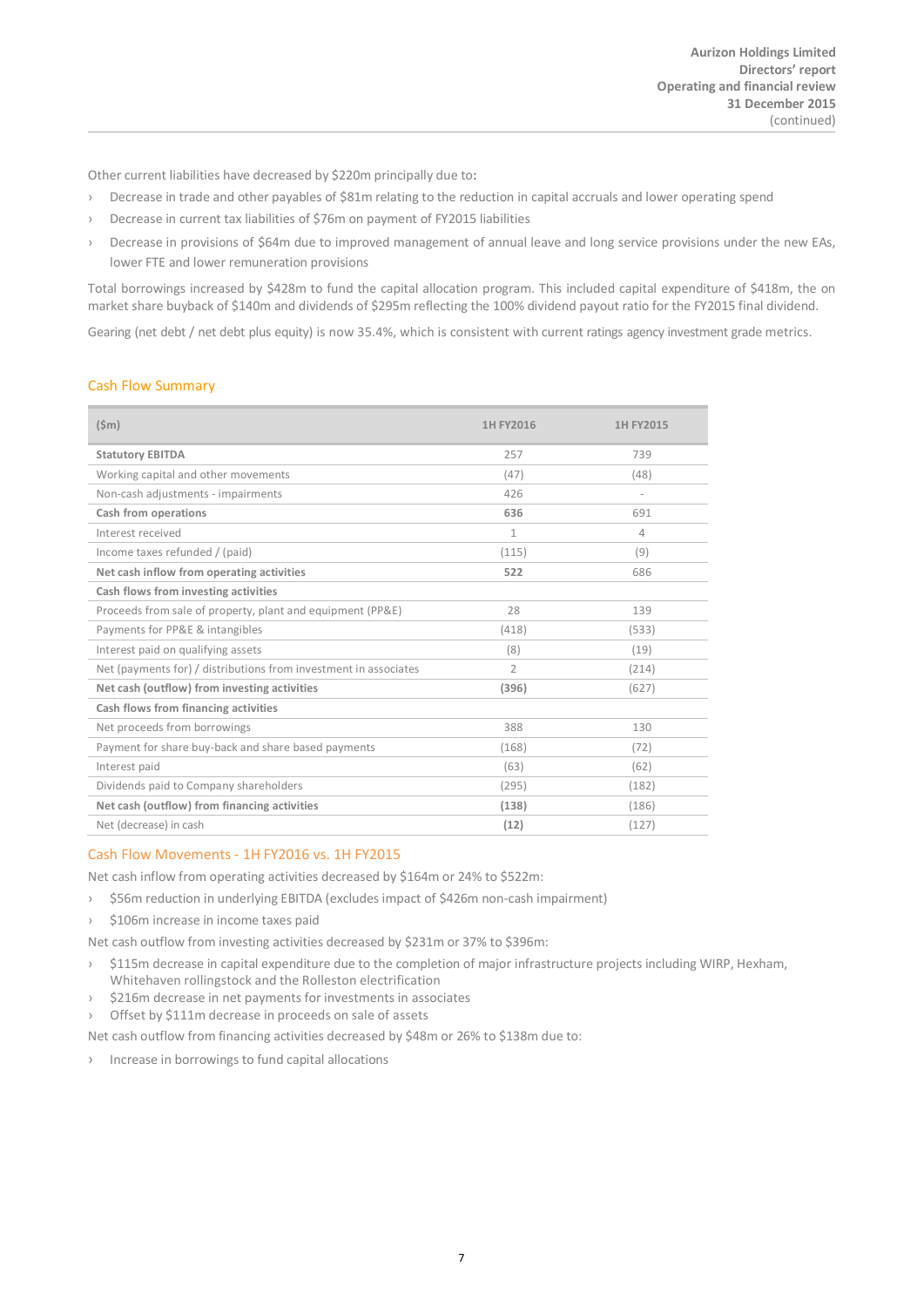Other current liabilities have decreased by $220m principally due to:

- Decrease in trade and other payables of $81m relating to the reduction in capital accruals and lower operating spend
- Decrease in current tax liabilities of $76m on payment of FY2015 liabilities
- Decrease in provisions of $64m due to improved management of annual leave and long service provisions under the new EAs, lower FTE and lower remuneration provisions

Total borrowings increased by $428m to fund the capital allocation program. This included capital expenditure of $418m, the on market share buyback of $140m and dividends of $295m reflecting the 100% dividend payout ratio for the FY2015 final dividend.

Gearing (net debt / net debt plus equity) is now 35.4%, which is consistent with current ratings agency investment grade metrics.

## Cash Flow Summary

| ($m) | 1H FY2016 | 1H FY2015 |
|---|---|---|
| **Statutory EBITDA** | 257 | 739 |
| Working capital and other movements | (47) | (48) |
| Non-cash adjustments - impairments | 426 | - |
| **Cash from operations** | **636** | 691 |
| Interest received | 1 | 4 |
| Income taxes refunded / (paid) | (115) | (9) |
| **Net cash inflow from operating activities** | **522** | 686 |
| **Cash flows from investing activities** | | |
| Proceeds from sale of property, plant and equipment (PP&E) | 28 | 139 |
| Payments for PP&E & intangibles | (418) | (533) |
| Interest paid on qualifying assets | (8) | (19) |
| Net (payments for) / distributions from investment in associates | 2 | (214) |
| **Net cash (outflow) from investing activities** | **(396)** | (627) |
| **Cash flows from financing activities** | | |
| Net proceeds from borrowings | 388 | 130 |
| Payment for share buy-back and share based payments | (168) | (72) |
| Interest paid | (63) | (62) |
| Dividends paid to Company shareholders | (295) | (182) |
| **Net cash (outflow) from financing activities** | **(138)** | (186) |
| Net (decrease) in cash | **(12)** | (127) |

## Cash Flow Movements - 1H FY2016 vs. 1H FY2015

Net cash inflow from operating activities decreased by $164m or 24% to $522m:

- $56m reduction in underlying EBITDA (excludes impact of $426m non-cash impairment)
- $106m increase in income taxes paid

Net cash outflow from investing activities decreased by $231m or 37% to $396m:

- $115m decrease in capital expenditure due to the completion of major infrastructure projects including WIRP, Hexham, Whitehaven rollingstock and the Rolleston electrification
- $216m decrease in net payments for investments in associates
- Offset by $111m decrease in proceeds on sale of assets

Net cash outflow from financing activities decreased by $48m or 26% to $138m due to:

- Increase in borrowings to fund capital allocations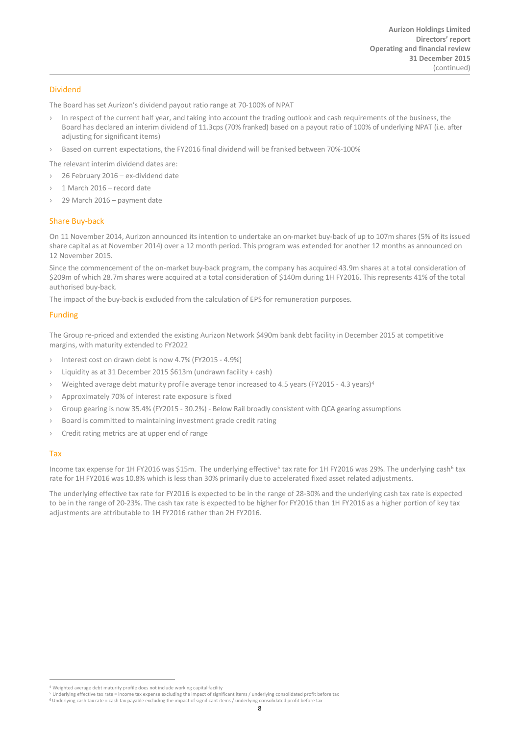## Dividend

The Board has set Aurizon's dividend payout ratio range at 70-100% of NPAT

- In respect of the current half year, and taking into account the trading outlook and cash requirements of the business, the Board has declared an interim dividend of 11.3cps (70% franked) based on a payout ratio of 100% of underlying NPAT (i.e. after adjusting for significant items)
- Based on current expectations, the FY2016 final dividend will be franked between 70%-100%

The relevant interim dividend dates are:

- 26 February 2016 – ex-dividend date
- 1 March 2016 – record date
- 29 March 2016 – payment date

## Share Buy-back

On 11 November 2014, Aurizon announced its intention to undertake an on-market buy-back of up to 107m shares (5% of its issued share capital as at November 2014) over a 12 month period. This program was extended for another 12 months as announced on 12 November 2015.

Since the commencement of the on-market buy-back program, the company has acquired 43.9m shares at a total consideration of $209m of which 28.7m shares were acquired at a total consideration of $140m during 1H FY2016. This represents 41% of the total authorised buy-back.

The impact of the buy-back is excluded from the calculation of EPS for remuneration purposes.

## Funding

The Group re-priced and extended the existing Aurizon Network $490m bank debt facility in December 2015 at competitive margins, with maturity extended to FY2022

- Interest cost on drawn debt is now 4.7% (FY2015 - 4.9%)
- Liquidity as at 31 December 2015 $613m (undrawn facility + cash)
- Weighted average debt maturity profile average tenor increased to 4.5 years (FY2015 - 4.3 years)[4]
- Approximately 70% of interest rate exposure is fixed
- Group gearing is now 35.4% (FY2015 - 30.2%) - Below Rail broadly consistent with QCA gearing assumptions
- Board is committed to maintaining investment grade credit rating
- Credit rating metrics are at upper end of range

## Tax

Income tax expense for 1H FY2016 was $15m. The underlying effective[5] tax rate for 1H FY2016 was 29%. The underlying cash[6] tax rate for 1H FY2016 was 10.8% which is less than 30% primarily due to accelerated fixed asset related adjustments.

The underlying effective tax rate for FY2016 is expected to be in the range of 28-30% and the underlying cash tax rate is expected to be in the range of 20-23%. The cash tax rate is expected to be higher for FY2016 than 1H FY2016 as a higher portion of key tax adjustments are attributable to 1H FY2016 rather than 2H FY2016.

---

[4] Weighted average debt maturity profile does not include working capital facility

[5] Underlying effective tax rate = income tax expense excluding the impact of significant items / underlying consolidated profit before tax

[6] Underlying cash tax rate = cash tax payable excluding the impact of significant items / underlying consolidated profit before tax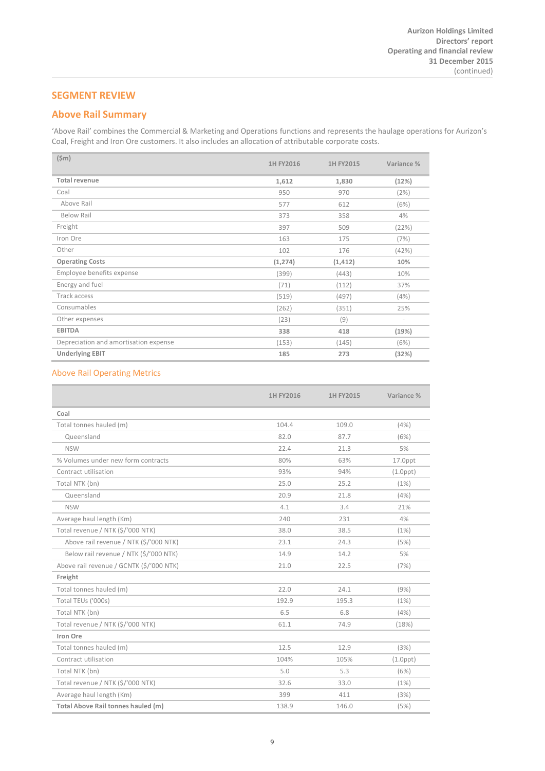## SEGMENT REVIEW

## Above Rail Summary

'Above Rail' combines the Commercial & Marketing and Operations functions and represents the haulage operations for Aurizon's Coal, Freight and Iron Ore customers. It also includes an allocation of attributable corporate costs.

| ($m) | 1H FY2016 | 1H FY2015 | Variance % |
|---|---|---|---|
| **Total revenue** | **1,612** | **1,830** | **(12%)** |
| Coal | 950 | 970 | (2%) |
| Above Rail | 577 | 612 | (6%) |
| Below Rail | 373 | 358 | 4% |
| Freight | 397 | 509 | (22%) |
| Iron Ore | 163 | 175 | (7%) |
| Other | 102 | 176 | (42%) |
| **Operating Costs** | **(1,274)** | **(1,412)** | **10%** |
| Employee benefits expense | (399) | (443) | 10% |
| Energy and fuel | (71) | (112) | 37% |
| Track access | (519) | (497) | (4%) |
| Consumables | (262) | (351) | 25% |
| Other expenses | (23) | (9) | - |
| **EBITDA** | **338** | **418** | **(19%)** |
| Depreciation and amortisation expense | (153) | (145) | (6%) |
| **Underlying EBIT** | **185** | **273** | **(32%)** |

### Above Rail Operating Metrics

| | 1H FY2016 | 1H FY2015 | Variance % |
|---|---|---|---|
| **Coal** | | | |
| Total tonnes hauled (m) | 104.4 | 109.0 | (4%) |
| Queensland | 82.0 | 87.7 | (6%) |
| NSW | 22.4 | 21.3 | 5% |
| % Volumes under new form contracts | 80% | 63% | 17.0ppt |
| Contract utilisation | 93% | 94% | (1.0ppt) |
| Total NTK (bn) | 25.0 | 25.2 | (1%) |
| Queensland | 20.9 | 21.8 | (4%) |
| NSW | 4.1 | 3.4 | 21% |
| Average haul length (Km) | 240 | 231 | 4% |
| Total revenue / NTK ($/'000 NTK) | 38.0 | 38.5 | (1%) |
| Above rail revenue / NTK ($/'000 NTK) | 23.1 | 24.3 | (5%) |
| Below rail revenue / NTK ($/'000 NTK) | 14.9 | 14.2 | 5% |
| Above rail revenue / GCNTK ($/'000 NTK) | 21.0 | 22.5 | (7%) |
| **Freight** | | | |
| Total tonnes hauled (m) | 22.0 | 24.1 | (9%) |
| Total TEUs ('000s) | 192.9 | 195.3 | (1%) |
| Total NTK (bn) | 6.5 | 6.8 | (4%) |
| Total revenue / NTK ($/'000 NTK) | 61.1 | 74.9 | (18%) |
| **Iron Ore** | | | |
| Total tonnes hauled (m) | 12.5 | 12.9 | (3%) |
| Contract utilisation | 104% | 105% | (1.0ppt) |
| Total NTK (bn) | 5.0 | 5.3 | (6%) |
| Total revenue / NTK ($/'000 NTK) | 32.6 | 33.0 | (1%) |
| Average haul length (Km) | 399 | 411 | (3%) |
| **Total Above Rail tonnes hauled (m)** | 138.9 | 146.0 | (5%) |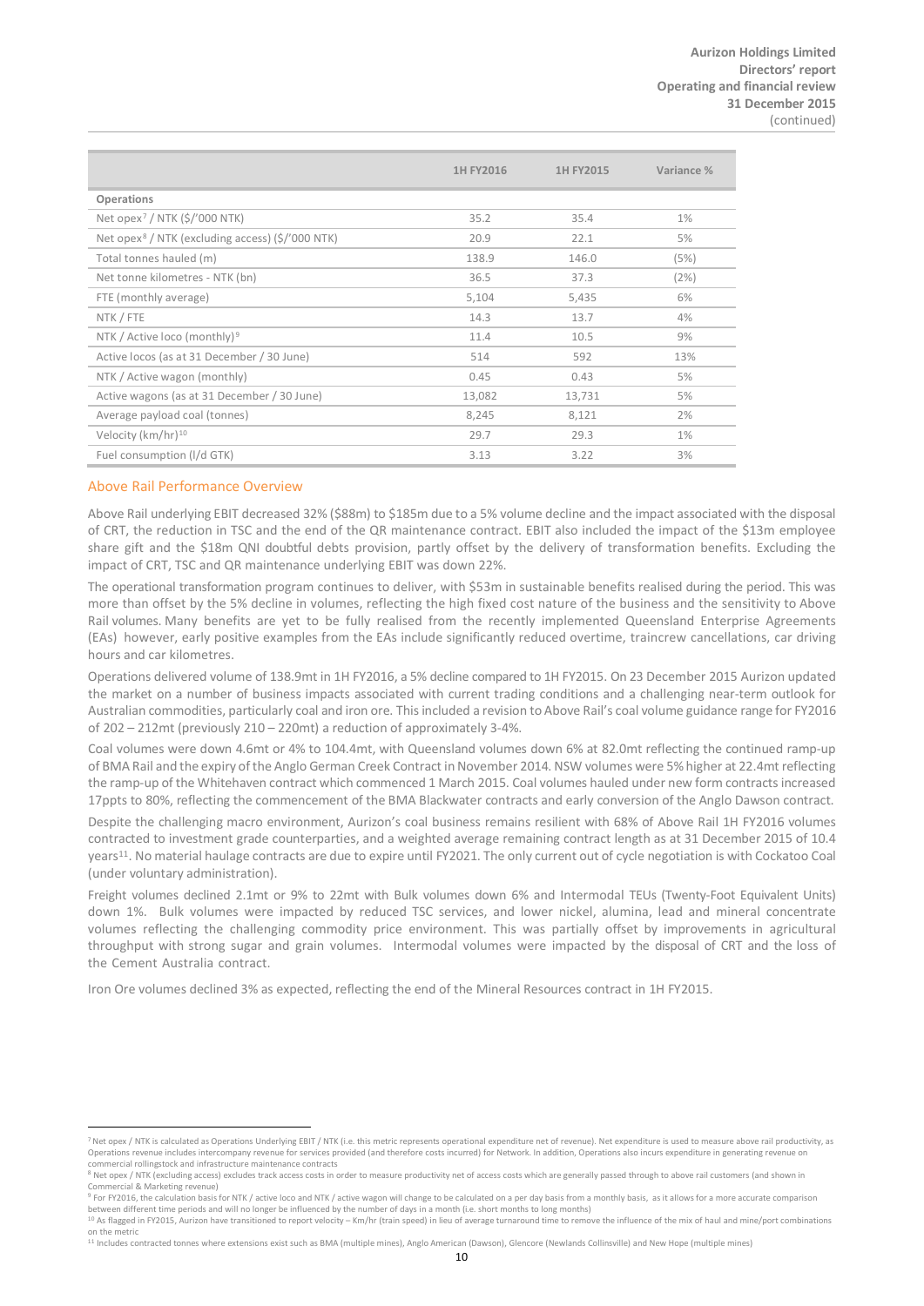| | 1H FY2016 | 1H FY2015 | Variance % |
|---|---|---|---|
| **Operations** | | | |
| Net opex[7] / NTK ($/'000 NTK) | 35.2 | 35.4 | 1% |
| Net opex[8] / NTK (excluding access) ($/'000 NTK) | 20.9 | 22.1 | 5% |
| Total tonnes hauled (m) | 138.9 | 146.0 | (5%) |
| Net tonne kilometres - NTK (bn) | 36.5 | 37.3 | (2%) |
| FTE (monthly average) | 5,104 | 5,435 | 6% |
| NTK / FTE | 14.3 | 13.7 | 4% |
| NTK / Active loco (monthly)[9] | 11.4 | 10.5 | 9% |
| Active locos (as at 31 December / 30 June) | 514 | 592 | 13% |
| NTK / Active wagon (monthly) | 0.45 | 0.43 | 5% |
| Active wagons (as at 31 December / 30 June) | 13,082 | 13,731 | 5% |
| Average payload coal (tonnes) | 8,245 | 8,121 | 2% |
| Velocity (km/hr)[10] | 29.7 | 29.3 | 1% |
| Fuel consumption (l/d GTK) | 3.13 | 3.22 | 3% |

## Above Rail Performance Overview

Above Rail underlying EBIT decreased 32% ($88m) to $185m due to a 5% volume decline and the impact associated with the disposal of CRT, the reduction in TSC and the end of the QR maintenance contract. EBIT also included the impact of the $13m employee share gift and the $18m QNI doubtful debts provision, partly offset by the delivery of transformation benefits. Excluding the impact of CRT, TSC and QR maintenance underlying EBIT was down 22%.

The operational transformation program continues to deliver, with $53m in sustainable benefits realised during the period. This was more than offset by the 5% decline in volumes, reflecting the high fixed cost nature of the business and the sensitivity to Above Rail volumes. Many benefits are yet to be fully realised from the recently implemented Queensland Enterprise Agreements (EAs) however, early positive examples from the EAs include significantly reduced overtime, traincrew cancellations, car driving hours and car kilometres.

Operations delivered volume of 138.9mt in 1H FY2016, a 5% decline compared to 1H FY2015. On 23 December 2015 Aurizon updated the market on a number of business impacts associated with current trading conditions and a challenging near-term outlook for Australian commodities, particularly coal and iron ore. This included a revision to Above Rail's coal volume guidance range for FY2016 of 202 – 212mt (previously 210 – 220mt) a reduction of approximately 3-4%.

Coal volumes were down 4.6mt or 4% to 104.4mt, with Queensland volumes down 6% at 82.0mt reflecting the continued ramp-up of BMA Rail and the expiry of the Anglo German Creek Contract in November 2014. NSW volumes were 5% higher at 22.4mt reflecting the ramp-up of the Whitehaven contract which commenced 1 March 2015. Coal volumes hauled under new form contracts increased 17ppts to 80%, reflecting the commencement of the BMA Blackwater contracts and early conversion of the Anglo Dawson contract.

Despite the challenging macro environment, Aurizon's coal business remains resilient with 68% of Above Rail 1H FY2016 volumes contracted to investment grade counterparties, and a weighted average remaining contract length as at 31 December 2015 of 10.4 years[11]. No material haulage contracts are due to expire until FY2021. The only current out of cycle negotiation is with Cockatoo Coal (under voluntary administration).

Freight volumes declined 2.1mt or 9% to 22mt with Bulk volumes down 6% and Intermodal TEUs (Twenty-Foot Equivalent Units) down 1%. Bulk volumes were impacted by reduced TSC services, and lower nickel, alumina, lead and mineral concentrate volumes reflecting the challenging commodity price environment. This was partially offset by improvements in agricultural throughput with strong sugar and grain volumes. Intermodal volumes were impacted by the disposal of CRT and the loss of the Cement Australia contract.

Iron Ore volumes declined 3% as expected, reflecting the end of the Mineral Resources contract in 1H FY2015.

---

[7] Net opex / NTK is calculated as Operations Underlying EBIT / NTK (i.e. this metric represents operational expenditure net of revenue). Net expenditure is used to measure above rail productivity, as Operations revenue includes intercompany revenue for services provided (and therefore costs incurred) for Network. In addition, Operations also incurs expenditure in generating revenue on commercial rollingstock and infrastructure maintenance contracts

[8] Net opex / NTK (excluding access) excludes track access costs in order to measure productivity net of access costs which are generally passed through to above rail customers (and shown in Commercial & Marketing revenue)

[9] For FY2016, the calculation basis for NTK / active loco and NTK / active wagon will change to be calculated on a per day basis from a monthly basis, as it allows for a more accurate comparison between different time periods and will no longer be influenced by the number of days in a month (i.e. short months to long months)

[10] As flagged in FY2015, Aurizon have transitioned to report velocity – Km/hr (train speed) in lieu of average turnaround time to remove the influence of the mix of haul and mine/port combinations on the metric

[11] Includes contracted tonnes where extensions exist such as BMA (multiple mines), Anglo American (Dawson), Glencore (Newlands Collinsville) and New Hope (multiple mines)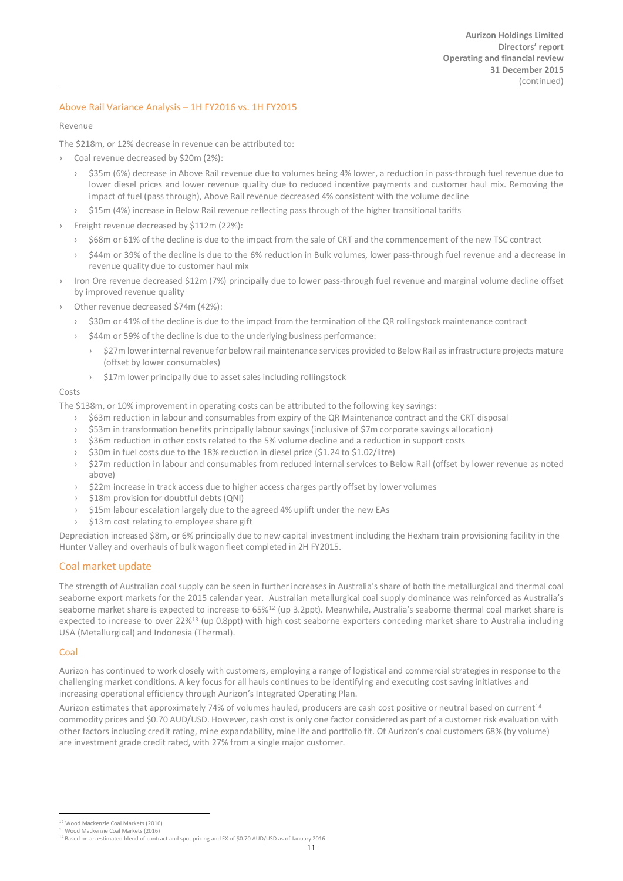## Above Rail Variance Analysis – 1H FY2016 vs. 1H FY2015

Revenue

The $218m, or 12% decrease in revenue can be attributed to:

- Coal revenue decreased by $20m (2%):
  - $35m (6%) decrease in Above Rail revenue due to volumes being 4% lower, a reduction in pass-through fuel revenue due to lower diesel prices and lower revenue quality due to reduced incentive payments and customer haul mix. Removing the impact of fuel (pass through), Above Rail revenue decreased 4% consistent with the volume decline
  - $15m (4%) increase in Below Rail revenue reflecting pass through of the higher transitional tariffs
- Freight revenue decreased by $112m (22%):
  - $68m or 61% of the decline is due to the impact from the sale of CRT and the commencement of the new TSC contract
  - $44m or 39% of the decline is due to the 6% reduction in Bulk volumes, lower pass-through fuel revenue and a decrease in revenue quality due to customer haul mix
- Iron Ore revenue decreased $12m (7%) principally due to lower pass-through fuel revenue and marginal volume decline offset by improved revenue quality
- Other revenue decreased $74m (42%):
  - $30m or 41% of the decline is due to the impact from the termination of the QR rollingstock maintenance contract
  - $44m or 59% of the decline is due to the underlying business performance:
    - $27m lower internal revenue for below rail maintenance services provided to Below Rail as infrastructure projects mature (offset by lower consumables)
    - $17m lower principally due to asset sales including rollingstock

Costs

The $138m, or 10% improvement in operating costs can be attributed to the following key savings:

- $63m reduction in labour and consumables from expiry of the QR Maintenance contract and the CRT disposal
- $53m in transformation benefits principally labour savings (inclusive of $7m corporate savings allocation)
- $36m reduction in other costs related to the 5% volume decline and a reduction in support costs
- $30m in fuel costs due to the 18% reduction in diesel price ($1.24 to $1.02/litre)
- $27m reduction in labour and consumables from reduced internal services to Below Rail (offset by lower revenue as noted above)
- $22m increase in track access due to higher access charges partly offset by lower volumes
- $18m provision for doubtful debts (QNI)
- $15m labour escalation largely due to the agreed 4% uplift under the new EAs
- $13m cost relating to employee share gift

Depreciation increased $8m, or 6% principally due to new capital investment including the Hexham train provisioning facility in the Hunter Valley and overhauls of bulk wagon fleet completed in 2H FY2015.

## Coal market update

The strength of Australian coal supply can be seen in further increases in Australia's share of both the metallurgical and thermal coal seaborne export markets for the 2015 calendar year. Australian metallurgical coal supply dominance was reinforced as Australia's seaborne market share is expected to increase to 65%[12] (up 3.2ppt). Meanwhile, Australia's seaborne thermal coal market share is expected to increase to over 22%[13] (up 0.8ppt) with high cost seaborne exporters conceding market share to Australia including USA (Metallurgical) and Indonesia (Thermal).

### Coal

Aurizon has continued to work closely with customers, employing a range of logistical and commercial strategies in response to the challenging market conditions. A key focus for all hauls continues to be identifying and executing cost saving initiatives and increasing operational efficiency through Aurizon's Integrated Operating Plan.

Aurizon estimates that approximately 74% of volumes hauled, producers are cash cost positive or neutral based on current[14] commodity prices and $0.70 AUD/USD. However, cash cost is only one factor considered as part of a customer risk evaluation with other factors including credit rating, mine expandability, mine life and portfolio fit. Of Aurizon's coal customers 68% (by volume) are investment grade credit rated, with 27% from a single major customer.

---

[12] Wood Mackenzie Coal Markets (2016)
[13] Wood Mackenzie Coal Markets (2016)
[14] Based on an estimated blend of contract and spot pricing and FX of $0.70 AUD/USD as of January 2016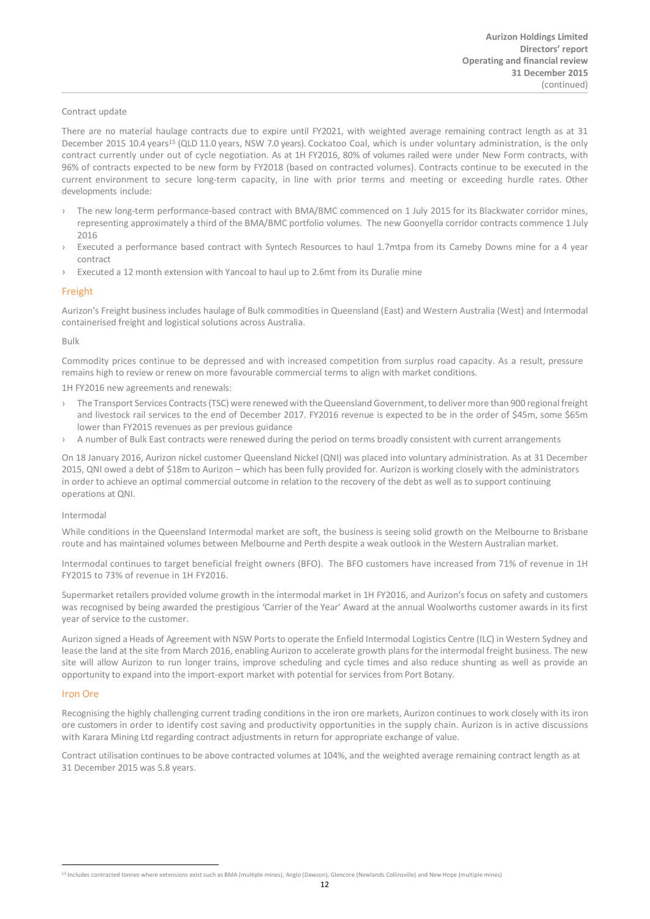Contract update

There are no material haulage contracts due to expire until FY2021, with weighted average remaining contract length as at 31 December 2015 10.4 years[15] (QLD 11.0 years, NSW 7.0 years). Cockatoo Coal, which is under voluntary administration, is the only contract currently under out of cycle negotiation. As at 1H FY2016, 80% of volumes railed were under New Form contracts, with 96% of contracts expected to be new form by FY2018 (based on contracted volumes). Contracts continue to be executed in the current environment to secure long-term capacity, in line with prior terms and meeting or exceeding hurdle rates. Other developments include:

- The new long-term performance-based contract with BMA/BMC commenced on 1 July 2015 for its Blackwater corridor mines, representing approximately a third of the BMA/BMC portfolio volumes. The new Goonyella corridor contracts commence 1 July 2016
- Executed a performance based contract with Syntech Resources to haul 1.7mtpa from its Cameby Downs mine for a 4 year contract
- Executed a 12 month extension with Yancoal to haul up to 2.6mt from its Duralie mine

## Freight

Aurizon's Freight business includes haulage of Bulk commodities in Queensland (East) and Western Australia (West) and Intermodal containerised freight and logistical solutions across Australia.

Bulk

Commodity prices continue to be depressed and with increased competition from surplus road capacity. As a result, pressure remains high to review or renew on more favourable commercial terms to align with market conditions.

1H FY2016 new agreements and renewals:

- The Transport Services Contracts (TSC) were renewed with the Queensland Government, to deliver more than 900 regional freight and livestock rail services to the end of December 2017. FY2016 revenue is expected to be in the order of $45m, some $65m lower than FY2015 revenues as per previous guidance
- A number of Bulk East contracts were renewed during the period on terms broadly consistent with current arrangements

On 18 January 2016, Aurizon nickel customer Queensland Nickel (QNI) was placed into voluntary administration. As at 31 December 2015, QNI owed a debt of $18m to Aurizon – which has been fully provided for. Aurizon is working closely with the administrators in order to achieve an optimal commercial outcome in relation to the recovery of the debt as well as to support continuing operations at QNI.

Intermodal

While conditions in the Queensland Intermodal market are soft, the business is seeing solid growth on the Melbourne to Brisbane route and has maintained volumes between Melbourne and Perth despite a weak outlook in the Western Australian market.

Intermodal continues to target beneficial freight owners (BFO). The BFO customers have increased from 71% of revenue in 1H FY2015 to 73% of revenue in 1H FY2016.

Supermarket retailers provided volume growth in the intermodal market in 1H FY2016, and Aurizon's focus on safety and customers was recognised by being awarded the prestigious 'Carrier of the Year' Award at the annual Woolworths customer awards in its first year of service to the customer.

Aurizon signed a Heads of Agreement with NSW Ports to operate the Enfield Intermodal Logistics Centre (ILC) in Western Sydney and lease the land at the site from March 2016, enabling Aurizon to accelerate growth plans for the intermodal freight business. The new site will allow Aurizon to run longer trains, improve scheduling and cycle times and also reduce shunting as well as provide an opportunity to expand into the import-export market with potential for services from Port Botany.

## Iron Ore

Recognising the highly challenging current trading conditions in the iron ore markets, Aurizon continues to work closely with its iron ore customers in order to identify cost saving and productivity opportunities in the supply chain. Aurizon is in active discussions with Karara Mining Ltd regarding contract adjustments in return for appropriate exchange of value.

Contract utilisation continues to be above contracted volumes at 104%, and the weighted average remaining contract length as at 31 December 2015 was 5.8 years.

---

[15] Includes contracted tonnes where extensions exist such as BMA (multiple mines), Anglo (Dawson), Glencore (Newlands Collinsville) and New Hope (multiple mines)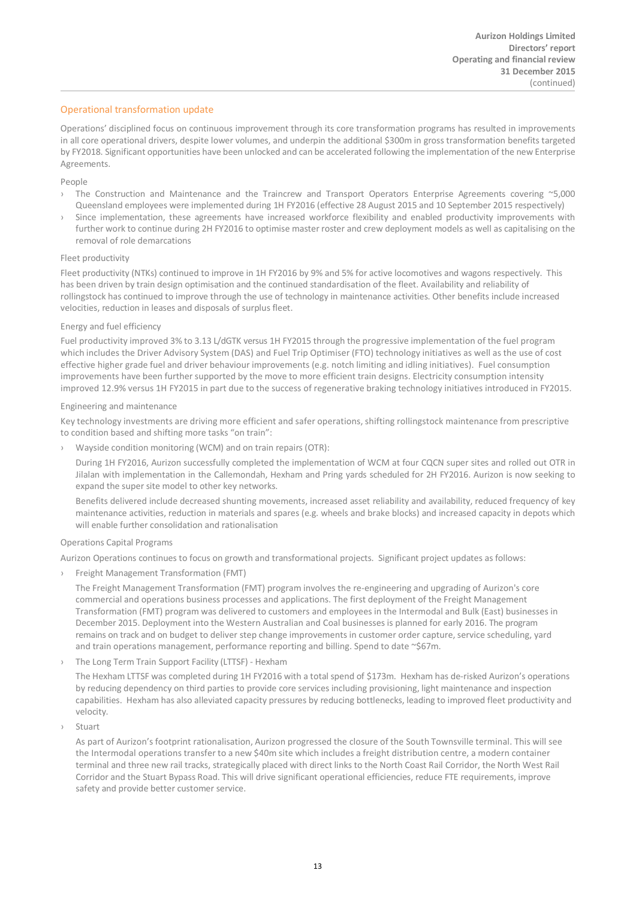## Operational transformation update

Operations' disciplined focus on continuous improvement through its core transformation programs has resulted in improvements in all core operational drivers, despite lower volumes, and underpin the additional $300m in gross transformation benefits targeted by FY2018. Significant opportunities have been unlocked and can be accelerated following the implementation of the new Enterprise Agreements.

### People

- The Construction and Maintenance and the Traincrew and Transport Operators Enterprise Agreements covering ~5,000 Queensland employees were implemented during 1H FY2016 (effective 28 August 2015 and 10 September 2015 respectively)
- Since implementation, these agreements have increased workforce flexibility and enabled productivity improvements with further work to continue during 2H FY2016 to optimise master roster and crew deployment models as well as capitalising on the removal of role demarcations

### Fleet productivity

Fleet productivity (NTKs) continued to improve in 1H FY2016 by 9% and 5% for active locomotives and wagons respectively. This has been driven by train design optimisation and the continued standardisation of the fleet. Availability and reliability of rollingstock has continued to improve through the use of technology in maintenance activities. Other benefits include increased velocities, reduction in leases and disposals of surplus fleet.

### Energy and fuel efficiency

Fuel productivity improved 3% to 3.13 L/dGTK versus 1H FY2015 through the progressive implementation of the fuel program which includes the Driver Advisory System (DAS) and Fuel Trip Optimiser (FTO) technology initiatives as well as the use of cost effective higher grade fuel and driver behaviour improvements (e.g. notch limiting and idling initiatives). Fuel consumption improvements have been further supported by the move to more efficient train designs. Electricity consumption intensity improved 12.9% versus 1H FY2015 in part due to the success of regenerative braking technology initiatives introduced in FY2015.

### Engineering and maintenance

Key technology investments are driving more efficient and safer operations, shifting rollingstock maintenance from prescriptive to condition based and shifting more tasks "on train":

- Wayside condition monitoring (WCM) and on train repairs (OTR):

  During 1H FY2016, Aurizon successfully completed the implementation of WCM at four CQCN super sites and rolled out OTR in Jilalan with implementation in the Callemondah, Hexham and Pring yards scheduled for 2H FY2016. Aurizon is now seeking to expand the super site model to other key networks.

  Benefits delivered include decreased shunting movements, increased asset reliability and availability, reduced frequency of key maintenance activities, reduction in materials and spares (e.g. wheels and brake blocks) and increased capacity in depots which will enable further consolidation and rationalisation

### Operations Capital Programs

Aurizon Operations continues to focus on growth and transformational projects. Significant project updates as follows:

- Freight Management Transformation (FMT)

  The Freight Management Transformation (FMT) program involves the re-engineering and upgrading of Aurizon's core commercial and operations business processes and applications. The first deployment of the Freight Management Transformation (FMT) program was delivered to customers and employees in the Intermodal and Bulk (East) businesses in December 2015. Deployment into the Western Australian and Coal businesses is planned for early 2016. The program remains on track and on budget to deliver step change improvements in customer order capture, service scheduling, yard and train operations management, performance reporting and billing. Spend to date ~$67m.

- The Long Term Train Support Facility (LTTSF) - Hexham

  The Hexham LTTSF was completed during 1H FY2016 with a total spend of $173m. Hexham has de-risked Aurizon's operations by reducing dependency on third parties to provide core services including provisioning, light maintenance and inspection capabilities. Hexham has also alleviated capacity pressures by reducing bottlenecks, leading to improved fleet productivity and velocity.

- Stuart

  As part of Aurizon's footprint rationalisation, Aurizon progressed the closure of the South Townsville terminal. This will see the Intermodal operations transfer to a new $40m site which includes a freight distribution centre, a modern container terminal and three new rail tracks, strategically placed with direct links to the North Coast Rail Corridor, the North West Rail Corridor and the Stuart Bypass Road. This will drive significant operational efficiencies, reduce FTE requirements, improve safety and provide better customer service.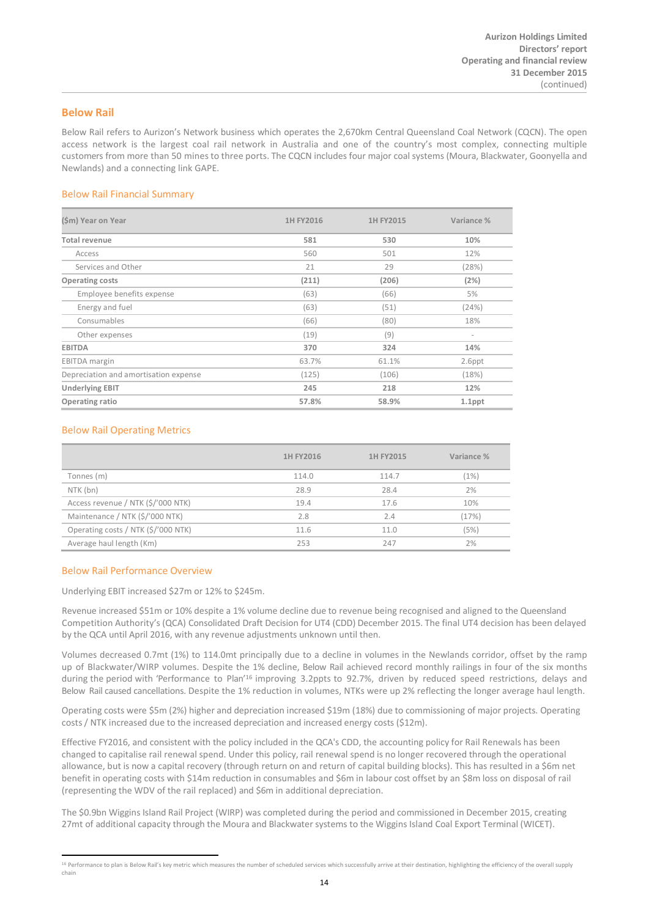## Below Rail

Below Rail refers to Aurizon's Network business which operates the 2,670km Central Queensland Coal Network (CQCN). The open access network is the largest coal rail network in Australia and one of the country's most complex, connecting multiple customers from more than 50 mines to three ports. The CQCN includes four major coal systems (Moura, Blackwater, Goonyella and Newlands) and a connecting link GAPE.

### Below Rail Financial Summary

| ($m) Year on Year | 1H FY2016 | 1H FY2015 | Variance % |
|---|---|---|---|
| **Total revenue** | **581** | **530** | **10%** |
| Access | 560 | 501 | 12% |
| Services and Other | 21 | 29 | (28%) |
| **Operating costs** | **(211)** | **(206)** | **(2%)** |
| Employee benefits expense | (63) | (66) | 5% |
| Energy and fuel | (63) | (51) | (24%) |
| Consumables | (66) | (80) | 18% |
| Other expenses | (19) | (9) | - |
| **EBITDA** | **370** | **324** | **14%** |
| EBITDA margin | 63.7% | 61.1% | 2.6ppt |
| Depreciation and amortisation expense | (125) | (106) | (18%) |
| **Underlying EBIT** | **245** | **218** | **12%** |
| **Operating ratio** | **57.8%** | **58.9%** | **1.1ppt** |

### Below Rail Operating Metrics

| | 1H FY2016 | 1H FY2015 | Variance % |
|---|---|---|---|
| Tonnes (m) | 114.0 | 114.7 | (1%) |
| NTK (bn) | 28.9 | 28.4 | 2% |
| Access revenue / NTK ($/'000 NTK) | 19.4 | 17.6 | 10% |
| Maintenance / NTK ($/'000 NTK) | 2.8 | 2.4 | (17%) |
| Operating costs / NTK ($/'000 NTK) | 11.6 | 11.0 | (5%) |
| Average haul length (Km) | 253 | 247 | 2% |

### Below Rail Performance Overview

Underlying EBIT increased $27m or 12% to $245m.

Revenue increased $51m or 10% despite a 1% volume decline due to revenue being recognised and aligned to the Queensland Competition Authority's (QCA) Consolidated Draft Decision for UT4 (CDD) December 2015. The final UT4 decision has been delayed by the QCA until April 2016, with any revenue adjustments unknown until then.

Volumes decreased 0.7mt (1%) to 114.0mt principally due to a decline in volumes in the Newlands corridor, offset by the ramp up of Blackwater/WIRP volumes. Despite the 1% decline, Below Rail achieved record monthly railings in four of the six months during the period with 'Performance to Plan'[16] improving 3.2ppts to 92.7%, driven by reduced speed restrictions, delays and Below Rail caused cancellations. Despite the 1% reduction in volumes, NTKs were up 2% reflecting the longer average haul length.

Operating costs were $5m (2%) higher and depreciation increased $19m (18%) due to commissioning of major projects. Operating costs / NTK increased due to the increased depreciation and increased energy costs ($12m).

Effective FY2016, and consistent with the policy included in the QCA's CDD, the accounting policy for Rail Renewals has been changed to capitalise rail renewal spend. Under this policy, rail renewal spend is no longer recovered through the operational allowance, but is now a capital recovery (through return on and return of capital building blocks). This has resulted in a $6m net benefit in operating costs with $14m reduction in consumables and $6m in labour cost offset by an $8m loss on disposal of rail (representing the WDV of the rail replaced) and $6m in additional depreciation.

The $0.9bn Wiggins Island Rail Project (WIRP) was completed during the period and commissioned in December 2015, creating 27mt of additional capacity through the Moura and Blackwater systems to the Wiggins Island Coal Export Terminal (WICET).

[16] Performance to plan is Below Rail's key metric which measures the number of scheduled services which successfully arrive at their destination, highlighting the efficiency of the overall supply chain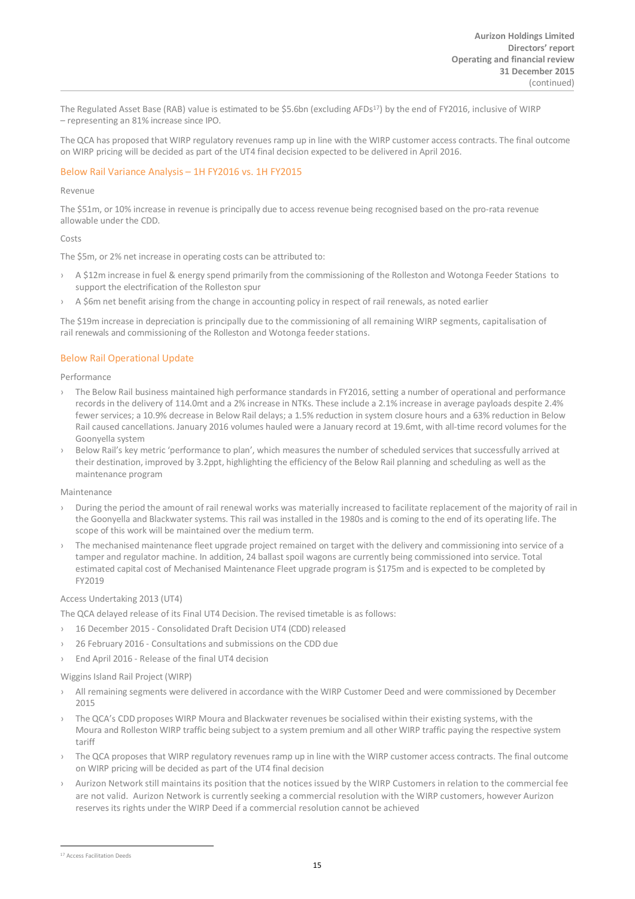The Regulated Asset Base (RAB) value is estimated to be $5.6bn (excluding AFDs[17]) by the end of FY2016, inclusive of WIRP – representing an 81% increase since IPO.

The QCA has proposed that WIRP regulatory revenues ramp up in line with the WIRP customer access contracts. The final outcome on WIRP pricing will be decided as part of the UT4 final decision expected to be delivered in April 2016.

## Below Rail Variance Analysis – 1H FY2016 vs. 1H FY2015

Revenue

The $51m, or 10% increase in revenue is principally due to access revenue being recognised based on the pro-rata revenue allowable under the CDD.

Costs

The $5m, or 2% net increase in operating costs can be attributed to:

- A $12m increase in fuel & energy spend primarily from the commissioning of the Rolleston and Wotonga Feeder Stations to support the electrification of the Rolleston spur
- A $6m net benefit arising from the change in accounting policy in respect of rail renewals, as noted earlier

The $19m increase in depreciation is principally due to the commissioning of all remaining WIRP segments, capitalisation of rail renewals and commissioning of the Rolleston and Wotonga feeder stations.

## Below Rail Operational Update

Performance

- The Below Rail business maintained high performance standards in FY2016, setting a number of operational and performance records in the delivery of 114.0mt and a 2% increase in NTKs. These include a 2.1% increase in average payloads despite 2.4% fewer services; a 10.9% decrease in Below Rail delays; a 1.5% reduction in system closure hours and a 63% reduction in Below Rail caused cancellations. January 2016 volumes hauled were a January record at 19.6mt, with all-time record volumes for the Goonyella system
- Below Rail's key metric 'performance to plan', which measures the number of scheduled services that successfully arrived at their destination, improved by 3.2ppt, highlighting the efficiency of the Below Rail planning and scheduling as well as the maintenance program

Maintenance

- During the period the amount of rail renewal works was materially increased to facilitate replacement of the majority of rail in the Goonyella and Blackwater systems. This rail was installed in the 1980s and is coming to the end of its operating life. The scope of this work will be maintained over the medium term.
- The mechanised maintenance fleet upgrade project remained on target with the delivery and commissioning into service of a tamper and regulator machine. In addition, 24 ballast spoil wagons are currently being commissioned into service. Total estimated capital cost of Mechanised Maintenance Fleet upgrade program is $175m and is expected to be completed by FY2019

Access Undertaking 2013 (UT4)

The QCA delayed release of its Final UT4 Decision. The revised timetable is as follows:

- 16 December 2015 - Consolidated Draft Decision UT4 (CDD) released
- 26 February 2016 - Consultations and submissions on the CDD due
- End April 2016 - Release of the final UT4 decision

Wiggins Island Rail Project (WIRP)

- All remaining segments were delivered in accordance with the WIRP Customer Deed and were commissioned by December 2015
- The QCA's CDD proposes WIRP Moura and Blackwater revenues be socialised within their existing systems, with the Moura and Rolleston WIRP traffic being subject to a system premium and all other WIRP traffic paying the respective system tariff
- The QCA proposes that WIRP regulatory revenues ramp up in line with the WIRP customer access contracts. The final outcome on WIRP pricing will be decided as part of the UT4 final decision
- Aurizon Network still maintains its position that the notices issued by the WIRP Customers in relation to the commercial fee are not valid. Aurizon Network is currently seeking a commercial resolution with the WIRP customers, however Aurizon reserves its rights under the WIRP Deed if a commercial resolution cannot be achieved

[17] Access Facilitation Deeds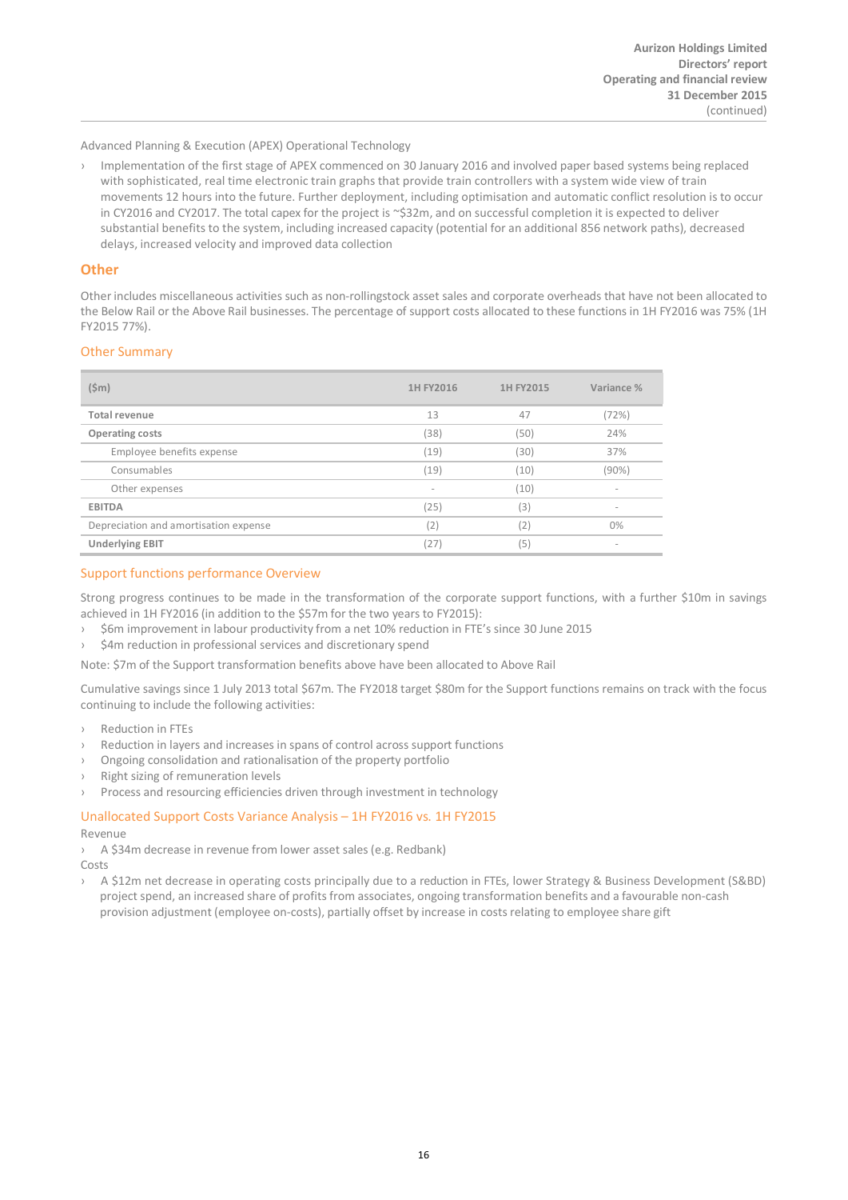Advanced Planning & Execution (APEX) Operational Technology

› Implementation of the first stage of APEX commenced on 30 January 2016 and involved paper based systems being replaced with sophisticated, real time electronic train graphs that provide train controllers with a system wide view of train movements 12 hours into the future. Further deployment, including optimisation and automatic conflict resolution is to occur in CY2016 and CY2017. The total capex for the project is ~$32m, and on successful completion it is expected to deliver substantial benefits to the system, including increased capacity (potential for an additional 856 network paths), decreased delays, increased velocity and improved data collection

## Other

Other includes miscellaneous activities such as non-rollingstock asset sales and corporate overheads that have not been allocated to the Below Rail or the Above Rail businesses. The percentage of support costs allocated to these functions in 1H FY2016 was 75% (1H FY2015 77%).

### Other Summary

| ($m) | 1H FY2016 | 1H FY2015 | Variance % |
|---|---|---|---|
| **Total revenue** | 13 | 47 | (72%) |
| **Operating costs** | (38) | (50) | 24% |
| Employee benefits expense | (19) | (30) | 37% |
| Consumables | (19) | (10) | (90%) |
| Other expenses | - | (10) | - |
| **EBITDA** | (25) | (3) | - |
| Depreciation and amortisation expense | (2) | (2) | 0% |
| **Underlying EBIT** | (27) | (5) | - |

### Support functions performance Overview

Strong progress continues to be made in the transformation of the corporate support functions, with a further $10m in savings achieved in 1H FY2016 (in addition to the $57m for the two years to FY2015):

› $6m improvement in labour productivity from a net 10% reduction in FTE's since 30 June 2015
› $4m reduction in professional services and discretionary spend

Note: $7m of the Support transformation benefits above have been allocated to Above Rail

Cumulative savings since 1 July 2013 total $67m. The FY2018 target $80m for the Support functions remains on track with the focus continuing to include the following activities:

› Reduction in FTEs
› Reduction in layers and increases in spans of control across support functions
› Ongoing consolidation and rationalisation of the property portfolio
› Right sizing of remuneration levels
› Process and resourcing efficiencies driven through investment in technology

### Unallocated Support Costs Variance Analysis – 1H FY2016 vs. 1H FY2015

Revenue

› A $34m decrease in revenue from lower asset sales (e.g. Redbank)

Costs

› A $12m net decrease in operating costs principally due to a reduction in FTEs, lower Strategy & Business Development (S&BD) project spend, an increased share of profits from associates, ongoing transformation benefits and a favourable non-cash provision adjustment (employee on-costs), partially offset by increase in costs relating to employee share gift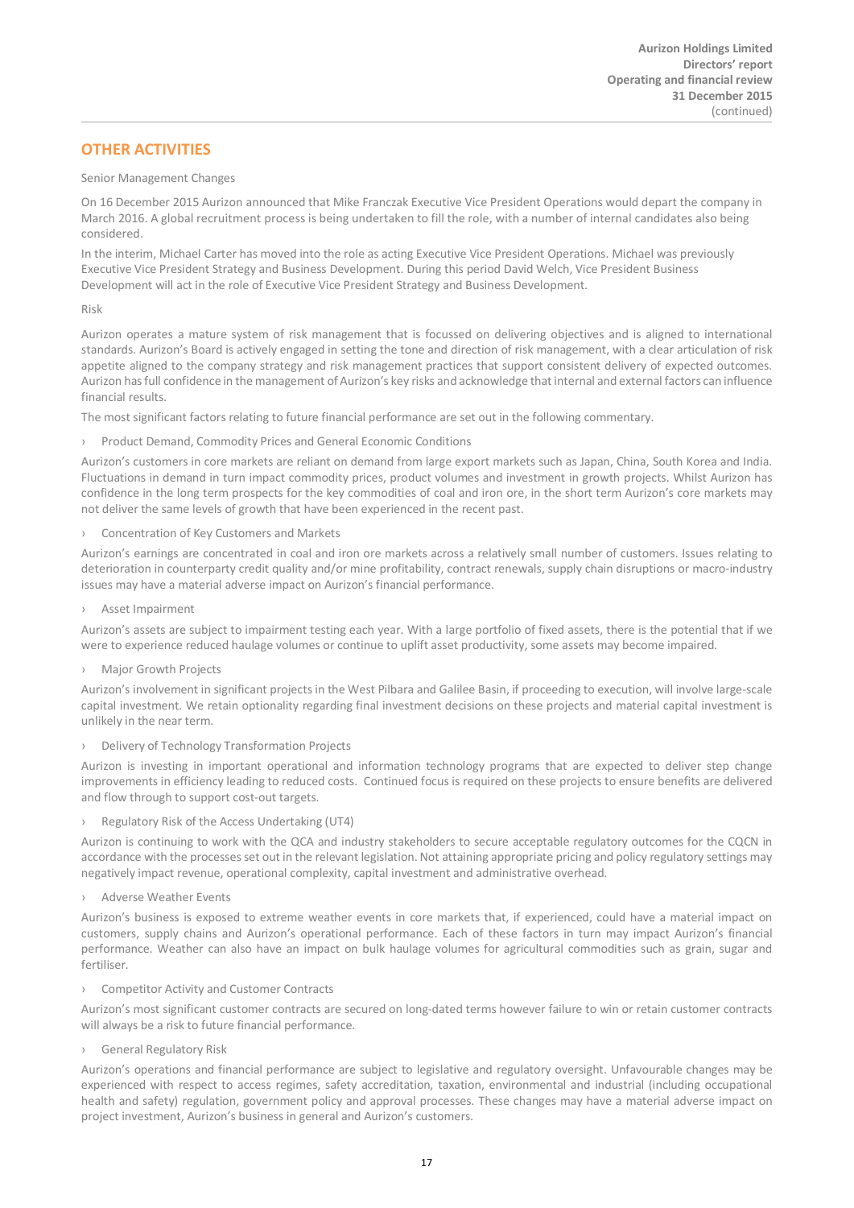## OTHER ACTIVITIES

Senior Management Changes

On 16 December 2015 Aurizon announced that Mike Franczak Executive Vice President Operations would depart the company in March 2016. A global recruitment process is being undertaken to fill the role, with a number of internal candidates also being considered.

In the interim, Michael Carter has moved into the role as acting Executive Vice President Operations. Michael was previously Executive Vice President Strategy and Business Development. During this period David Welch, Vice President Business Development will act in the role of Executive Vice President Strategy and Business Development.

Risk

Aurizon operates a mature system of risk management that is focussed on delivering objectives and is aligned to international standards. Aurizon's Board is actively engaged in setting the tone and direction of risk management, with a clear articulation of risk appetite aligned to the company strategy and risk management practices that support consistent delivery of expected outcomes. Aurizon has full confidence in the management of Aurizon's key risks and acknowledge that internal and external factors can influence financial results.

The most significant factors relating to future financial performance are set out in the following commentary.

› Product Demand, Commodity Prices and General Economic Conditions

Aurizon's customers in core markets are reliant on demand from large export markets such as Japan, China, South Korea and India. Fluctuations in demand in turn impact commodity prices, product volumes and investment in growth projects. Whilst Aurizon has confidence in the long term prospects for the key commodities of coal and iron ore, in the short term Aurizon's core markets may not deliver the same levels of growth that have been experienced in the recent past.

› Concentration of Key Customers and Markets

Aurizon's earnings are concentrated in coal and iron ore markets across a relatively small number of customers. Issues relating to deterioration in counterparty credit quality and/or mine profitability, contract renewals, supply chain disruptions or macro-industry issues may have a material adverse impact on Aurizon's financial performance.

› Asset Impairment

Aurizon's assets are subject to impairment testing each year. With a large portfolio of fixed assets, there is the potential that if we were to experience reduced haulage volumes or continue to uplift asset productivity, some assets may become impaired.

› Major Growth Projects

Aurizon's involvement in significant projects in the West Pilbara and Galilee Basin, if proceeding to execution, will involve large-scale capital investment. We retain optionality regarding final investment decisions on these projects and material capital investment is unlikely in the near term.

› Delivery of Technology Transformation Projects

Aurizon is investing in important operational and information technology programs that are expected to deliver step change improvements in efficiency leading to reduced costs. Continued focus is required on these projects to ensure benefits are delivered and flow through to support cost-out targets.

› Regulatory Risk of the Access Undertaking (UT4)

Aurizon is continuing to work with the QCA and industry stakeholders to secure acceptable regulatory outcomes for the CQCN in accordance with the processes set out in the relevant legislation. Not attaining appropriate pricing and policy regulatory settings may negatively impact revenue, operational complexity, capital investment and administrative overhead.

› Adverse Weather Events

Aurizon's business is exposed to extreme weather events in core markets that, if experienced, could have a material impact on customers, supply chains and Aurizon's operational performance. Each of these factors in turn may impact Aurizon's financial performance. Weather can also have an impact on bulk haulage volumes for agricultural commodities such as grain, sugar and fertiliser.

› Competitor Activity and Customer Contracts

Aurizon's most significant customer contracts are secured on long-dated terms however failure to win or retain customer contracts will always be a risk to future financial performance.

› General Regulatory Risk

Aurizon's operations and financial performance are subject to legislative and regulatory oversight. Unfavourable changes may be experienced with respect to access regimes, safety accreditation, taxation, environmental and industrial (including occupational health and safety) regulation, government policy and approval processes. These changes may have a material adverse impact on project investment, Aurizon's business in general and Aurizon's customers.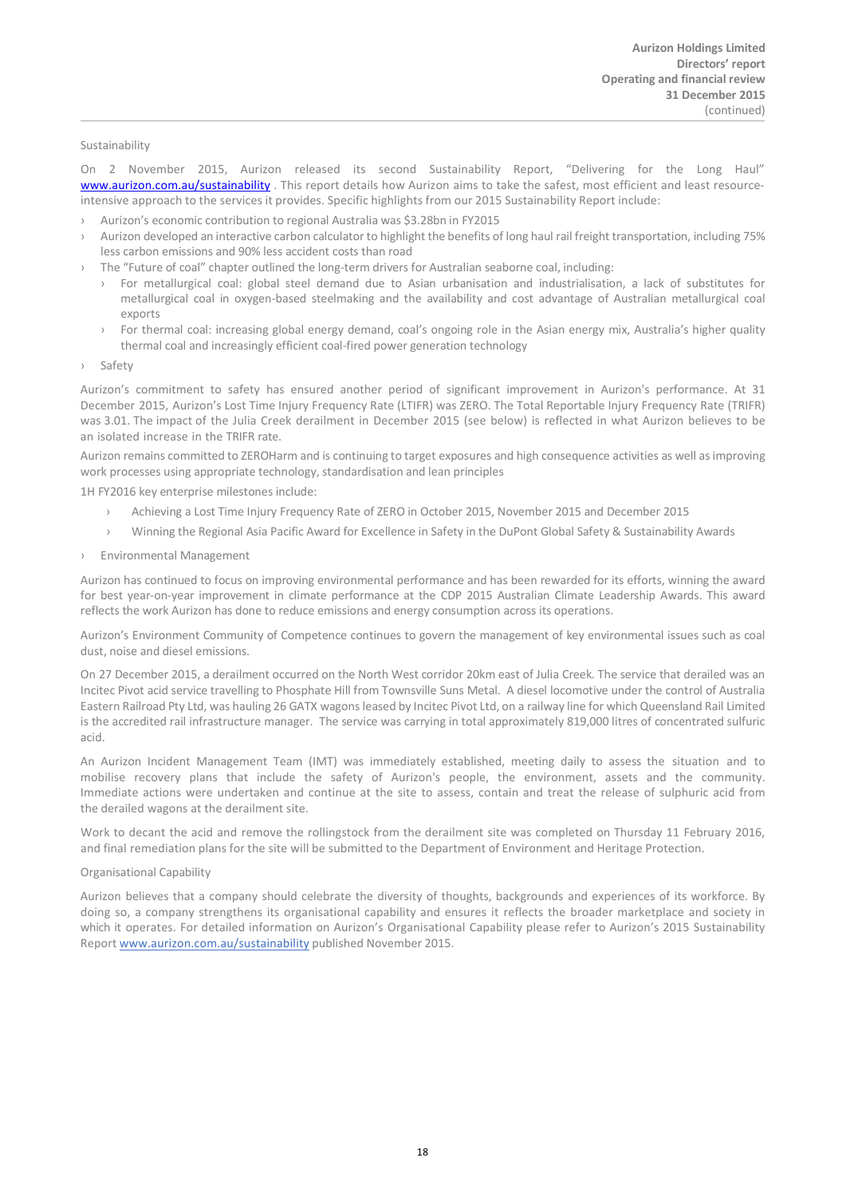Sustainability

On 2 November 2015, Aurizon released its second Sustainability Report, "Delivering for the Long Haul" www.aurizon.com.au/sustainability . This report details how Aurizon aims to take the safest, most efficient and least resource-intensive approach to the services it provides. Specific highlights from our 2015 Sustainability Report include:

- Aurizon's economic contribution to regional Australia was $3.28bn in FY2015
- Aurizon developed an interactive carbon calculator to highlight the benefits of long haul rail freight transportation, including 75% less carbon emissions and 90% less accident costs than road
- The "Future of coal" chapter outlined the long-term drivers for Australian seaborne coal, including:
  - For metallurgical coal: global steel demand due to Asian urbanisation and industrialisation, a lack of substitutes for metallurgical coal in oxygen-based steelmaking and the availability and cost advantage of Australian metallurgical coal exports
  - For thermal coal: increasing global energy demand, coal's ongoing role in the Asian energy mix, Australia's higher quality thermal coal and increasingly efficient coal-fired power generation technology
- Safety

Aurizon's commitment to safety has ensured another period of significant improvement in Aurizon's performance. At 31 December 2015, Aurizon's Lost Time Injury Frequency Rate (LTIFR) was ZERO. The Total Reportable Injury Frequency Rate (TRIFR) was 3.01. The impact of the Julia Creek derailment in December 2015 (see below) is reflected in what Aurizon believes to be an isolated increase in the TRIFR rate.

Aurizon remains committed to ZEROHarm and is continuing to target exposures and high consequence activities as well as improving work processes using appropriate technology, standardisation and lean principles

1H FY2016 key enterprise milestones include:

- Achieving a Lost Time Injury Frequency Rate of ZERO in October 2015, November 2015 and December 2015
- Winning the Regional Asia Pacific Award for Excellence in Safety in the DuPont Global Safety & Sustainability Awards

- Environmental Management

Aurizon has continued to focus on improving environmental performance and has been rewarded for its efforts, winning the award for best year-on-year improvement in climate performance at the CDP 2015 Australian Climate Leadership Awards. This award reflects the work Aurizon has done to reduce emissions and energy consumption across its operations.

Aurizon's Environment Community of Competence continues to govern the management of key environmental issues such as coal dust, noise and diesel emissions.

On 27 December 2015, a derailment occurred on the North West corridor 20km east of Julia Creek. The service that derailed was an Incitec Pivot acid service travelling to Phosphate Hill from Townsville Suns Metal. A diesel locomotive under the control of Australia Eastern Railroad Pty Ltd, was hauling 26 GATX wagons leased by Incitec Pivot Ltd, on a railway line for which Queensland Rail Limited is the accredited rail infrastructure manager. The service was carrying in total approximately 819,000 litres of concentrated sulfuric acid.

An Aurizon Incident Management Team (IMT) was immediately established, meeting daily to assess the situation and to mobilise recovery plans that include the safety of Aurizon's people, the environment, assets and the community. Immediate actions were undertaken and continue at the site to assess, contain and treat the release of sulphuric acid from the derailed wagons at the derailment site.

Work to decant the acid and remove the rollingstock from the derailment site was completed on Thursday 11 February 2016, and final remediation plans for the site will be submitted to the Department of Environment and Heritage Protection.

Organisational Capability

Aurizon believes that a company should celebrate the diversity of thoughts, backgrounds and experiences of its workforce. By doing so, a company strengthens its organisational capability and ensures it reflects the broader marketplace and society in which it operates. For detailed information on Aurizon's Organisational Capability please refer to Aurizon's 2015 Sustainability Report www.aurizon.com.au/sustainability published November 2015.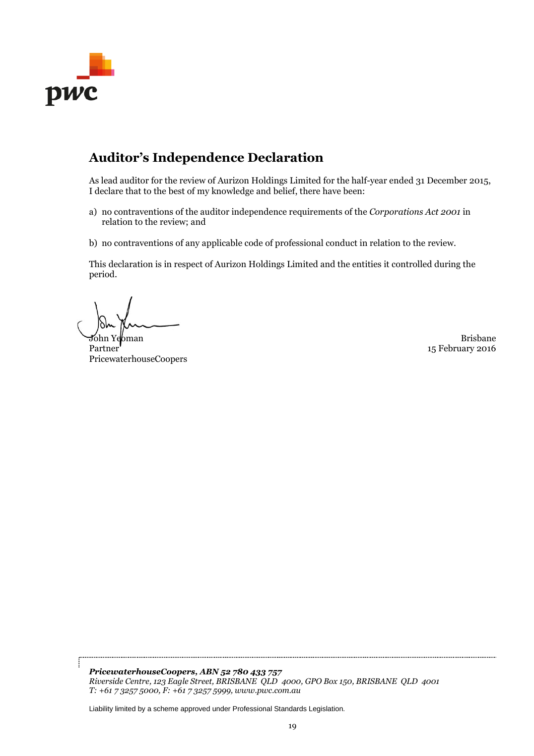# Auditor's Independence Declaration

As lead auditor for the review of Aurizon Holdings Limited for the half-year ended 31 December 2015, I declare that to the best of my knowledge and belief, there have been:

a) no contraventions of the auditor independence requirements of the *Corporations Act 2001* in relation to the review; and

b) no contraventions of any applicable code of professional conduct in relation to the review.

This declaration is in respect of Aurizon Holdings Limited and the entities it controlled during the period.

John Yeoman
Partner
PricewaterhouseCoopers

Brisbane
15 February 2016

***PricewaterhouseCoopers, ABN 52 780 433 757***
*Riverside Centre, 123 Eagle Street, BRISBANE QLD 4000, GPO Box 150, BRISBANE QLD 4001*
*T: +61 7 3257 5000, F: +61 7 3257 5999, www.pwc.com.au*

Liability limited by a scheme approved under Professional Standards Legislation.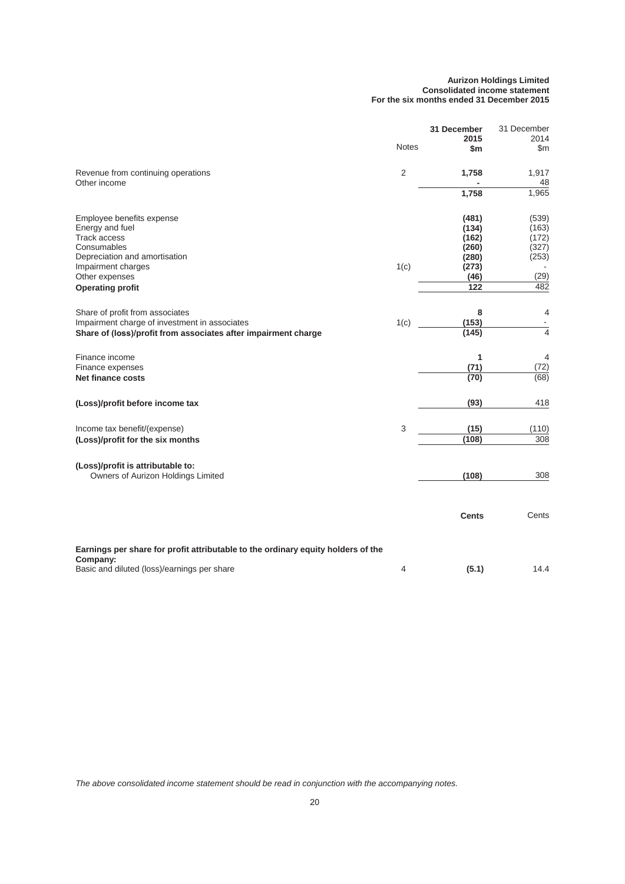**Aurizon Holdings Limited**
**Consolidated income statement**
**For the six months ended 31 December 2015**

| | Notes | **31 December 2015 $m** | 31 December 2014 $m |
|---|---|---|---|
| Revenue from continuing operations | 2 | **1,758** | 1,917 |
| Other income | | **-** | 48 |
| | | **1,758** | 1,965 |
| Employee benefits expense | | **(481)** | (539) |
| Energy and fuel | | **(134)** | (163) |
| Track access | | **(162)** | (172) |
| Consumables | | **(260)** | (327) |
| Depreciation and amortisation | | **(280)** | (253) |
| Impairment charges | 1(c) | **(273)** | - |
| Other expenses | | **(46)** | (29) |
| **Operating profit** | | **122** | 482 |
| Share of profit from associates | | **8** | 4 |
| Impairment charge of investment in associates | 1(c) | **(153)** | - |
| **Share of (loss)/profit from associates after impairment charge** | | **(145)** | 4 |
| Finance income | | **1** | 4 |
| Finance expenses | | **(71)** | (72) |
| **Net finance costs** | | **(70)** | (68) |
| **(Loss)/profit before income tax** | | **(93)** | 418 |
| Income tax benefit/(expense) | 3 | **(15)** | (110) |
| **(Loss)/profit for the six months** | | **(108)** | 308 |
| **(Loss)/profit is attributable to:** | | | |
| Owners of Aurizon Holdings Limited | | **(108)** | 308 |
| | | **Cents** | Cents |
| **Earnings per share for profit attributable to the ordinary equity holders of the Company:** | | | |
| Basic and diluted (loss)/earnings per share | 4 | **(5.1)** | 14.4 |

*The above consolidated income statement should be read in conjunction with the accompanying notes.*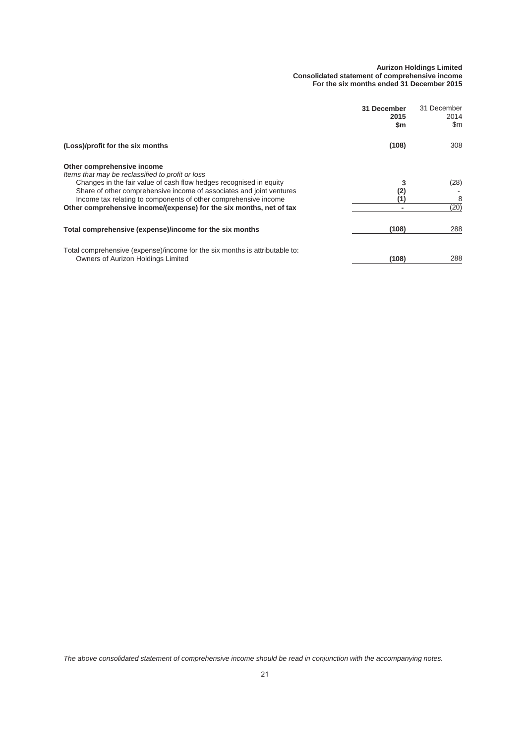**Aurizon Holdings Limited**
**Consolidated statement of comprehensive income**
**For the six months ended 31 December 2015**

| | 31 December 2015 $m | 31 December 2014 $m |
|---|---|---|
| **(Loss)/profit for the six months** | **(108)** | 308 |
| **Other comprehensive income** | | |
| *Items that may be reclassified to profit or loss* | | |
| Changes in the fair value of cash flow hedges recognised in equity | **3** | (28) |
| Share of other comprehensive income of associates and joint ventures | **(2)** | - |
| Income tax relating to components of other comprehensive income | **(1)** | 8 |
| **Other comprehensive income/(expense) for the six months, net of tax** | **-** | (20) |
| **Total comprehensive (expense)/income for the six months** | **(108)** | 288 |
| Total comprehensive (expense)/income for the six months is attributable to: | | |
| Owners of Aurizon Holdings Limited | **(108)** | 288 |

*The above consolidated statement of comprehensive income should be read in conjunction with the accompanying notes.*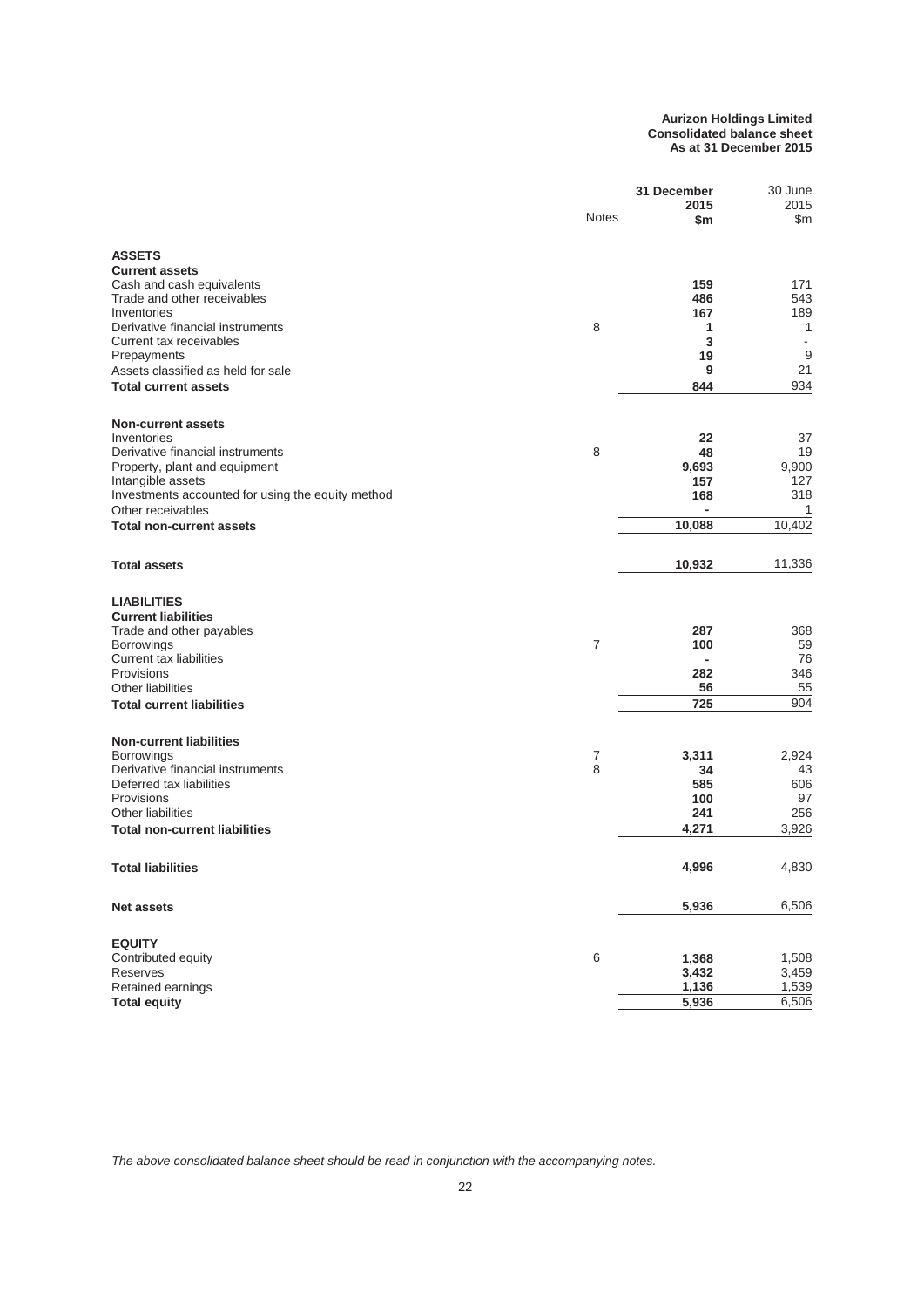**Aurizon Holdings Limited**
**Consolidated balance sheet**
**As at 31 December 2015**

| | Notes | 31 December 2015 $m | 30 June 2015 $m |
|---|---|---|---|
| **ASSETS** | | | |
| **Current assets** | | | |
| Cash and cash equivalents | | **159** | 171 |
| Trade and other receivables | | **486** | 543 |
| Inventories | | **167** | 189 |
| Derivative financial instruments | 8 | **1** | 1 |
| Current tax receivables | | **3** | - |
| Prepayments | | **19** | 9 |
| Assets classified as held for sale | | **9** | 21 |
| **Total current assets** | | **844** | 934 |
| | | | |
| **Non-current assets** | | | |
| Inventories | | **22** | 37 |
| Derivative financial instruments | 8 | **48** | 19 |
| Property, plant and equipment | | **9,693** | 9,900 |
| Intangible assets | | **157** | 127 |
| Investments accounted for using the equity method | | **168** | 318 |
| Other receivables | | **-** | 1 |
| **Total non-current assets** | | **10,088** | 10,402 |
| | | | |
| **Total assets** | | **10,932** | 11,336 |
| | | | |
| **LIABILITIES** | | | |
| **Current liabilities** | | | |
| Trade and other payables | | **287** | 368 |
| Borrowings | 7 | **100** | 59 |
| Current tax liabilities | | **-** | 76 |
| Provisions | | **282** | 346 |
| Other liabilities | | **56** | 55 |
| **Total current liabilities** | | **725** | 904 |
| | | | |
| **Non-current liabilities** | | | |
| Borrowings | 7 | **3,311** | 2,924 |
| Derivative financial instruments | 8 | **34** | 43 |
| Deferred tax liabilities | | **585** | 606 |
| Provisions | | **100** | 97 |
| Other liabilities | | **241** | 256 |
| **Total non-current liabilities** | | **4,271** | 3,926 |
| | | | |
| **Total liabilities** | | **4,996** | 4,830 |
| | | | |
| **Net assets** | | **5,936** | 6,506 |
| | | | |
| **EQUITY** | | | |
| Contributed equity | 6 | **1,368** | 1,508 |
| Reserves | | **3,432** | 3,459 |
| Retained earnings | | **1,136** | 1,539 |
| **Total equity** | | **5,936** | 6,506 |

*The above consolidated balance sheet should be read in conjunction with the accompanying notes.*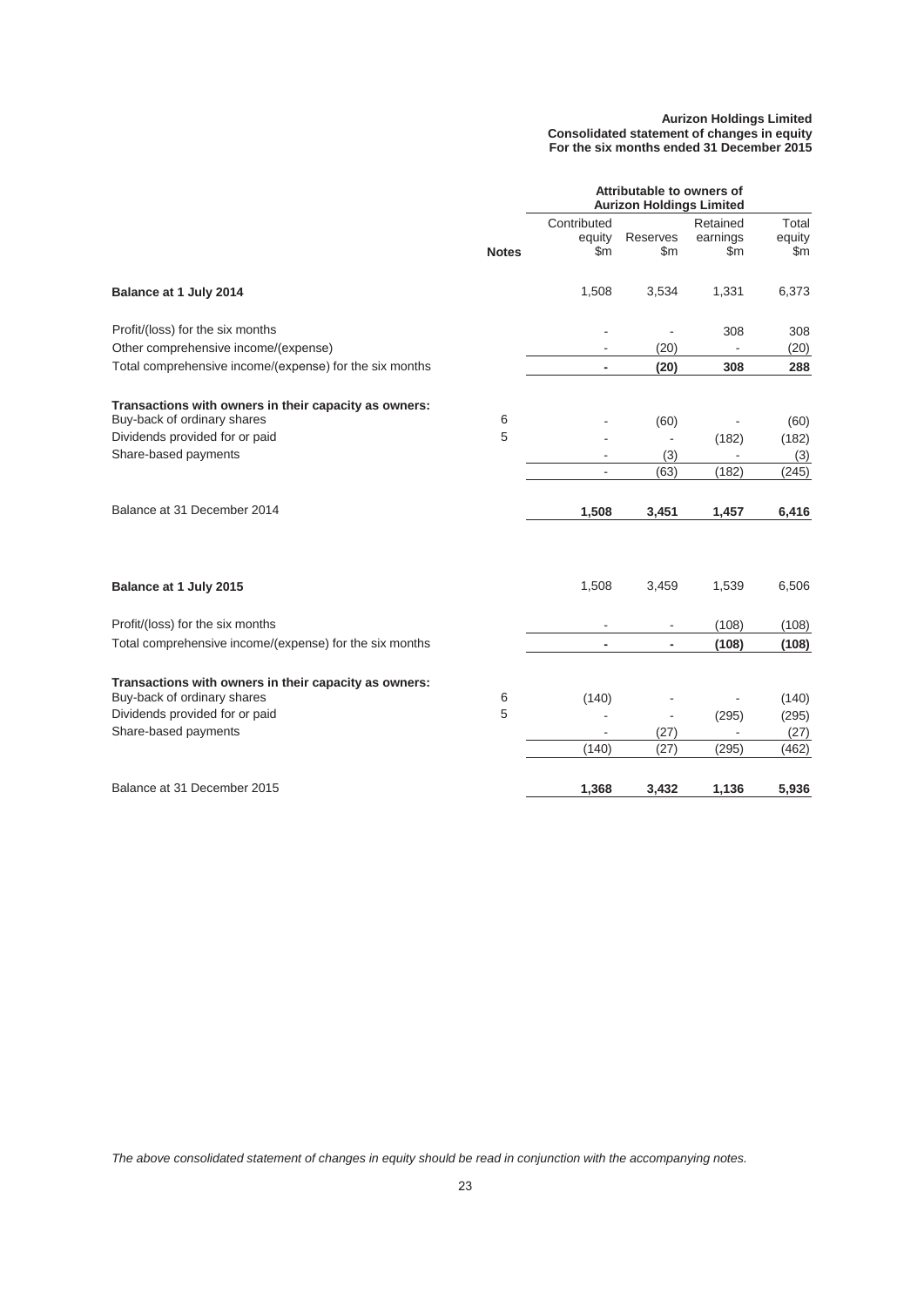**Aurizon Holdings Limited**
**Consolidated statement of changes in equity**
**For the six months ended 31 December 2015**

| | | Attributable to owners of Aurizon Holdings Limited | | | |
|---|---|---|---|---|---|
| | **Notes** | Contributed equity $m | Reserves $m | Retained earnings $m | Total equity $m |
| **Balance at 1 July 2014** | | 1,508 | 3,534 | 1,331 | 6,373 |
| Profit/(loss) for the six months | | - | - | 308 | 308 |
| Other comprehensive income/(expense) | | - | (20) | - | (20) |
| Total comprehensive income/(expense) for the six months | | **-** | **(20)** | **308** | **288** |
| **Transactions with owners in their capacity as owners:** | | | | | |
| Buy-back of ordinary shares | 6 | - | (60) | - | (60) |
| Dividends provided for or paid | 5 | - | - | (182) | (182) |
| Share-based payments | | - | (3) | - | (3) |
| | | - | (63) | (182) | (245) |
| Balance at 31 December 2014 | | **1,508** | **3,451** | **1,457** | **6,416** |
| **Balance at 1 July 2015** | | 1,508 | 3,459 | 1,539 | 6,506 |
| Profit/(loss) for the six months | | - | - | (108) | (108) |
| Total comprehensive income/(expense) for the six months | | **-** | **-** | **(108)** | **(108)** |
| **Transactions with owners in their capacity as owners:** | | | | | |
| Buy-back of ordinary shares | 6 | (140) | - | - | (140) |
| Dividends provided for or paid | 5 | - | - | (295) | (295) |
| Share-based payments | | - | (27) | - | (27) |
| | | (140) | (27) | (295) | (462) |
| Balance at 31 December 2015 | | **1,368** | **3,432** | **1,136** | **5,936** |

*The above consolidated statement of changes in equity should be read in conjunction with the accompanying notes.*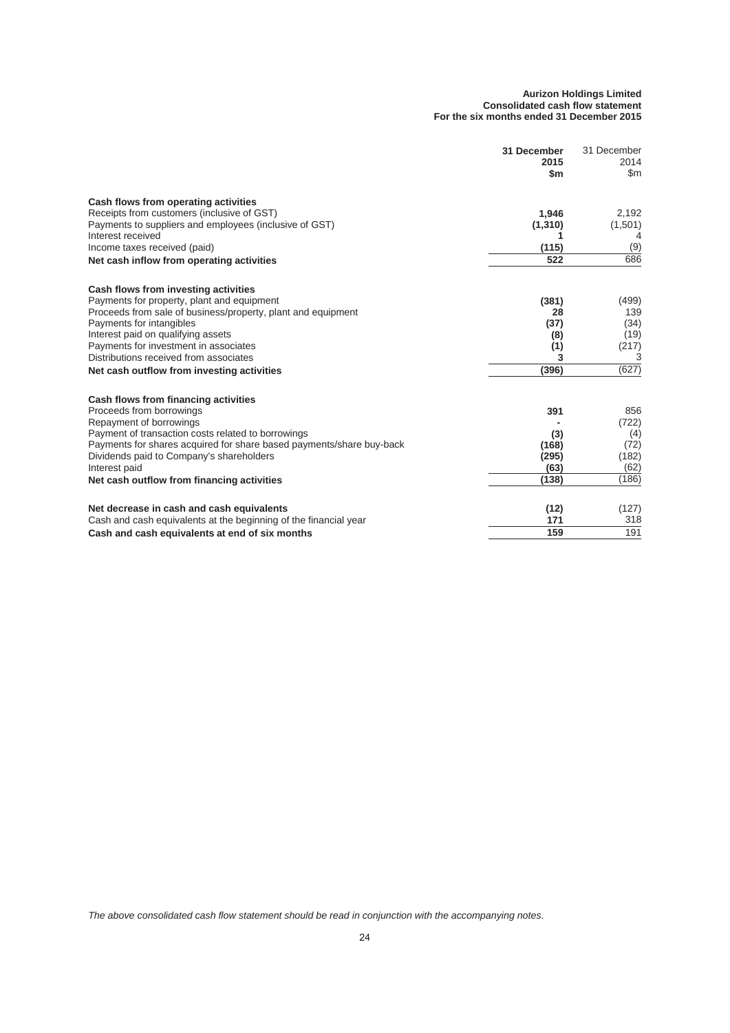**Aurizon Holdings Limited**
**Consolidated cash flow statement**
**For the six months ended 31 December 2015**

| | 31 December 2015 $m | 31 December 2014 $m |
|---|---|---|
| **Cash flows from operating activities** | | |
| Receipts from customers (inclusive of GST) | **1,946** | 2,192 |
| Payments to suppliers and employees (inclusive of GST) | **(1,310)** | (1,501) |
| Interest received | **1** | 4 |
| Income taxes received (paid) | **(115)** | (9) |
| **Net cash inflow from operating activities** | **522** | 686 |
| **Cash flows from investing activities** | | |
| Payments for property, plant and equipment | **(381)** | (499) |
| Proceeds from sale of business/property, plant and equipment | **28** | 139 |
| Payments for intangibles | **(37)** | (34) |
| Interest paid on qualifying assets | **(8)** | (19) |
| Payments for investment in associates | **(1)** | (217) |
| Distributions received from associates | **3** | 3 |
| **Net cash outflow from investing activities** | **(396)** | (627) |
| **Cash flows from financing activities** | | |
| Proceeds from borrowings | **391** | 856 |
| Repayment of borrowings | **-** | (722) |
| Payment of transaction costs related to borrowings | **(3)** | (4) |
| Payments for shares acquired for share based payments/share buy-back | **(168)** | (72) |
| Dividends paid to Company's shareholders | **(295)** | (182) |
| Interest paid | **(63)** | (62) |
| **Net cash outflow from financing activities** | **(138)** | (186) |
| **Net decrease in cash and cash equivalents** | **(12)** | (127) |
| Cash and cash equivalents at the beginning of the financial year | **171** | 318 |
| **Cash and cash equivalents at end of six months** | **159** | 191 |

*The above consolidated cash flow statement should be read in conjunction with the accompanying notes.*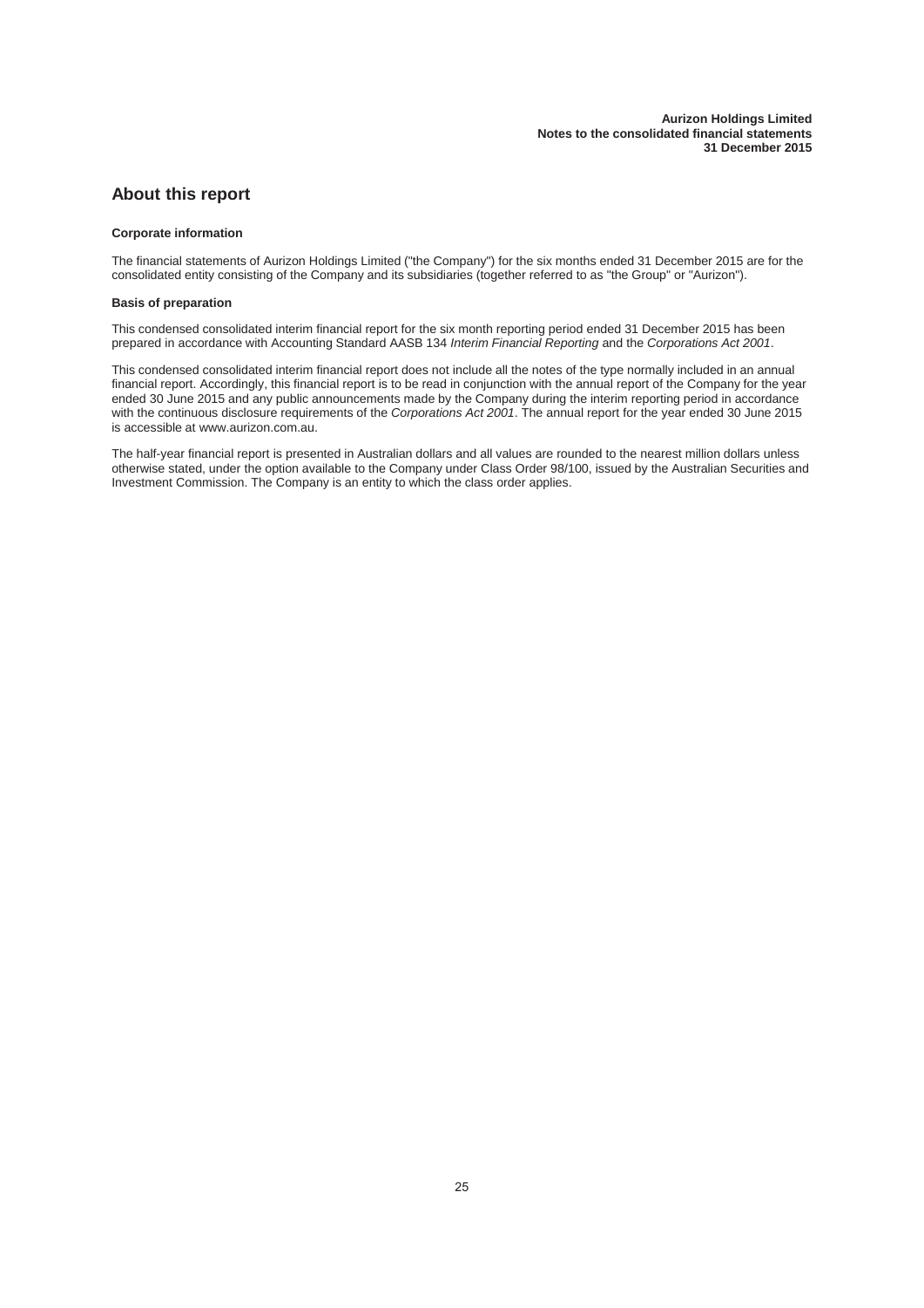## About this report

### Corporate information

The financial statements of Aurizon Holdings Limited ("the Company") for the six months ended 31 December 2015 are for the consolidated entity consisting of the Company and its subsidiaries (together referred to as "the Group" or "Aurizon").

### Basis of preparation

This condensed consolidated interim financial report for the six month reporting period ended 31 December 2015 has been prepared in accordance with Accounting Standard AASB 134 *Interim Financial Reporting* and the *Corporations Act 2001*.

This condensed consolidated interim financial report does not include all the notes of the type normally included in an annual financial report. Accordingly, this financial report is to be read in conjunction with the annual report of the Company for the year ended 30 June 2015 and any public announcements made by the Company during the interim reporting period in accordance with the continuous disclosure requirements of the *Corporations Act 2001*. The annual report for the year ended 30 June 2015 is accessible at www.aurizon.com.au.

The half-year financial report is presented in Australian dollars and all values are rounded to the nearest million dollars unless otherwise stated, under the option available to the Company under Class Order 98/100, issued by the Australian Securities and Investment Commission. The Company is an entity to which the class order applies.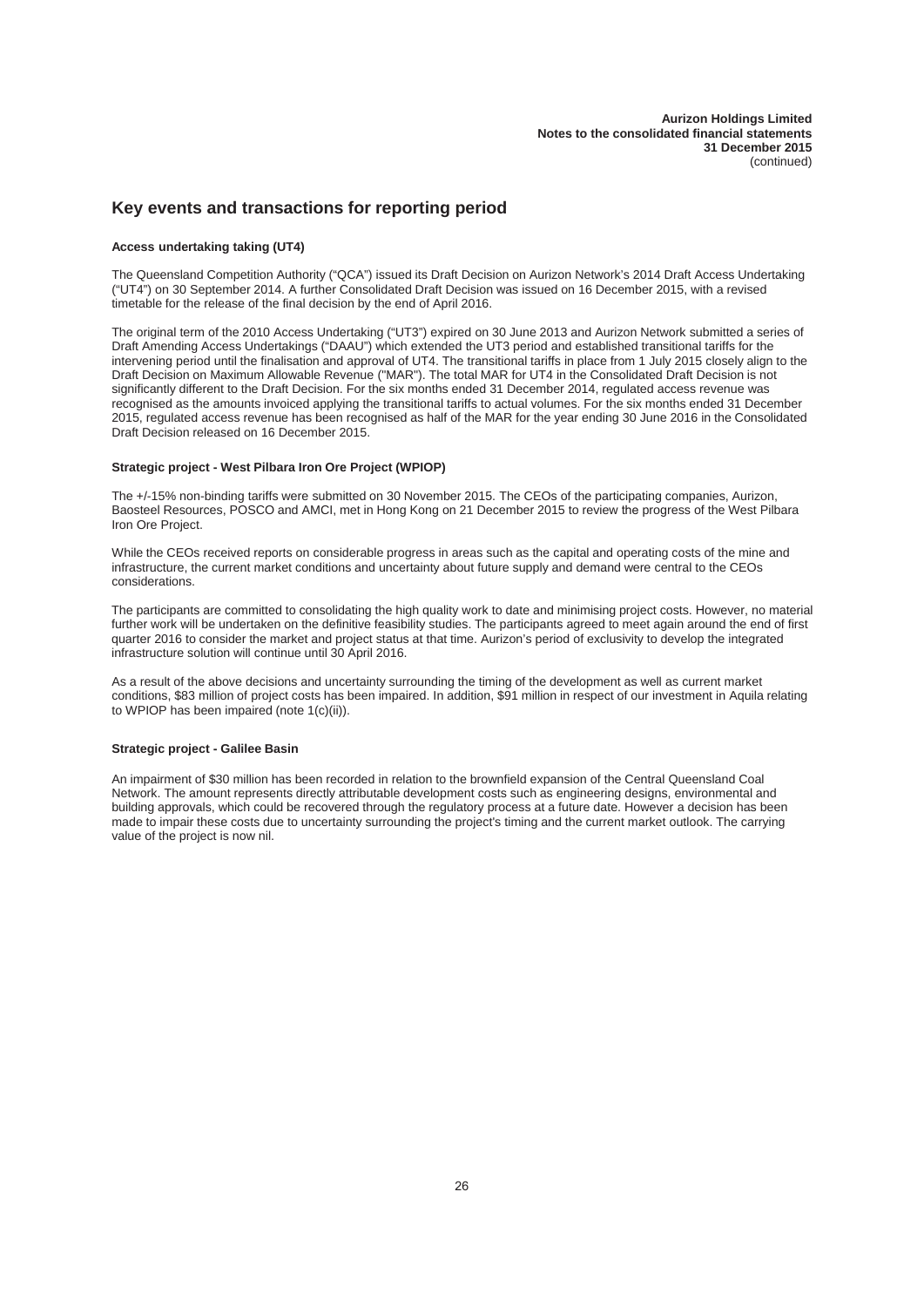## Key events and transactions for reporting period

**Access undertaking taking (UT4)**

The Queensland Competition Authority ("QCA") issued its Draft Decision on Aurizon Network's 2014 Draft Access Undertaking ("UT4") on 30 September 2014. A further Consolidated Draft Decision was issued on 16 December 2015, with a revised timetable for the release of the final decision by the end of April 2016.

The original term of the 2010 Access Undertaking ("UT3") expired on 30 June 2013 and Aurizon Network submitted a series of Draft Amending Access Undertakings ("DAAU") which extended the UT3 period and established transitional tariffs for the intervening period until the finalisation and approval of UT4. The transitional tariffs in place from 1 July 2015 closely align to the Draft Decision on Maximum Allowable Revenue ("MAR"). The total MAR for UT4 in the Consolidated Draft Decision is not significantly different to the Draft Decision. For the six months ended 31 December 2014, regulated access revenue was recognised as the amounts invoiced applying the transitional tariffs to actual volumes. For the six months ended 31 December 2015, regulated access revenue has been recognised as half of the MAR for the year ending 30 June 2016 in the Consolidated Draft Decision released on 16 December 2015.

**Strategic project - West Pilbara Iron Ore Project (WPIOP)**

The +/-15% non-binding tariffs were submitted on 30 November 2015. The CEOs of the participating companies, Aurizon, Baosteel Resources, POSCO and AMCI, met in Hong Kong on 21 December 2015 to review the progress of the West Pilbara Iron Ore Project.

While the CEOs received reports on considerable progress in areas such as the capital and operating costs of the mine and infrastructure, the current market conditions and uncertainty about future supply and demand were central to the CEOs considerations.

The participants are committed to consolidating the high quality work to date and minimising project costs. However, no material further work will be undertaken on the definitive feasibility studies. The participants agreed to meet again around the end of first quarter 2016 to consider the market and project status at that time. Aurizon's period of exclusivity to develop the integrated infrastructure solution will continue until 30 April 2016.

As a result of the above decisions and uncertainty surrounding the timing of the development as well as current market conditions, $83 million of project costs has been impaired. In addition, $91 million in respect of our investment in Aquila relating to WPIOP has been impaired (note 1(c)(ii)).

**Strategic project - Galilee Basin**

An impairment of $30 million has been recorded in relation to the brownfield expansion of the Central Queensland Coal Network. The amount represents directly attributable development costs such as engineering designs, environmental and building approvals, which could be recovered through the regulatory process at a future date. However a decision has been made to impair these costs due to uncertainty surrounding the project's timing and the current market outlook. The carrying value of the project is now nil.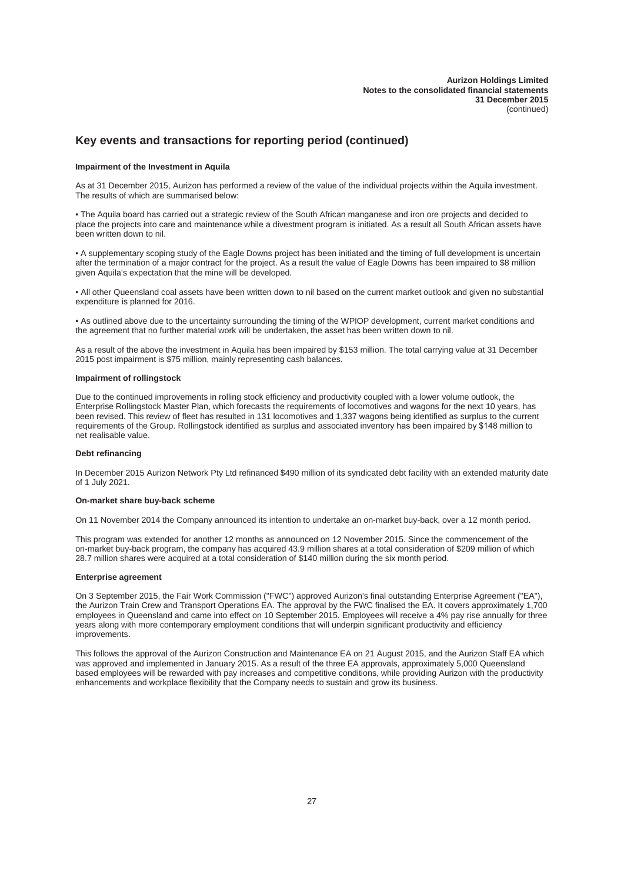## Key events and transactions for reporting period (continued)

**Impairment of the Investment in Aquila**

As at 31 December 2015, Aurizon has performed a review of the value of the individual projects within the Aquila investment. The results of which are summarised below:

- The Aquila board has carried out a strategic review of the South African manganese and iron ore projects and decided to place the projects into care and maintenance while a divestment program is initiated. As a result all South African assets have been written down to nil.

- A supplementary scoping study of the Eagle Downs project has been initiated and the timing of full development is uncertain after the termination of a major contract for the project. As a result the value of Eagle Downs has been impaired to $8 million given Aquila's expectation that the mine will be developed.

- All other Queensland coal assets have been written down to nil based on the current market outlook and given no substantial expenditure is planned for 2016.

- As outlined above due to the uncertainty surrounding the timing of the WPIOP development, current market conditions and the agreement that no further material work will be undertaken, the asset has been written down to nil.

As a result of the above the investment in Aquila has been impaired by $153 million. The total carrying value at 31 December 2015 post impairment is $75 million, mainly representing cash balances.

**Impairment of rollingstock**

Due to the continued improvements in rolling stock efficiency and productivity coupled with a lower volume outlook, the Enterprise Rollingstock Master Plan, which forecasts the requirements of locomotives and wagons for the next 10 years, has been revised. This review of fleet has resulted in 131 locomotives and 1,337 wagons being identified as surplus to the current requirements of the Group. Rollingstock identified as surplus and associated inventory has been impaired by $148 million to net realisable value.

**Debt refinancing**

In December 2015 Aurizon Network Pty Ltd refinanced $490 million of its syndicated debt facility with an extended maturity date of 1 July 2021.

**On-market share buy-back scheme**

On 11 November 2014 the Company announced its intention to undertake an on-market buy-back, over a 12 month period.

This program was extended for another 12 months as announced on 12 November 2015. Since the commencement of the on-market buy-back program, the company has acquired 43.9 million shares at a total consideration of $209 million of which 28.7 million shares were acquired at a total consideration of $140 million during the six month period.

**Enterprise agreement**

On 3 September 2015, the Fair Work Commission ("FWC") approved Aurizon's final outstanding Enterprise Agreement ("EA"), the Aurizon Train Crew and Transport Operations EA. The approval by the FWC finalised the EA. It covers approximately 1,700 employees in Queensland and came into effect on 10 September 2015. Employees will receive a 4% pay rise annually for three years along with more contemporary employment conditions that will underpin significant productivity and efficiency improvements.

This follows the approval of the Aurizon Construction and Maintenance EA on 21 August 2015, and the Aurizon Staff EA which was approved and implemented in January 2015. As a result of the three EA approvals, approximately 5,000 Queensland based employees will be rewarded with pay increases and competitive conditions, while providing Aurizon with the productivity enhancements and workplace flexibility that the Company needs to sustain and grow its business.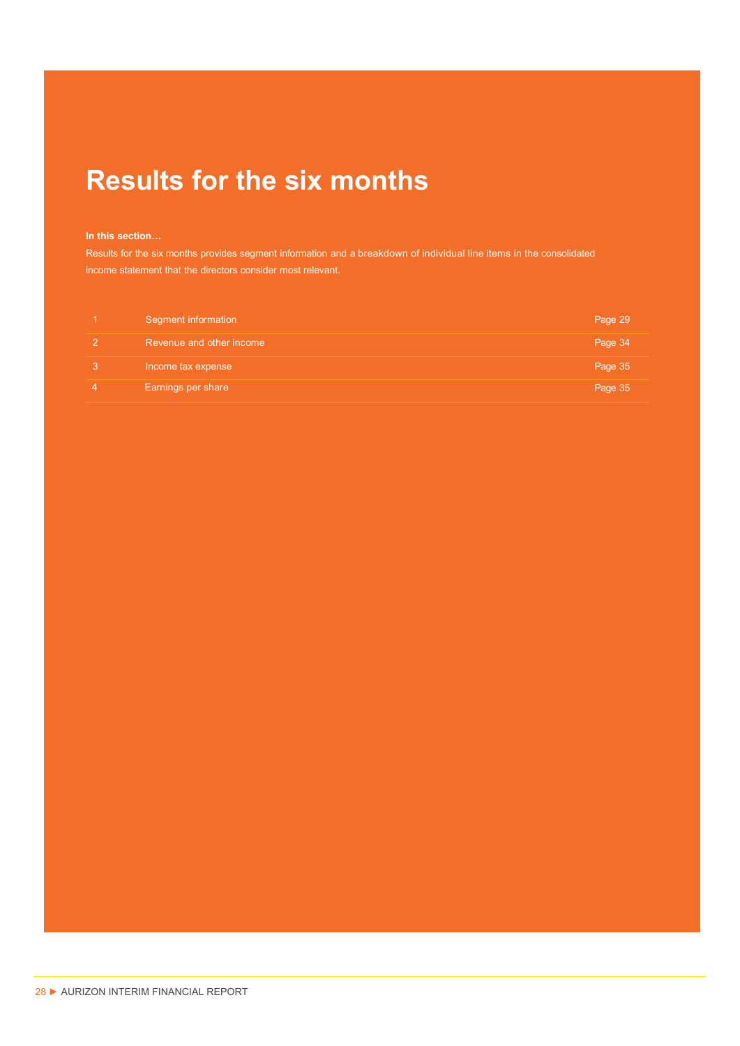# Results for the six months

**In this section…**

Results for the six months provides segment information and a breakdown of individual line items in the consolidated income statement that the directors consider most relevant.

| | | |
|---|---|---|
| 1 | Segment information | Page 29 |
| 2 | Revenue and other income | Page 34 |
| 3 | Income tax expense | Page 35 |
| 4 | Earnings per share | Page 35 |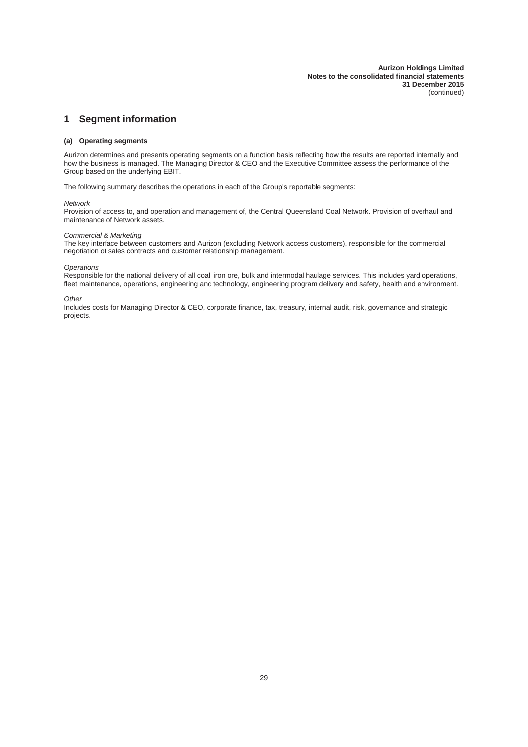# 1 Segment information

### (a) Operating segments

Aurizon determines and presents operating segments on a function basis reflecting how the results are reported internally and how the business is managed. The Managing Director & CEO and the Executive Committee assess the performance of the Group based on the underlying EBIT.

The following summary describes the operations in each of the Group's reportable segments:

*Network*
Provision of access to, and operation and management of, the Central Queensland Coal Network. Provision of overhaul and maintenance of Network assets.

*Commercial & Marketing*
The key interface between customers and Aurizon (excluding Network access customers), responsible for the commercial negotiation of sales contracts and customer relationship management.

*Operations*
Responsible for the national delivery of all coal, iron ore, bulk and intermodal haulage services. This includes yard operations, fleet maintenance, operations, engineering and technology, engineering program delivery and safety, health and environment.

*Other*
Includes costs for Managing Director & CEO, corporate finance, tax, treasury, internal audit, risk, governance and strategic projects.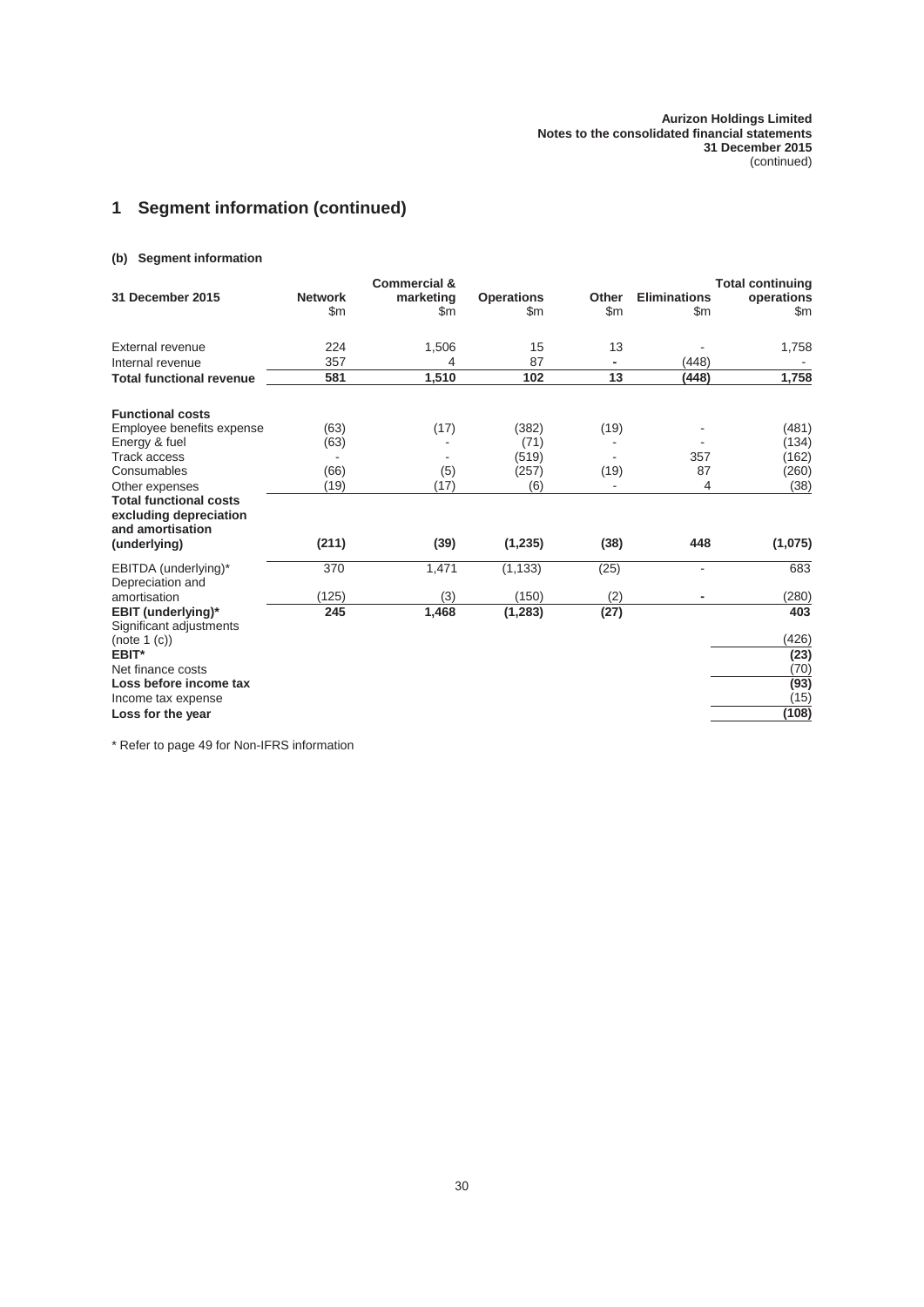Aurizon Holdings Limited
Notes to the consolidated financial statements
31 December 2015
(continued)

## 1 Segment information (continued)

### (b) Segment information

| 31 December 2015 | Network $m | Commercial & marketing $m | Operations $m | Other $m | Eliminations $m | Total continuing operations $m |
|---|---|---|---|---|---|---|
| External revenue | 224 | 1,506 | 15 | 13 | - | 1,758 |
| Internal revenue | 357 | 4 | 87 | - | (448) | - |
| **Total functional revenue** | **581** | **1,510** | **102** | **13** | **(448)** | **1,758** |
| | | | | | | |
| **Functional costs** | | | | | | |
| Employee benefits expense | (63) | (17) | (382) | (19) | - | (481) |
| Energy & fuel | (63) | - | (71) | - | - | (134) |
| Track access | - | - | (519) | - | 357 | (162) |
| Consumables | (66) | (5) | (257) | (19) | 87 | (260) |
| Other expenses | (19) | (17) | (6) | - | 4 | (38) |
| **Total functional costs excluding depreciation and amortisation (underlying)** | **(211)** | **(39)** | **(1,235)** | **(38)** | **448** | **(1,075)** |
| EBITDA (underlying)* | 370 | 1,471 | (1,133) | (25) | - | 683 |
| Depreciation and amortisation | (125) | (3) | (150) | (2) | - | (280) |
| **EBIT (underlying)*** | **245** | **1,468** | **(1,283)** | **(27)** | | **403** |
| Significant adjustments (note 1 (c)) | | | | | | (426) |
| **EBIT*** | | | | | | **(23)** |
| Net finance costs | | | | | | (70) |
| **Loss before income tax** | | | | | | **(93)** |
| Income tax expense | | | | | | (15) |
| **Loss for the year** | | | | | | **(108)** |

* Refer to page 49 for Non-IFRS information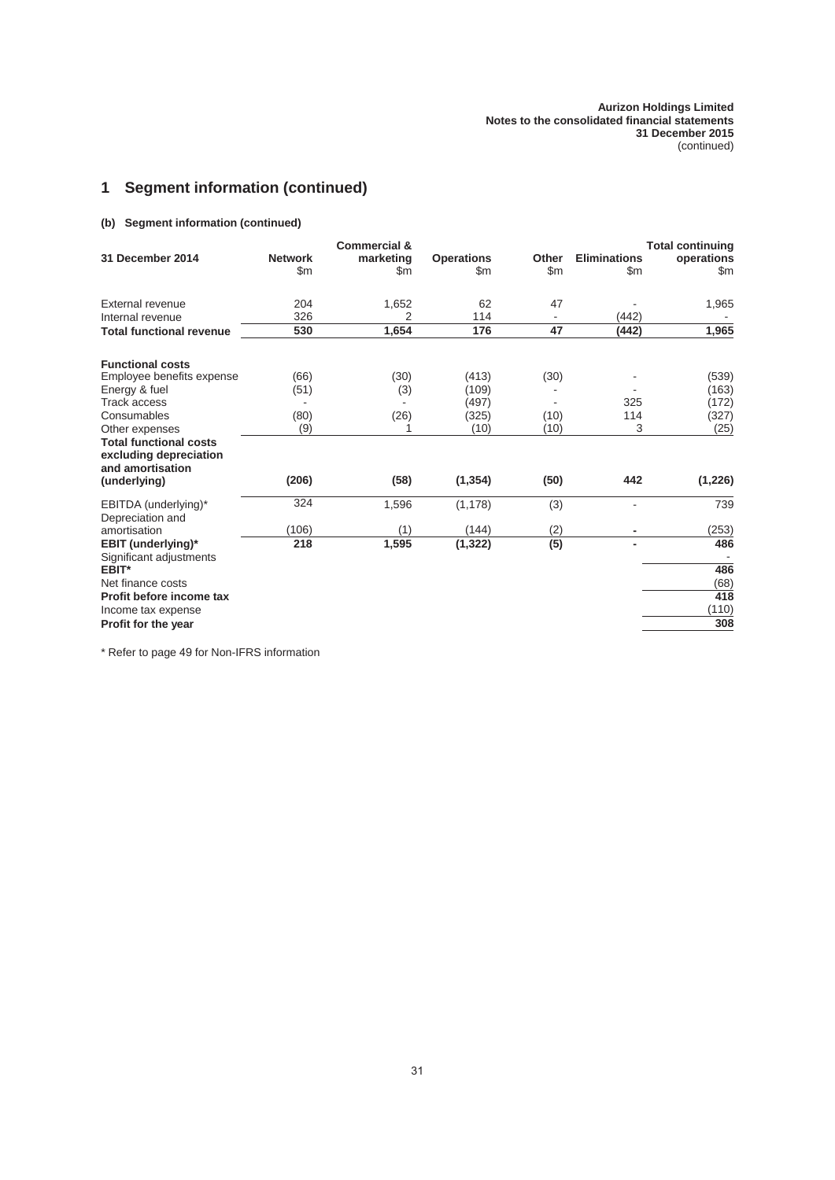# 1 Segment information (continued)

## (b) Segment information (continued)

| 31 December 2014 | Network $m | Commercial & marketing $m | Operations $m | Other $m | Eliminations $m | Total continuing operations $m |
|---|---|---|---|---|---|---|
| External revenue | 204 | 1,652 | 62 | 47 | - | 1,965 |
| Internal revenue | 326 | 2 | 114 | - | (442) | - |
| **Total functional revenue** | **530** | **1,654** | **176** | **47** | **(442)** | **1,965** |
| | | | | | | |
| **Functional costs** | | | | | | |
| Employee benefits expense | (66) | (30) | (413) | (30) | - | (539) |
| Energy & fuel | (51) | (3) | (109) | - | - | (163) |
| Track access | - | - | (497) | - | 325 | (172) |
| Consumables | (80) | (26) | (325) | (10) | 114 | (327) |
| Other expenses | (9) | 1 | (10) | (10) | 3 | (25) |
| **Total functional costs excluding depreciation and amortisation (underlying)** | **(206)** | **(58)** | **(1,354)** | **(50)** | **442** | **(1,226)** |
| EBITDA (underlying)* | 324 | 1,596 | (1,178) | (3) | - | 739 |
| Depreciation and amortisation | (106) | (1) | (144) | (2) | - | (253) |
| **EBIT (underlying)*** | **218** | **1,595** | **(1,322)** | **(5)** | **-** | **486** |
| Significant adjustments | | | | | | - |
| **EBIT*** | | | | | | **486** |
| Net finance costs | | | | | | (68) |
| **Profit before income tax** | | | | | | **418** |
| Income tax expense | | | | | | (110) |
| **Profit for the year** | | | | | | **308** |

* Refer to page 49 for Non-IFRS information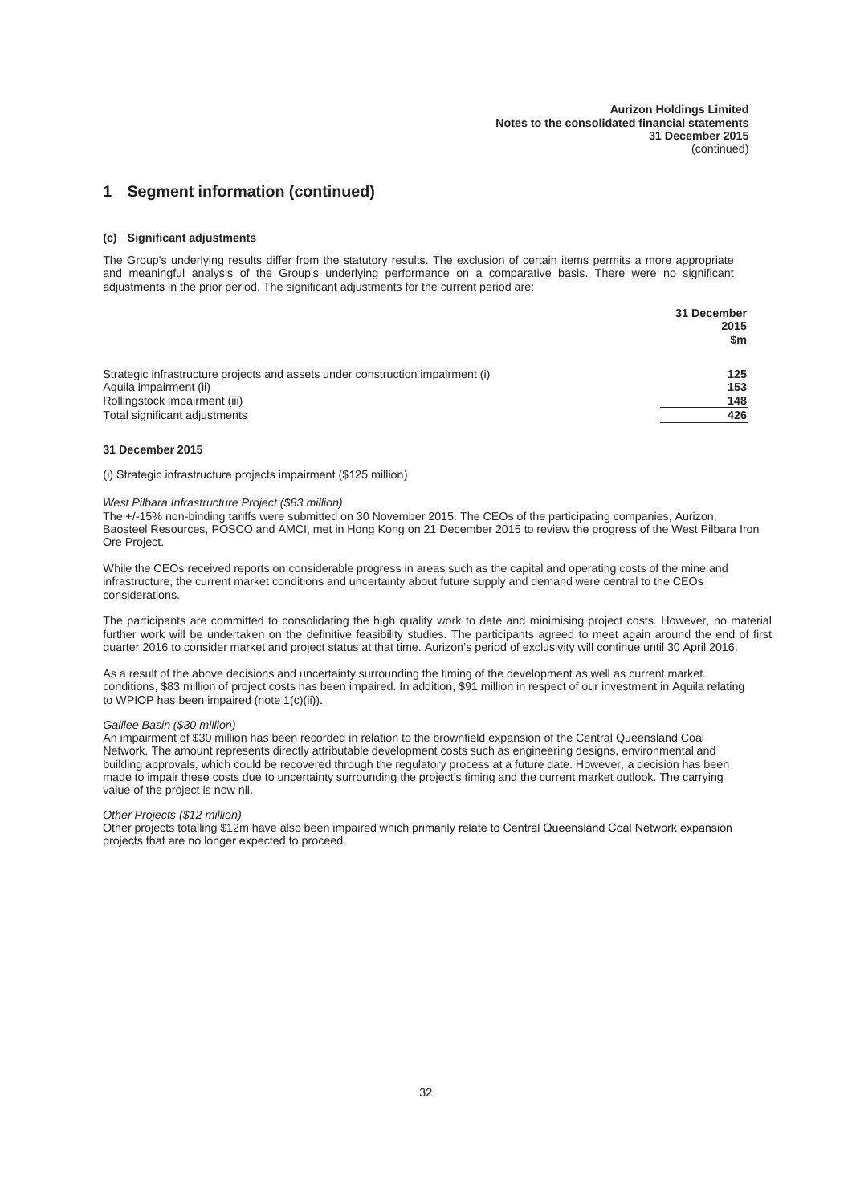## 1 Segment information (continued)

### (c) Significant adjustments

The Group's underlying results differ from the statutory results. The exclusion of certain items permits a more appropriate and meaningful analysis of the Group's underlying performance on a comparative basis. There were no significant adjustments in the prior period. The significant adjustments for the current period are:

| | 31 December 2015 $m |
|---|---|
| Strategic infrastructure projects and assets under construction impairment (i) | **125** |
| Aquila impairment (ii) | **153** |
| Rollingstock impairment (iii) | **148** |
| Total significant adjustments | **426** |

**31 December 2015**

(i) Strategic infrastructure projects impairment ($125 million)

*West Pilbara Infrastructure Project ($83 million)*
The +/-15% non-binding tariffs were submitted on 30 November 2015. The CEOs of the participating companies, Aurizon, Baosteel Resources, POSCO and AMCI, met in Hong Kong on 21 December 2015 to review the progress of the West Pilbara Iron Ore Project.

While the CEOs received reports on considerable progress in areas such as the capital and operating costs of the mine and infrastructure, the current market conditions and uncertainty about future supply and demand were central to the CEOs considerations.

The participants are committed to consolidating the high quality work to date and minimising project costs. However, no material further work will be undertaken on the definitive feasibility studies. The participants agreed to meet again around the end of first quarter 2016 to consider market and project status at that time. Aurizon's period of exclusivity will continue until 30 April 2016.

As a result of the above decisions and uncertainty surrounding the timing of the development as well as current market conditions, $83 million of project costs has been impaired. In addition, $91 million in respect of our investment in Aquila relating to WPIOP has been impaired (note 1(c)(ii)).

*Galilee Basin ($30 million)*
An impairment of $30 million has been recorded in relation to the brownfield expansion of the Central Queensland Coal Network. The amount represents directly attributable development costs such as engineering designs, environmental and building approvals, which could be recovered through the regulatory process at a future date. However, a decision has been made to impair these costs due to uncertainty surrounding the project's timing and the current market outlook. The carrying value of the project is now nil.

*Other Projects ($12 million)*
Other projects totalling $12m have also been impaired which primarily relate to Central Queensland Coal Network expansion projects that are no longer expected to proceed.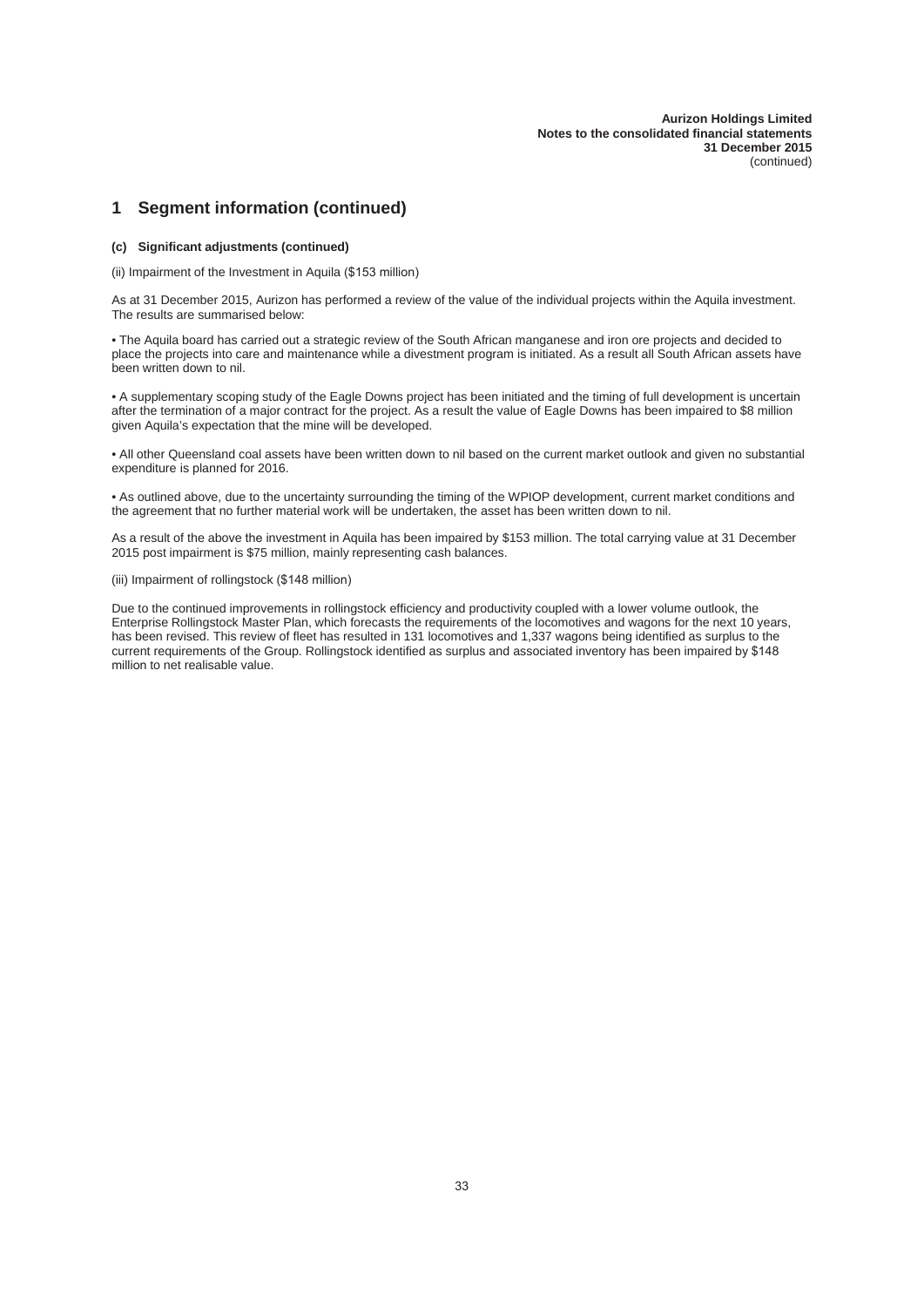## 1 Segment information (continued)

### (c) Significant adjustments (continued)

(ii) Impairment of the Investment in Aquila ($153 million)

As at 31 December 2015, Aurizon has performed a review of the value of the individual projects within the Aquila investment. The results are summarised below:

• The Aquila board has carried out a strategic review of the South African manganese and iron ore projects and decided to place the projects into care and maintenance while a divestment program is initiated. As a result all South African assets have been written down to nil.

• A supplementary scoping study of the Eagle Downs project has been initiated and the timing of full development is uncertain after the termination of a major contract for the project. As a result the value of Eagle Downs has been impaired to $8 million given Aquila's expectation that the mine will be developed.

• All other Queensland coal assets have been written down to nil based on the current market outlook and given no substantial expenditure is planned for 2016.

• As outlined above, due to the uncertainty surrounding the timing of the WPIOP development, current market conditions and the agreement that no further material work will be undertaken, the asset has been written down to nil.

As a result of the above the investment in Aquila has been impaired by $153 million. The total carrying value at 31 December 2015 post impairment is $75 million, mainly representing cash balances.

(iii) Impairment of rollingstock ($148 million)

Due to the continued improvements in rollingstock efficiency and productivity coupled with a lower volume outlook, the Enterprise Rollingstock Master Plan, which forecasts the requirements of the locomotives and wagons for the next 10 years, has been revised. This review of fleet has resulted in 131 locomotives and 1,337 wagons being identified as surplus to the current requirements of the Group. Rollingstock identified as surplus and associated inventory has been impaired by $148 million to net realisable value.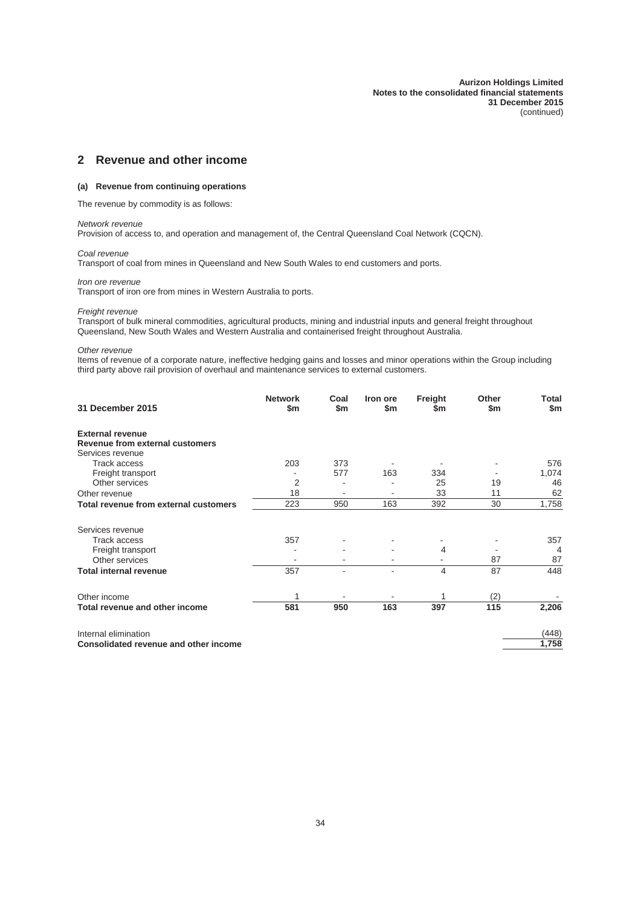## 2 Revenue and other income

### (a) Revenue from continuing operations

The revenue by commodity is as follows:

*Network revenue*
Provision of access to, and operation and management of, the Central Queensland Coal Network (CQCN).

*Coal revenue*
Transport of coal from mines in Queensland and New South Wales to end customers and ports.

*Iron ore revenue*
Transport of iron ore from mines in Western Australia to ports.

*Freight revenue*
Transport of bulk mineral commodities, agricultural products, mining and industrial inputs and general freight throughout Queensland, New South Wales and Western Australia and containerised freight throughout Australia.

*Other revenue*
Items of revenue of a corporate nature, ineffective hedging gains and losses and minor operations within the Group including third party above rail provision of overhaul and maintenance services to external customers.

| 31 December 2015 | Network $m | Coal $m | Iron ore $m | Freight $m | Other $m | Total $m |
|---|---|---|---|---|---|---|
| **External revenue** | | | | | | |
| **Revenue from external customers** | | | | | | |
| Services revenue | | | | | | |
| Track access | 203 | 373 | - | - | - | 576 |
| Freight transport | - | 577 | 163 | 334 | - | 1,074 |
| Other services | 2 | - | - | 25 | 19 | 46 |
| Other revenue | 18 | - | - | 33 | 11 | 62 |
| **Total revenue from external customers** | 223 | 950 | 163 | 392 | 30 | 1,758 |
| Services revenue | | | | | | |
| Track access | 357 | - | - | - | - | 357 |
| Freight transport | - | - | - | 4 | - | 4 |
| Other services | - | - | - | - | 87 | 87 |
| **Total internal revenue** | 357 | - | - | 4 | 87 | 448 |
| Other income | 1 | - | - | 1 | (2) | - |
| **Total revenue and other income** | **581** | **950** | **163** | **397** | **115** | **2,206** |
| Internal elimination | | | | | | (448) |
| **Consolidated revenue and other income** | | | | | | **1,758** |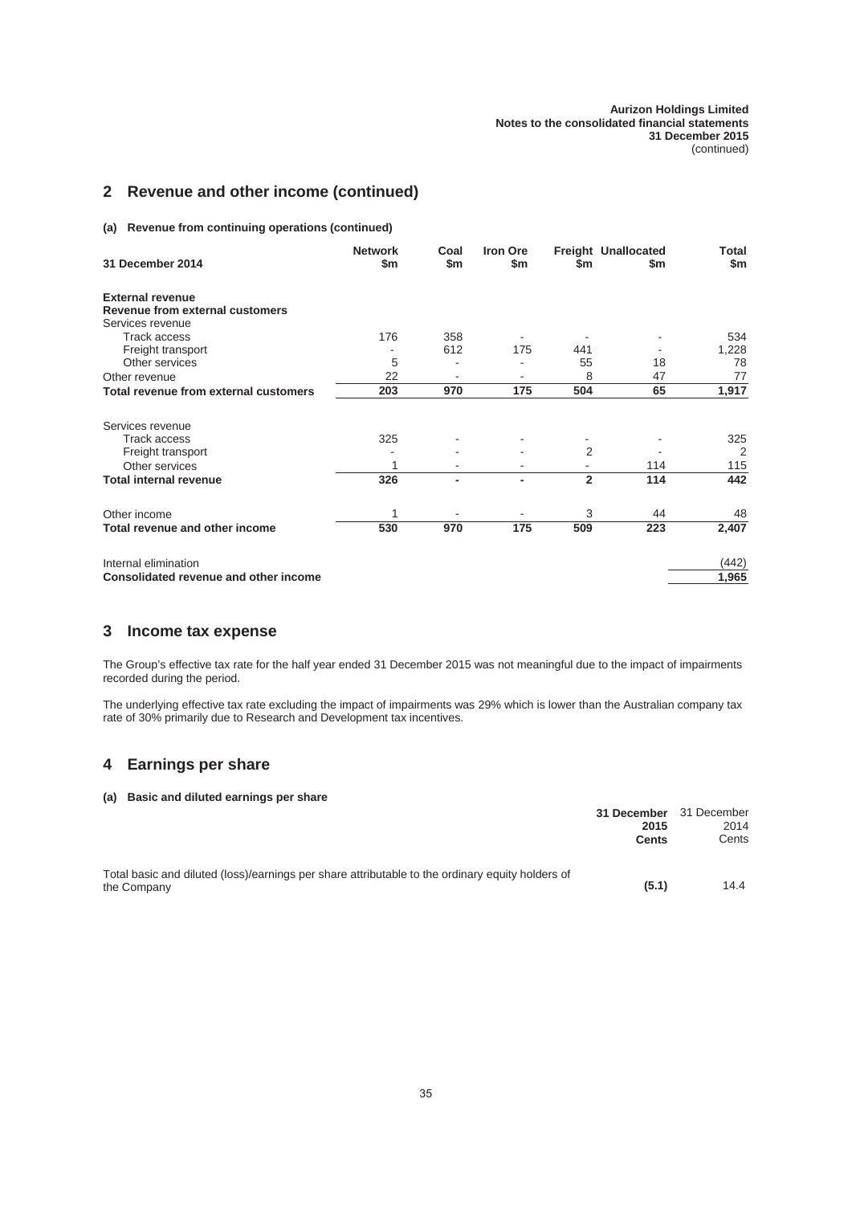## 2 Revenue and other income (continued)

### (a) Revenue from continuing operations (continued)

| 31 December 2014 | Network $m | Coal $m | Iron Ore $m | Freight $m | Unallocated $m | Total $m |
|---|---|---|---|---|---|---|
| **External revenue** | | | | | | |
| **Revenue from external customers** | | | | | | |
| Services revenue | | | | | | |
| Track access | 176 | 358 | - | - | - | 534 |
| Freight transport | - | 612 | 175 | 441 | - | 1,228 |
| Other services | 5 | - | - | 55 | 18 | 78 |
| Other revenue | 22 | - | - | 8 | 47 | 77 |
| **Total revenue from external customers** | **203** | **970** | **175** | **504** | **65** | **1,917** |
| | | | | | | |
| Services revenue | | | | | | |
| Track access | 325 | - | - | - | - | 325 |
| Freight transport | - | - | - | 2 | - | 2 |
| Other services | 1 | - | - | - | 114 | 115 |
| **Total internal revenue** | **326** | **-** | **-** | **2** | **114** | **442** |
| | | | | | | |
| Other income | 1 | - | - | 3 | 44 | 48 |
| **Total revenue and other income** | **530** | **970** | **175** | **509** | **223** | **2,407** |
| | | | | | | |
| Internal elimination | | | | | | (442) |
| **Consolidated revenue and other income** | | | | | | **1,965** |

## 3 Income tax expense

The Group's effective tax rate for the half year ended 31 December 2015 was not meaningful due to the impact of impairments recorded during the period.

The underlying effective tax rate excluding the impact of impairments was 29% which is lower than the Australian company tax rate of 30% primarily due to Research and Development tax incentives.

## 4 Earnings per share

### (a) Basic and diluted earnings per share

| | **31 December 2015 Cents** | 31 December 2014 Cents |
|---|---|---|
| Total basic and diluted (loss)/earnings per share attributable to the ordinary equity holders of the Company | **(5.1)** | 14.4 |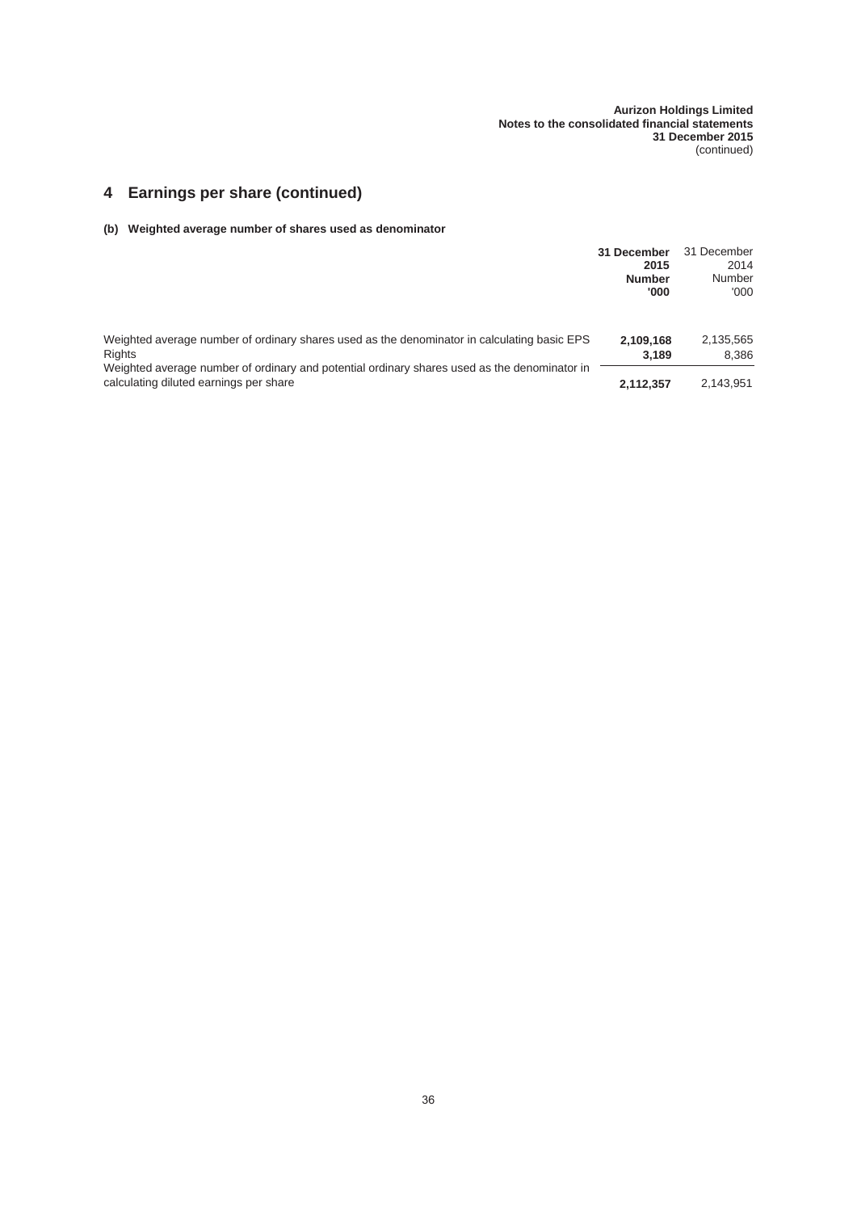## 4 Earnings per share (continued)

### (b) Weighted average number of shares used as denominator

| | **31 December 2015 Number '000** | 31 December 2014 Number '000 |
|---|---|---|
| Weighted average number of ordinary shares used as the denominator in calculating basic EPS | **2,109,168** | 2,135,565 |
| Rights | **3,189** | 8,386 |
| Weighted average number of ordinary and potential ordinary shares used as the denominator in calculating diluted earnings per share | **2,112,357** | 2,143,951 |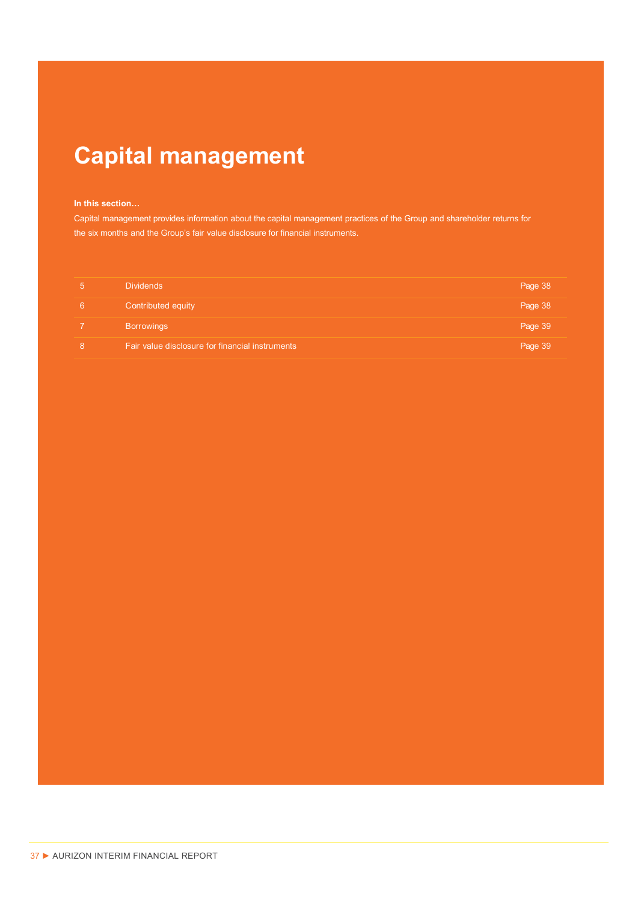# Capital management

**In this section…**

Capital management provides information about the capital management practices of the Group and shareholder returns for the six months and the Group's fair value disclosure for financial instruments.

| | | |
|---|---|---|
| 5 | Dividends | Page 38 |
| 6 | Contributed equity | Page 38 |
| 7 | Borrowings | Page 39 |
| 8 | Fair value disclosure for financial instruments | Page 39 |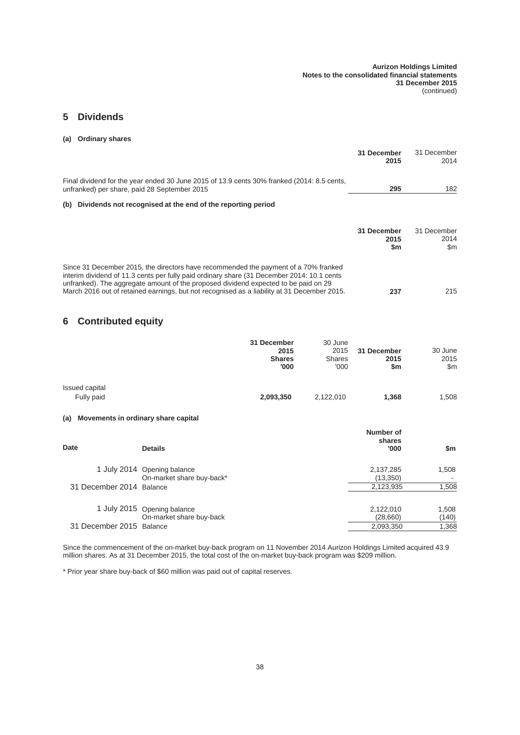## 5 Dividends

### (a) Ordinary shares

| | 31 December 2015 | 31 December 2014 |
|---|---|---|
| Final dividend for the year ended 30 June 2015 of 13.9 cents 30% franked (2014: 8.5 cents, unfranked) per share, paid 28 September 2015 | **295** | 182 |

### (b) Dividends not recognised at the end of the reporting period

| | 31 December 2015 $m | 31 December 2014 $m |
|---|---|---|
| Since 31 December 2015, the directors have recommended the payment of a 70% franked interim dividend of 11.3 cents per fully paid ordinary share (31 December 2014: 10.1 cents unfranked). The aggregate amount of the proposed dividend expected to be paid on 29 March 2016 out of retained earnings, but not recognised as a liability at 31 December 2015. | **237** | 215 |

## 6 Contributed equity

| | 31 December 2015 Shares '000 | 30 June 2015 Shares '000 | 31 December 2015 $m | 30 June 2015 $m |
|---|---|---|---|---|
| Issued capital | | | | |
| Fully paid | **2,093,350** | 2,122,010 | **1,368** | 1,508 |

### (a) Movements in ordinary share capital

| Date | Details | Number of shares '000 | $m |
|---|---|---|---|
| 1 July 2014 | Opening balance | 2,137,285 | 1,508 |
| | On-market share buy-back* | (13,350) | - |
| 31 December 2014 | Balance | 2,123,935 | 1,508 |
| 1 July 2015 | Opening balance | 2,122,010 | 1,508 |
| | On-market share buy-back | (28,660) | (140) |
| 31 December 2015 | Balance | 2,093,350 | 1,368 |

Since the commencement of the on-market buy-back program on 11 November 2014 Aurizon Holdings Limited acquired 43.9 million shares. As at 31 December 2015, the total cost of the on-market buy-back program was $209 million.

* Prior year share buy-back of $60 million was paid out of capital reserves.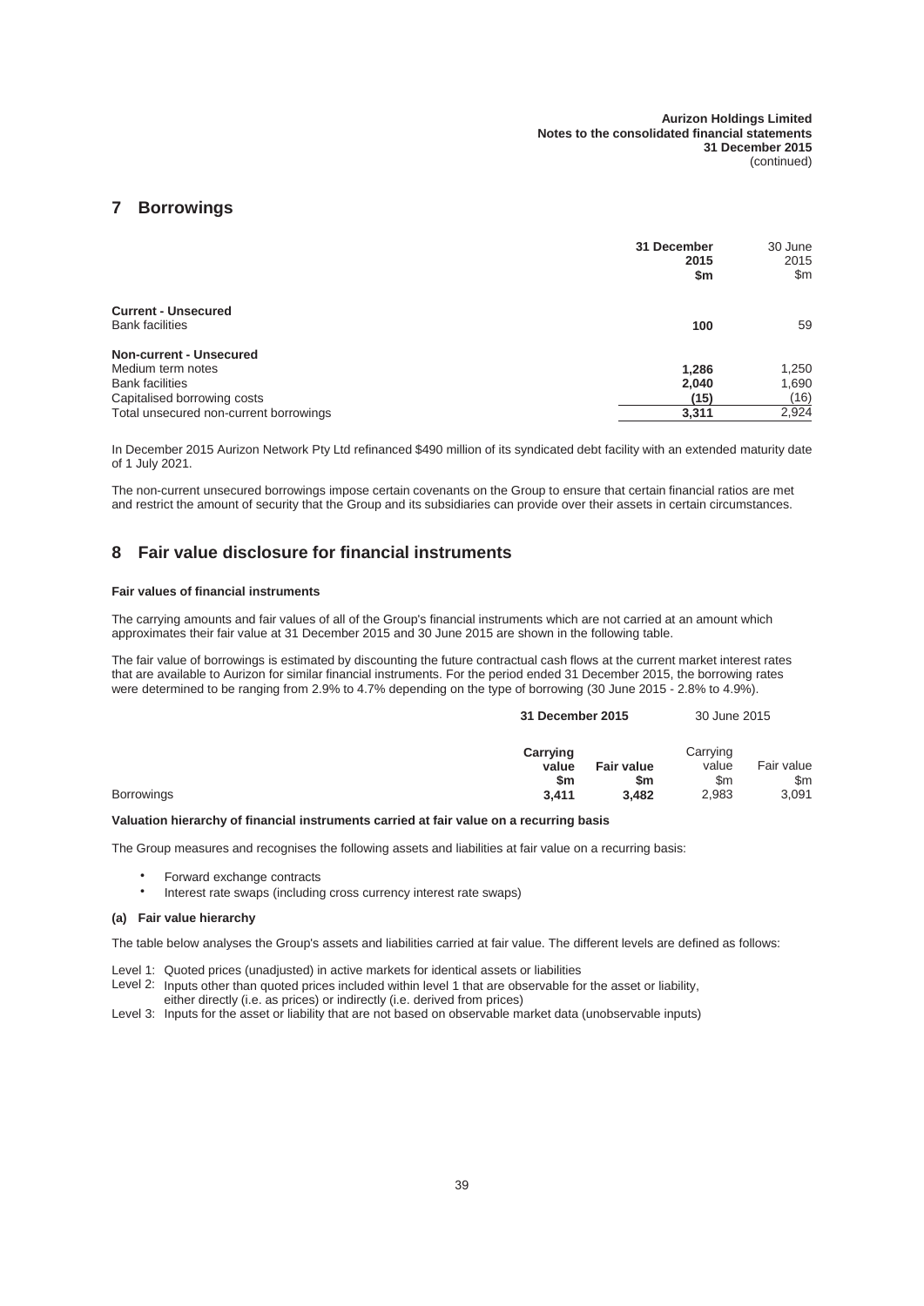## 7 Borrowings

| | 31 December 2015 $m | 30 June 2015 $m |
|---|---|---|
| **Current - Unsecured** | | |
| Bank facilities | **100** | 59 |
| **Non-current - Unsecured** | | |
| Medium term notes | **1,286** | 1,250 |
| Bank facilities | **2,040** | 1,690 |
| Capitalised borrowing costs | **(15)** | (16) |
| Total unsecured non-current borrowings | **3,311** | 2,924 |

In December 2015 Aurizon Network Pty Ltd refinanced $490 million of its syndicated debt facility with an extended maturity date of 1 July 2021.

The non-current unsecured borrowings impose certain covenants on the Group to ensure that certain financial ratios are met and restrict the amount of security that the Group and its subsidiaries can provide over their assets in certain circumstances.

## 8 Fair value disclosure for financial instruments

**Fair values of financial instruments**

The carrying amounts and fair values of all of the Group's financial instruments which are not carried at an amount which approximates their fair value at 31 December 2015 and 30 June 2015 are shown in the following table.

The fair value of borrowings is estimated by discounting the future contractual cash flows at the current market interest rates that are available to Aurizon for similar financial instruments. For the period ended 31 December 2015, the borrowing rates were determined to be ranging from 2.9% to 4.7% depending on the type of borrowing (30 June 2015 - 2.8% to 4.9%).

| | 31 December 2015 | | 30 June 2015 | |
|---|---|---|---|---|
| | Carrying value $m | Fair value $m | Carrying value $m | Fair value $m |
| Borrowings | **3,411** | **3,482** | 2,983 | 3,091 |

**Valuation hierarchy of financial instruments carried at fair value on a recurring basis**

The Group measures and recognises the following assets and liabilities at fair value on a recurring basis:

- Forward exchange contracts
- Interest rate swaps (including cross currency interest rate swaps)

**(a) Fair value hierarchy**

The table below analyses the Group's assets and liabilities carried at fair value. The different levels are defined as follows:

Level 1: Quoted prices (unadjusted) in active markets for identical assets or liabilities
Level 2: Inputs other than quoted prices included within level 1 that are observable for the asset or liability, either directly (i.e. as prices) or indirectly (i.e. derived from prices)
Level 3: Inputs for the asset or liability that are not based on observable market data (unobservable inputs)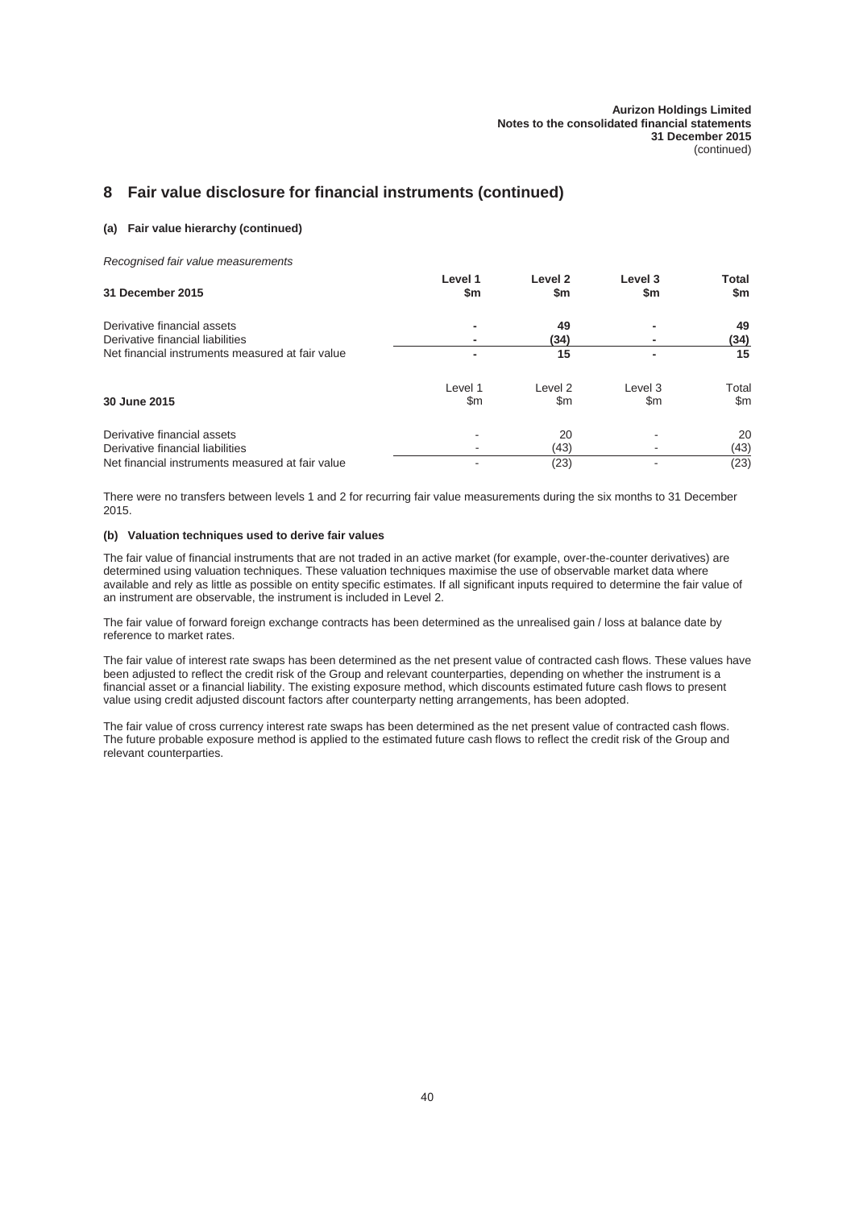## 8 Fair value disclosure for financial instruments (continued)

### (a) Fair value hierarchy (continued)

*Recognised fair value measurements*

| **31 December 2015** | **Level 1 $m** | **Level 2 $m** | **Level 3 $m** | **Total $m** |
|---|---|---|---|---|
| Derivative financial assets | - | 49 | - | 49 |
| Derivative financial liabilities | - | (34) | - | (34) |
| Net financial instruments measured at fair value | - | 15 | - | 15 |

| **30 June 2015** | Level 1 $m | Level 2 $m | Level 3 $m | Total $m |
|---|---|---|---|---|
| Derivative financial assets | - | 20 | - | 20 |
| Derivative financial liabilities | - | (43) | - | (43) |
| Net financial instruments measured at fair value | - | (23) | - | (23) |

There were no transfers between levels 1 and 2 for recurring fair value measurements during the six months to 31 December 2015.

### (b) Valuation techniques used to derive fair values

The fair value of financial instruments that are not traded in an active market (for example, over-the-counter derivatives) are determined using valuation techniques. These valuation techniques maximise the use of observable market data where available and rely as little as possible on entity specific estimates. If all significant inputs required to determine the fair value of an instrument are observable, the instrument is included in Level 2.

The fair value of forward foreign exchange contracts has been determined as the unrealised gain / loss at balance date by reference to market rates.

The fair value of interest rate swaps has been determined as the net present value of contracted cash flows. These values have been adjusted to reflect the credit risk of the Group and relevant counterparties, depending on whether the instrument is a financial asset or a financial liability. The existing exposure method, which discounts estimated future cash flows to present value using credit adjusted discount factors after counterparty netting arrangements, has been adopted.

The fair value of cross currency interest rate swaps has been determined as the net present value of contracted cash flows. The future probable exposure method is applied to the estimated future cash flows to reflect the credit risk of the Group and relevant counterparties.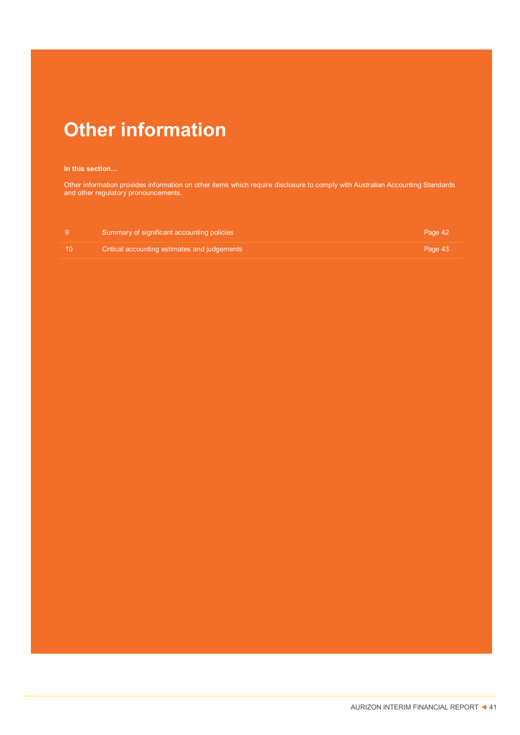# Other information

**In this section…**

Other information provides information on other items which require disclosure to comply with Australian Accounting Standards and other regulatory pronouncements.

| | | |
|---|---|---|
| 9 | Summary of significant accounting policies | Page 42 |
| 10 | Critical accounting estimates and judgements | Page 43 |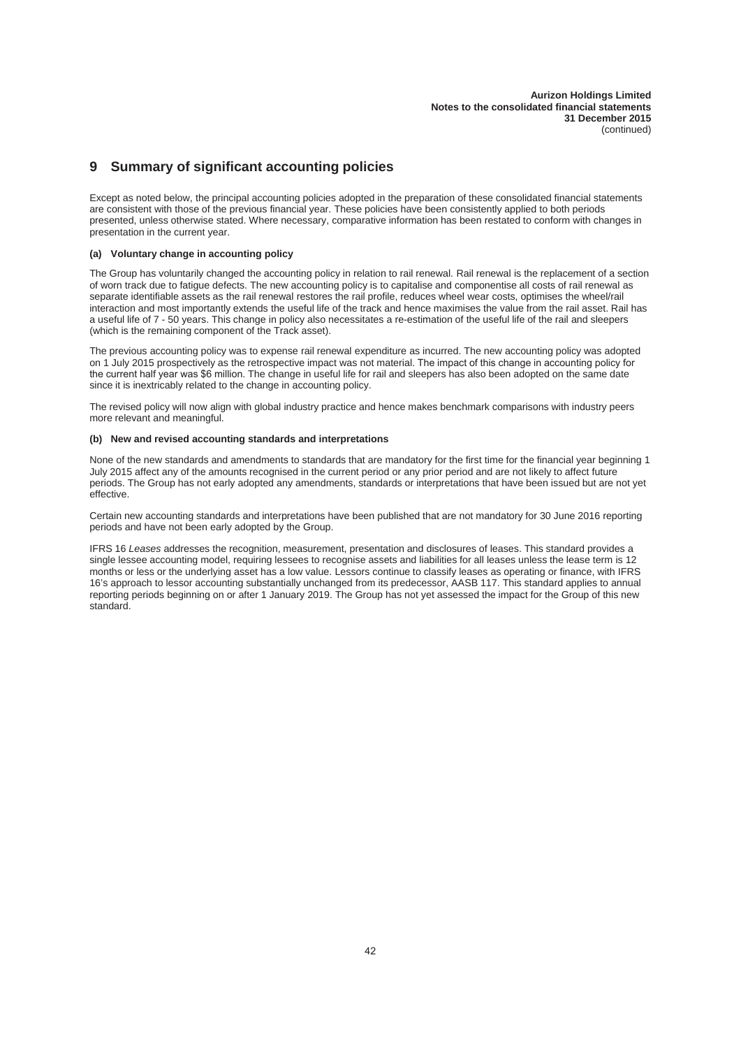# 9 Summary of significant accounting policies

Except as noted below, the principal accounting policies adopted in the preparation of these consolidated financial statements are consistent with those of the previous financial year. These policies have been consistently applied to both periods presented, unless otherwise stated. Where necessary, comparative information has been restated to conform with changes in presentation in the current year.

### (a) Voluntary change in accounting policy

The Group has voluntarily changed the accounting policy in relation to rail renewal. Rail renewal is the replacement of a section of worn track due to fatigue defects. The new accounting policy is to capitalise and componentise all costs of rail renewal as separate identifiable assets as the rail renewal restores the rail profile, reduces wheel wear costs, optimises the wheel/rail interaction and most importantly extends the useful life of the track and hence maximises the value from the rail asset. Rail has a useful life of 7 - 50 years. This change in policy also necessitates a re-estimation of the useful life of the rail and sleepers (which is the remaining component of the Track asset).

The previous accounting policy was to expense rail renewal expenditure as incurred. The new accounting policy was adopted on 1 July 2015 prospectively as the retrospective impact was not material. The impact of this change in accounting policy for the current half year was $6 million. The change in useful life for rail and sleepers has also been adopted on the same date since it is inextricably related to the change in accounting policy.

The revised policy will now align with global industry practice and hence makes benchmark comparisons with industry peers more relevant and meaningful.

### (b) New and revised accounting standards and interpretations

None of the new standards and amendments to standards that are mandatory for the first time for the financial year beginning 1 July 2015 affect any of the amounts recognised in the current period or any prior period and are not likely to affect future periods. The Group has not early adopted any amendments, standards or interpretations that have been issued but are not yet effective.

Certain new accounting standards and interpretations have been published that are not mandatory for 30 June 2016 reporting periods and have not been early adopted by the Group.

IFRS 16 *Leases* addresses the recognition, measurement, presentation and disclosures of leases. This standard provides a single lessee accounting model, requiring lessees to recognise assets and liabilities for all leases unless the lease term is 12 months or less or the underlying asset has a low value. Lessors continue to classify leases as operating or finance, with IFRS 16's approach to lessor accounting substantially unchanged from its predecessor, AASB 117. This standard applies to annual reporting periods beginning on or after 1 January 2019. The Group has not yet assessed the impact for the Group of this new standard.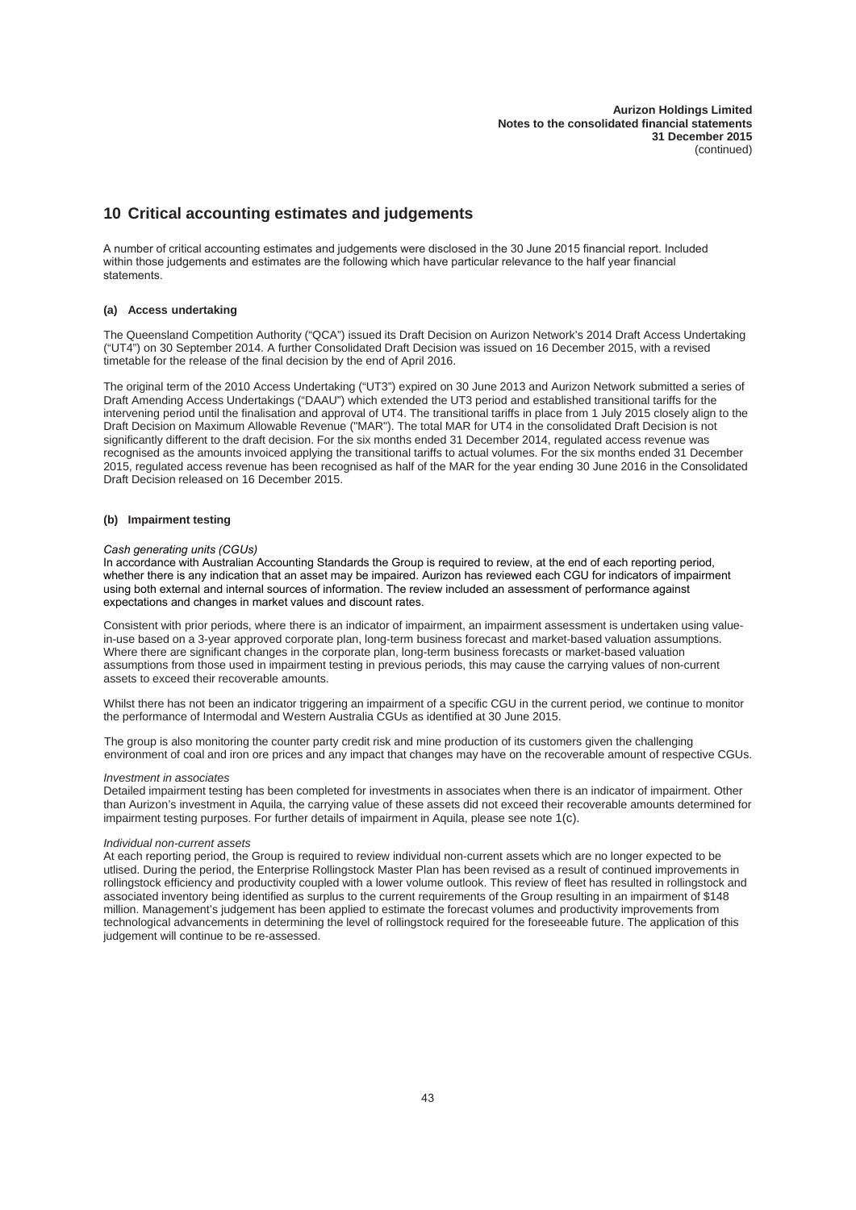## 10 Critical accounting estimates and judgements

A number of critical accounting estimates and judgements were disclosed in the 30 June 2015 financial report. Included within those judgements and estimates are the following which have particular relevance to the half year financial statements.

### (a) Access undertaking

The Queensland Competition Authority ("QCA") issued its Draft Decision on Aurizon Network's 2014 Draft Access Undertaking ("UT4") on 30 September 2014. A further Consolidated Draft Decision was issued on 16 December 2015, with a revised timetable for the release of the final decision by the end of April 2016.

The original term of the 2010 Access Undertaking ("UT3") expired on 30 June 2013 and Aurizon Network submitted a series of Draft Amending Access Undertakings ("DAAU") which extended the UT3 period and established transitional tariffs for the intervening period until the finalisation and approval of UT4. The transitional tariffs in place from 1 July 2015 closely align to the Draft Decision on Maximum Allowable Revenue ("MAR"). The total MAR for UT4 in the consolidated Draft Decision is not significantly different to the draft decision. For the six months ended 31 December 2014, regulated access revenue was recognised as the amounts invoiced applying the transitional tariffs to actual volumes. For the six months ended 31 December 2015, regulated access revenue has been recognised as half of the MAR for the year ending 30 June 2016 in the Consolidated Draft Decision released on 16 December 2015.

### (b) Impairment testing

*Cash generating units (CGUs)*
In accordance with Australian Accounting Standards the Group is required to review, at the end of each reporting period, whether there is any indication that an asset may be impaired. Aurizon has reviewed each CGU for indicators of impairment using both external and internal sources of information. The review included an assessment of performance against expectations and changes in market values and discount rates.

Consistent with prior periods, where there is an indicator of impairment, an impairment assessment is undertaken using value-in-use based on a 3-year approved corporate plan, long-term business forecast and market-based valuation assumptions. Where there are significant changes in the corporate plan, long-term business forecasts or market-based valuation assumptions from those used in impairment testing in previous periods, this may cause the carrying values of non-current assets to exceed their recoverable amounts.

Whilst there has not been an indicator triggering an impairment of a specific CGU in the current period, we continue to monitor the performance of Intermodal and Western Australia CGUs as identified at 30 June 2015.

The group is also monitoring the counter party credit risk and mine production of its customers given the challenging environment of coal and iron ore prices and any impact that changes may have on the recoverable amount of respective CGUs.

*Investment in associates*
Detailed impairment testing has been completed for investments in associates when there is an indicator of impairment. Other than Aurizon's investment in Aquila, the carrying value of these assets did not exceed their recoverable amounts determined for impairment testing purposes. For further details of impairment in Aquila, please see note 1(c).

*Individual non-current assets*
At each reporting period, the Group is required to review individual non-current assets which are no longer expected to be utlised. During the period, the Enterprise Rollingstock Master Plan has been revised as a result of continued improvements in rollingstock efficiency and productivity coupled with a lower volume outlook. This review of fleet has resulted in rollingstock and associated inventory being identified as surplus to the current requirements of the Group resulting in an impairment of $148 million. Management's judgement has been applied to estimate the forecast volumes and productivity improvements from technological advancements in determining the level of rollingstock required for the foreseeable future. The application of this judgement will continue to be re-assessed.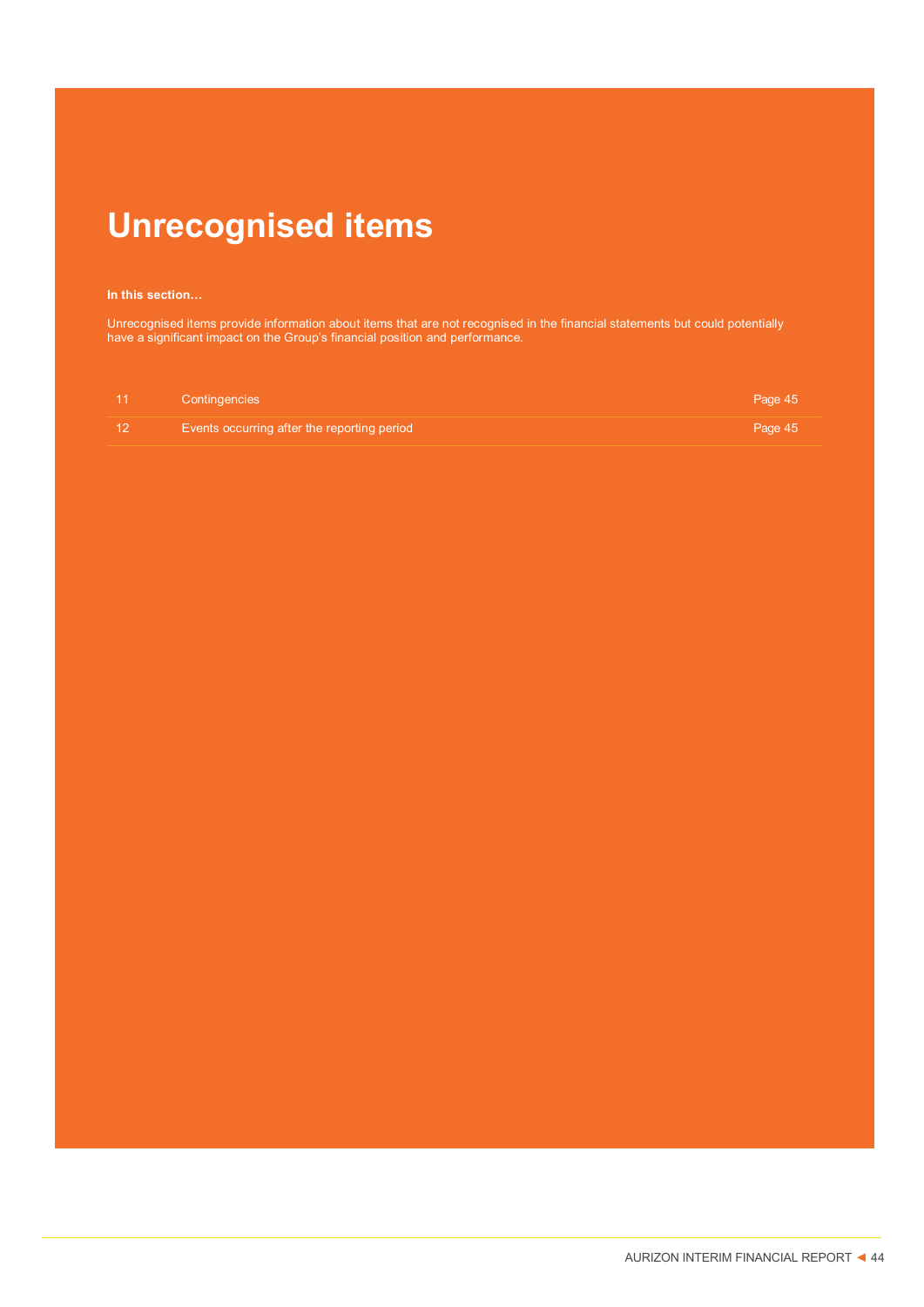# Unrecognised items

**In this section…**

Unrecognised items provide information about items that are not recognised in the financial statements but could potentially have a significant impact on the Group's financial position and performance.

| | | |
|---|---|---|
| 11 | Contingencies | Page 45 |
| 12 | Events occurring after the reporting period | Page 45 |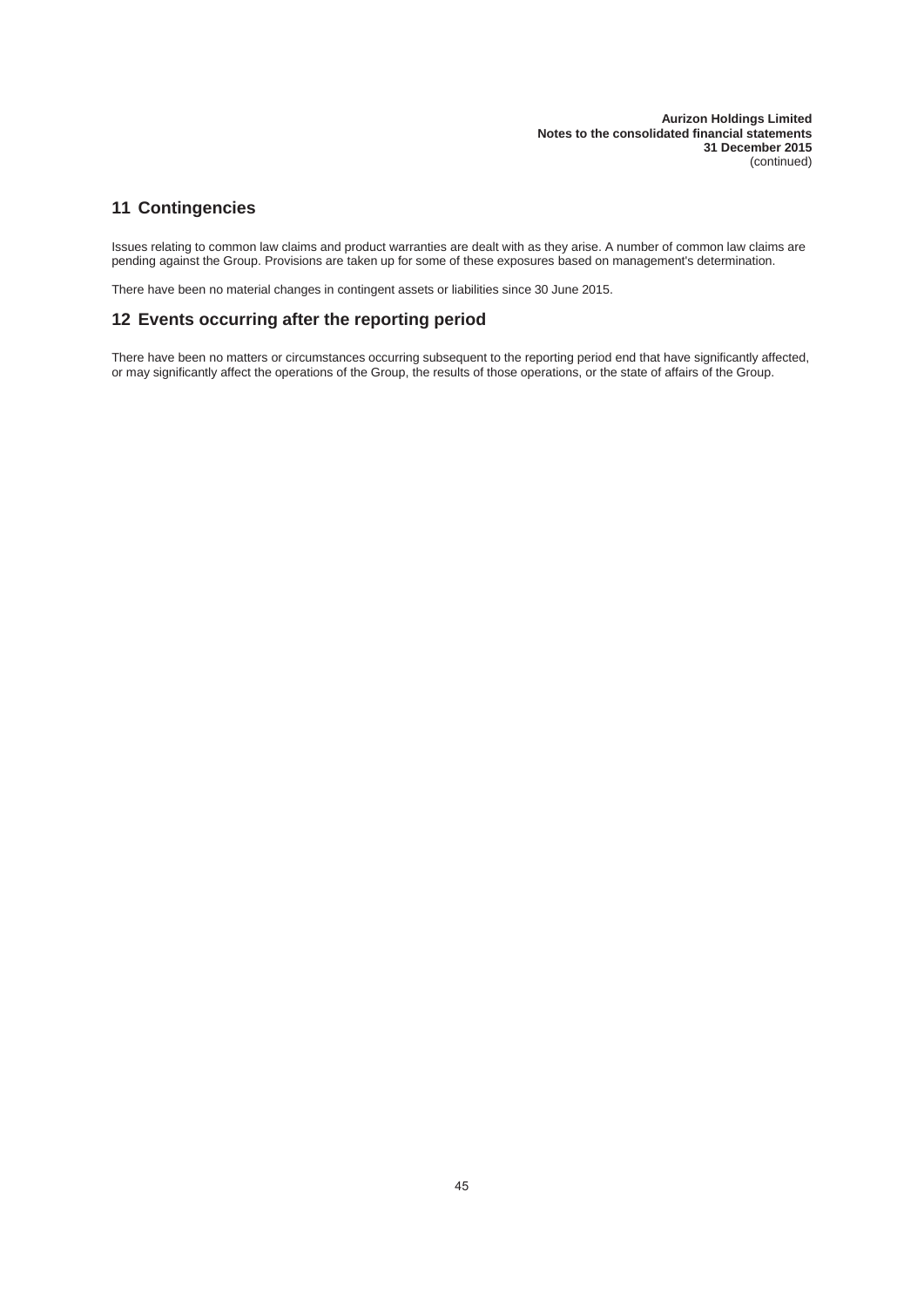## 11 Contingencies

Issues relating to common law claims and product warranties are dealt with as they arise. A number of common law claims are pending against the Group. Provisions are taken up for some of these exposures based on management's determination.

There have been no material changes in contingent assets or liabilities since 30 June 2015.

## 12 Events occurring after the reporting period

There have been no matters or circumstances occurring subsequent to the reporting period end that have significantly affected, or may significantly affect the operations of the Group, the results of those operations, or the state of affairs of the Group.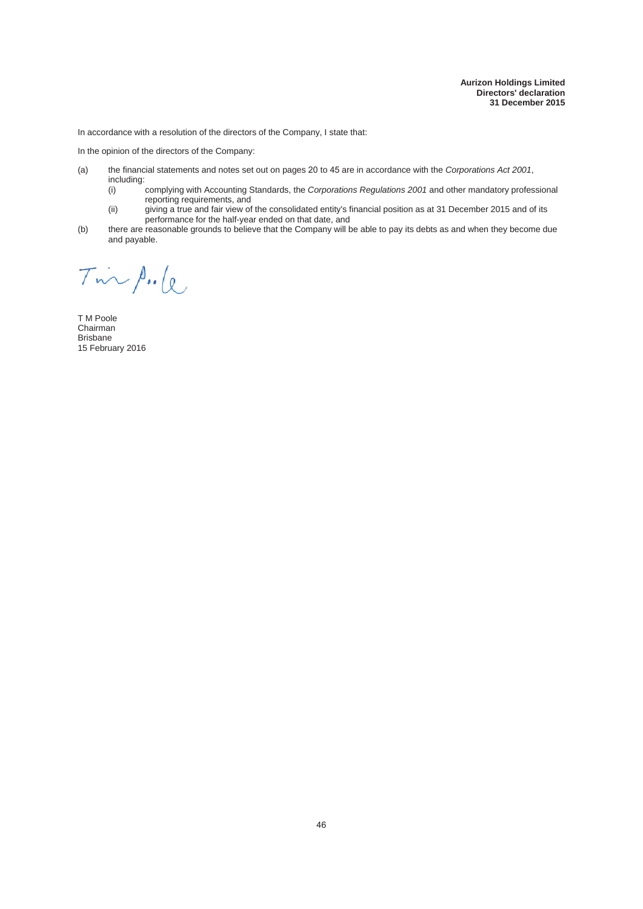**Aurizon Holdings Limited**
**Directors' declaration**
**31 December 2015**

In accordance with a resolution of the directors of the Company, I state that:

In the opinion of the directors of the Company:

(a) the financial statements and notes set out on pages 20 to 45 are in accordance with the *Corporations Act 2001*, including:
    (i) complying with Accounting Standards, the *Corporations Regulations 2001* and other mandatory professional reporting requirements, and
    (ii) giving a true and fair view of the consolidated entity's financial position as at 31 December 2015 and of its performance for the half-year ended on that date, and

(b) there are reasonable grounds to believe that the Company will be able to pay its debts as and when they become due and payable.

T M Poole
Chairman
Brisbane
15 February 2016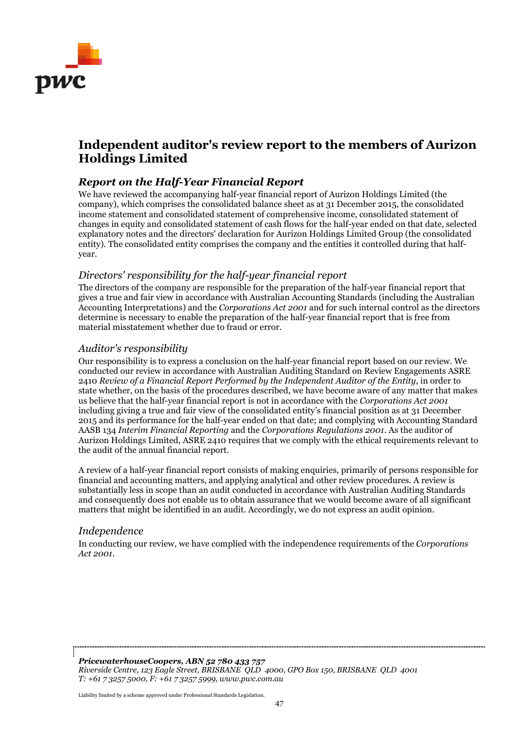# Independent auditor's review report to the members of Aurizon Holdings Limited

## *Report on the Half-Year Financial Report*

We have reviewed the accompanying half-year financial report of Aurizon Holdings Limited (the company), which comprises the consolidated balance sheet as at 31 December 2015, the consolidated income statement and consolidated statement of comprehensive income, consolidated statement of changes in equity and consolidated statement of cash flows for the half-year ended on that date, selected explanatory notes and the directors' declaration for Aurizon Holdings Limited Group (the consolidated entity). The consolidated entity comprises the company and the entities it controlled during that half-year.

### *Directors' responsibility for the half-year financial report*

The directors of the company are responsible for the preparation of the half-year financial report that gives a true and fair view in accordance with Australian Accounting Standards (including the Australian Accounting Interpretations) and the *Corporations Act 2001* and for such internal control as the directors determine is necessary to enable the preparation of the half-year financial report that is free from material misstatement whether due to fraud or error.

### *Auditor's responsibility*

Our responsibility is to express a conclusion on the half-year financial report based on our review. We conducted our review in accordance with Australian Auditing Standard on Review Engagements ASRE 2410 *Review of a Financial Report Performed by the Independent Auditor of the Entity*, in order to state whether, on the basis of the procedures described, we have become aware of any matter that makes us believe that the half-year financial report is not in accordance with the *Corporations Act 2001* including giving a true and fair view of the consolidated entity's financial position as at 31 December 2015 and its performance for the half-year ended on that date; and complying with Accounting Standard AASB 134 *Interim Financial Reporting* and the *Corporations Regulations 2001*. As the auditor of Aurizon Holdings Limited, ASRE 2410 requires that we comply with the ethical requirements relevant to the audit of the annual financial report.

A review of a half-year financial report consists of making enquiries, primarily of persons responsible for financial and accounting matters, and applying analytical and other review procedures. A review is substantially less in scope than an audit conducted in accordance with Australian Auditing Standards and consequently does not enable us to obtain assurance that we would become aware of all significant matters that might be identified in an audit. Accordingly, we do not express an audit opinion.

### *Independence*

In conducting our review, we have complied with the independence requirements of the *Corporations Act 2001*.

***PricewaterhouseCoopers, ABN 52 780 433 757***
*Riverside Centre, 123 Eagle Street, BRISBANE QLD 4000, GPO Box 150, BRISBANE QLD 4001*
*T: +61 7 3257 5000, F: +61 7 3257 5999, www.pwc.com.au*

Liability limited by a scheme approved under Professional Standards Legislation.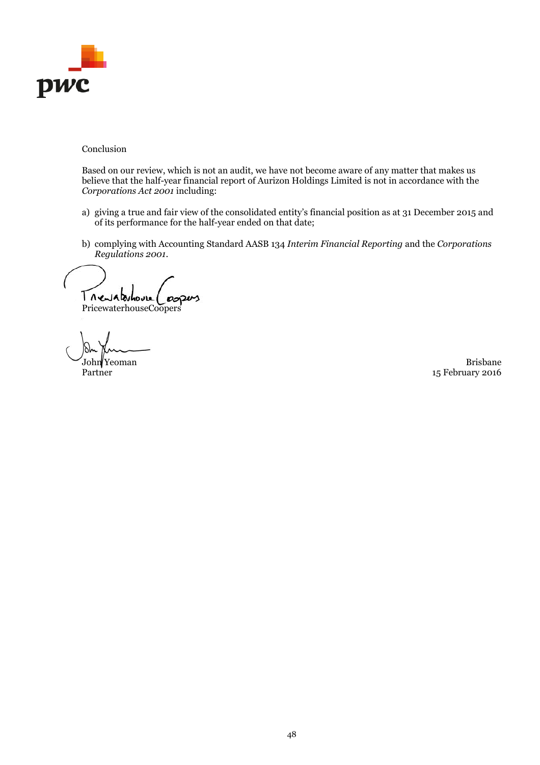Conclusion

Based on our review, which is not an audit, we have not become aware of any matter that makes us believe that the half-year financial report of Aurizon Holdings Limited is not in accordance with the *Corporations Act 2001* including:

a) giving a true and fair view of the consolidated entity's financial position as at 31 December 2015 and of its performance for the half-year ended on that date;

b) complying with Accounting Standard AASB 134 *Interim Financial Reporting* and the *Corporations Regulations 2001*.

PricewaterhouseCoopers

John Yeoman
Partner

Brisbane
15 February 2016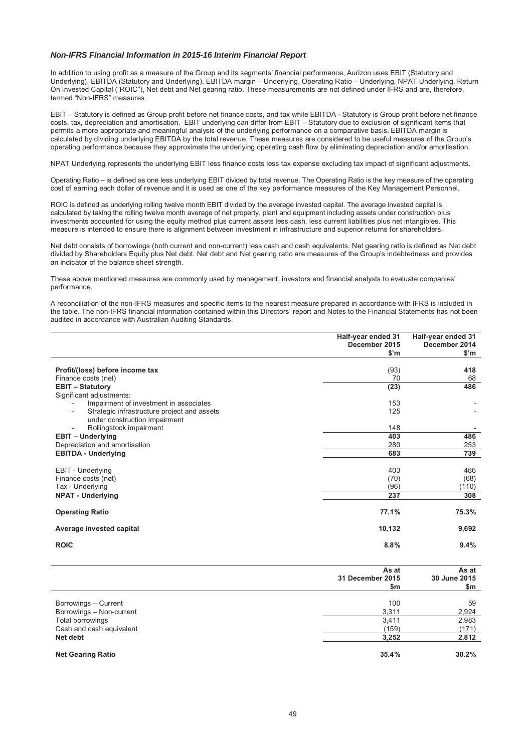### *Non-IFRS Financial Information in 2015-16 Interim Financial Report*

In addition to using profit as a measure of the Group and its segments' financial performance, Aurizon uses EBIT (Statutory and Underlying), EBITDA (Statutory and Underlying), EBITDA margin – Underlying, Operating Ratio – Underlying, NPAT Underlying, Return On Invested Capital ("ROIC"), Net debt and Net gearing ratio. These measurements are not defined under IFRS and are, therefore, termed "Non-IFRS" measures.

EBIT – Statutory is defined as Group profit before net finance costs, and tax while EBITDA - Statutory is Group profit before net finance costs, tax, depreciation and amortisation. EBIT underlying can differ from EBIT – Statutory due to exclusion of significant items that permits a more appropriate and meaningful analysis of the underlying performance on a comparative basis. EBITDA margin is calculated by dividing underlying EBITDA by the total revenue. These measures are considered to be useful measures of the Group's operating performance because they approximate the underlying operating cash flow by eliminating depreciation and/or amortisation.

NPAT Underlying represents the underlying EBIT less finance costs less tax expense excluding tax impact of significant adjustments.

Operating Ratio – is defined as one less underlying EBIT divided by total revenue. The Operating Ratio is the key measure of the operating cost of earning each dollar of revenue and it is used as one of the key performance measures of the Key Management Personnel.

ROIC is defined as underlying rolling twelve month EBIT divided by the average invested capital. The average invested capital is calculated by taking the rolling twelve month average of net property, plant and equipment including assets under construction plus investments accounted for using the equity method plus current assets less cash, less current liabilities plus net intangibles. This measure is intended to ensure there is alignment between investment in infrastructure and superior returns for shareholders.

Net debt consists of borrowings (both current and non-current) less cash and cash equivalents. Net gearing ratio is defined as Net debt divided by Shareholders Equity plus Net debt. Net debt and Net gearing ratio are measures of the Group's indebtedness and provides an indicator of the balance sheet strength.

These above mentioned measures are commonly used by management, investors and financial analysts to evaluate companies' performance.

A reconciliation of the non-IFRS measures and specific items to the nearest measure prepared in accordance with IFRS is included in the table. The non-IFRS financial information contained within this Directors' report and Notes to the Financial Statements has not been audited in accordance with Australian Auditing Standards.

| | Half-year ended 31 December 2015 $'m | Half-year ended 31 December 2014 $'m |
|---|---|---|
| **Profit/(loss) before income tax** | (93) | **418** |
| Finance costs (net) | 70 | 68 |
| **EBIT – Statutory** | **(23)** | **486** |
| Significant adjustments: | | |
| - Impairment of investment in associates | 153 | - |
| - Strategic infrastructure project and assets under construction impairment | 125 | - |
| - Rollingstock impairment | 148 | - |
| **EBIT – Underlying** | **403** | **486** |
| Depreciation and amortisation | 280 | 253 |
| **EBITDA - Underlying** | **683** | **739** |
| EBIT - Underlying | 403 | 486 |
| Finance costs (net) | (70) | (68) |
| Tax - Underlying | (96) | (110) |
| **NPAT - Underlying** | **237** | **308** |
| **Operating Ratio** | **77.1%** | **75.3%** |
| **Average invested capital** | **10,132** | **9,692** |
| **ROIC** | **8.8%** | **9.4%** |

| | As at 31 December 2015 $m | As at 30 June 2015 $m |
|---|---|---|
| Borrowings – Current | 100 | 59 |
| Borrowings – Non-current | 3,311 | 2,924 |
| Total borrowings | 3,411 | 2,983 |
| Cash and cash equivalent | (159) | (171) |
| **Net debt** | **3,252** | **2,812** |
| **Net Gearing Ratio** | **35.4%** | **30.2%** |